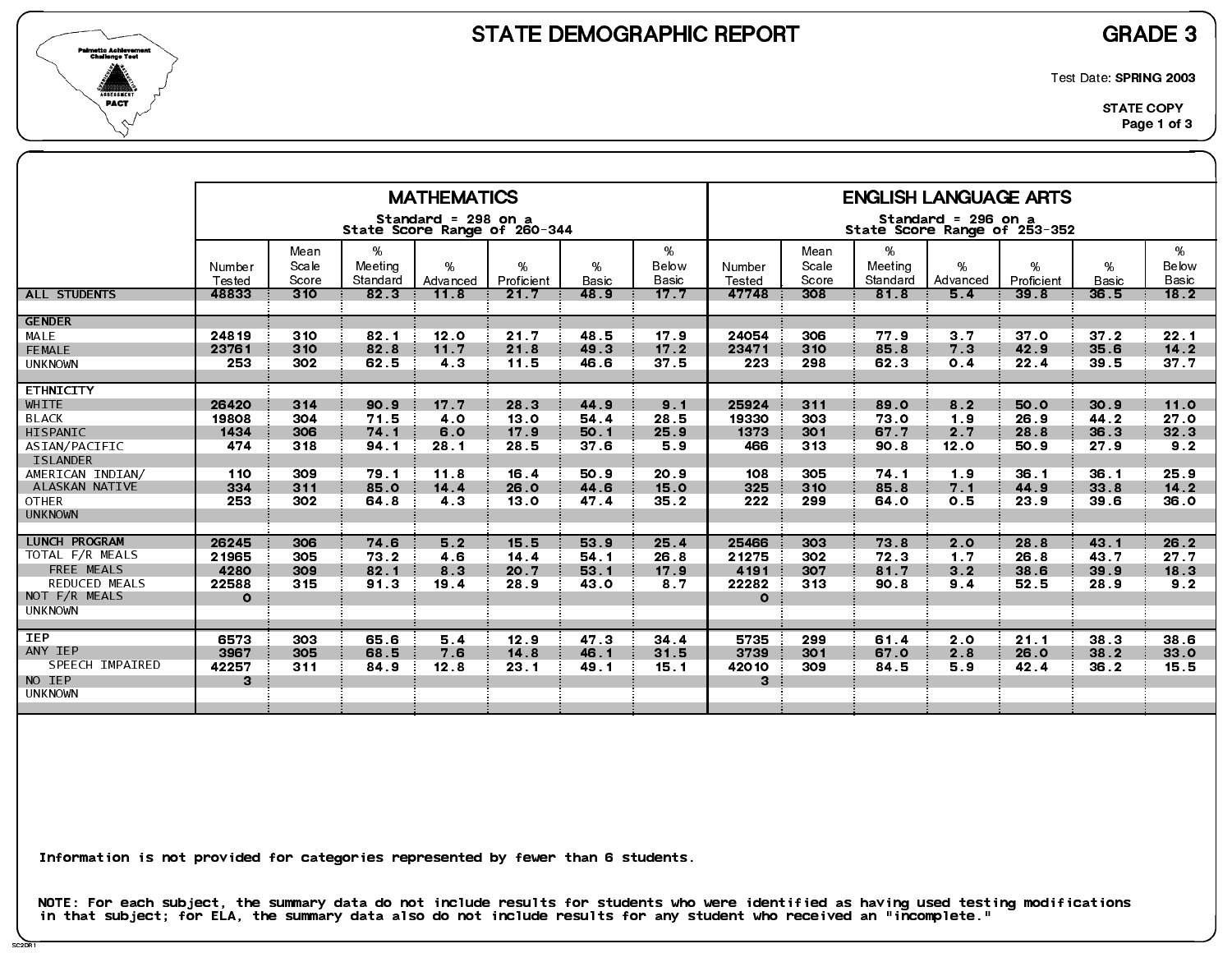# STATE DEMOGRAPHIC REPORT

## GRADE 3

Test Date: **SPRING 2003**

**STATE COPY**

| | MATHEMATICS Standard = 298 on a State Score Range of 260-344 | | | | | | | ENGLISH LANGUAGE ARTS Standard = 296 on a State Score Range of 253-352 | | | | | | |
|---|---|---|---|---|---|---|---|---|---|---|---|---|---|---|
| | Number Tested | Mean Scale Score | % Meeting Standard | % Advanced | % Proficient | % Basic | % Below Basic | Number Tested | Mean Scale Score | % Meeting Standard | % Advanced | % Proficient | % Basic | % Below Basic |
| ALL STUDENTS | 48833 | 310 | 82.3 | 11.8 | 21.7 | 48.9 | 17.7 | 47748 | 308 | 81.8 | 5.4 | 39.8 | 36.5 | 18.2 |
| | | | | | | | | | | | | | | |
| GENDER | | | | | | | | | | | | | | |
| MALE | 24819 | 310 | 82.1 | 12.0 | 21.7 | 48.5 | 17.9 | 24054 | 306 | 77.9 | 3.7 | 37.0 | 37.2 | 22.1 |
| FEMALE | 23761 | 310 | 82.8 | 11.7 | 21.8 | 49.3 | 17.2 | 23471 | 310 | 85.8 | 7.3 | 42.9 | 35.6 | 14.2 |
| UNKNOWN | 253 | 302 | 62.5 | 4.3 | 11.5 | 46.6 | 37.5 | 223 | 298 | 62.3 | 0.4 | 22.4 | 39.5 | 37.7 |
| | | | | | | | | | | | | | | |
| ETHNICITY | | | | | | | | | | | | | | |
| WHITE | 26420 | 314 | 90.9 | 17.7 | 28.3 | 44.9 | 9.1 | 25924 | 311 | 89.0 | 8.2 | 50.0 | 30.9 | 11.0 |
| BLACK | 19808 | 304 | 71.5 | 4.0 | 13.0 | 54.4 | 28.5 | 19330 | 303 | 73.0 | 1.9 | 26.9 | 44.2 | 27.0 |
| HISPANIC | 1434 | 306 | 74.1 | 6.0 | 17.9 | 50.1 | 25.9 | 1373 | 301 | 67.7 | 2.7 | 28.8 | 36.3 | 32.3 |
| ASIAN/PACIFIC | 474 | 318 | 94.1 | 28.1 | 28.5 | 37.6 | 5.9 | 466 | 313 | 90.8 | 12.0 | 50.9 | 27.9 | 9.2 |
| ISLANDER | | | | | | | | | | | | | | |
| AMERICAN INDIAN/ | 110 | 309 | 79.1 | 11.8 | 16.4 | 50.9 | 20.9 | 108 | 305 | 74.1 | 1.9 | 36.1 | 36.1 | 25.9 |
| ALASKAN NATIVE | 334 | 311 | 85.0 | 14.4 | 26.0 | 44.6 | 15.0 | 325 | 310 | 85.8 | 7.1 | 44.9 | 33.8 | 14.2 |
| OTHER | 253 | 302 | 64.8 | 4.3 | 13.0 | 47.4 | 35.2 | 222 | 299 | 64.0 | 0.5 | 23.9 | 39.6 | 36.0 |
| UNKNOWN | | | | | | | | | | | | | | |
| | | | | | | | | | | | | | | |
| LUNCH PROGRAM | 26245 | 306 | 74.6 | 5.2 | 15.5 | 53.9 | 25.4 | 25466 | 303 | 73.8 | 2.0 | 28.8 | 43.1 | 26.2 |
| TOTAL F/R MEALS | 21965 | 305 | 73.2 | 4.6 | 14.4 | 54.1 | 26.8 | 21275 | 302 | 72.3 | 1.7 | 26.8 | 43.7 | 27.7 |
| FREE MEALS | 4280 | 309 | 82.1 | 8.3 | 20.7 | 53.1 | 17.9 | 4191 | 307 | 81.7 | 3.2 | 38.6 | 39.9 | 18.3 |
| REDUCED MEALS | 22588 | 315 | 91.3 | 19.4 | 28.9 | 43.0 | 8.7 | 22282 | 313 | 90.8 | 9.4 | 52.5 | 28.9 | 9.2 |
| NOT F/R MEALS | 0 | | | | | | | 0 | | | | | | |
| UNKNOWN | | | | | | | | | | | | | | |
| | | | | | | | | | | | | | | |
| IEP | 6573 | 303 | 65.6 | 5.4 | 12.9 | 47.3 | 34.4 | 5735 | 299 | 61.4 | 2.0 | 21.1 | 38.3 | 38.6 |
| ANY IEP | 3967 | 305 | 68.5 | 7.6 | 14.8 | 46.1 | 31.5 | 3739 | 301 | 67.0 | 2.8 | 26.0 | 38.2 | 33.0 |
| SPEECH IMPAIRED | 42257 | 311 | 84.9 | 12.8 | 23.1 | 49.1 | 15.1 | 42010 | 309 | 84.5 | 5.9 | 42.4 | 36.2 | 15.5 |
| NO IEP | 3 | | | | | | | 3 | | | | | | |
| UNKNOWN | | | | | | | | | | | | | | |

Information is not provided for categories represented by fewer than 6 students.

NOTE: For each subject, the summary data do not include results for students who were identified as having used testing modifications in that subject; for ELA, the summary data also do not include results for any student who received an "incomplete."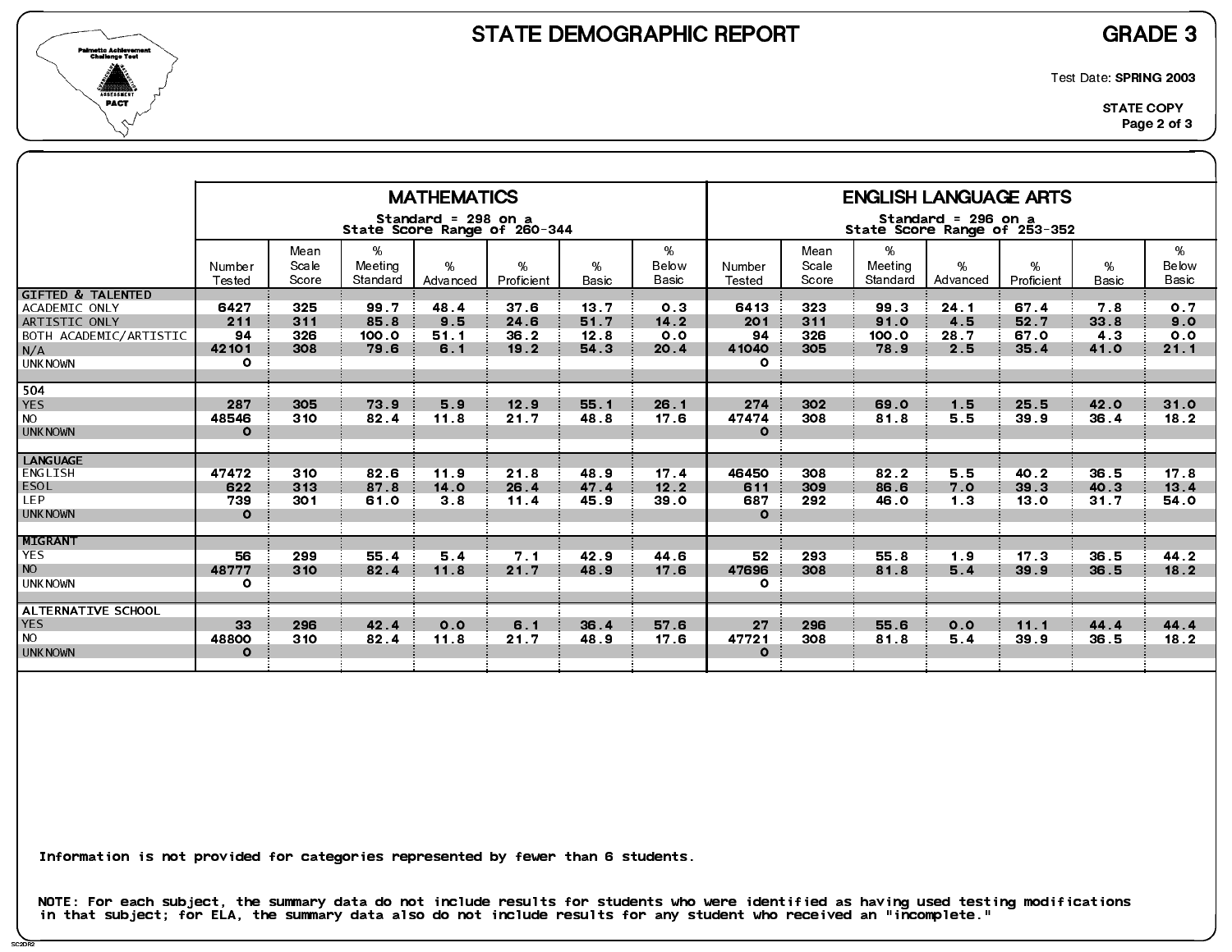# STATE DEMOGRAPHIC REPORT

## GRADE 3

Test Date: **SPRING 2003**

STATE COPY

| | MATHEMATICS<br>Standard = 298 on a State Score Range of 260-344 | | | | | | | ENGLISH LANGUAGE ARTS<br>Standard = 296 on a State Score Range of 253-352 | | | | | | |
|---|---|---|---|---|---|---|---|---|---|---|---|---|---|---|
| | Number Tested | Mean Scale Score | % Meeting Standard | % Advanced | % Proficient | % Basic | % Below Basic | Number Tested | Mean Scale Score | % Meeting Standard | % Advanced | % Proficient | % Basic | % Below Basic |
| **GIFTED & TALENTED** | | | | | | | | | | | | | | |
| ACADEMIC ONLY | 6427 | 325 | 99.7 | 48.4 | 37.6 | 13.7 | 0.3 | 6413 | 323 | 99.3 | 24.1 | 67.4 | 7.8 | 0.7 |
| ARTISTIC ONLY | 211 | 311 | 85.8 | 9.5 | 24.6 | 51.7 | 14.2 | 201 | 311 | 91.0 | 4.5 | 52.7 | 33.8 | 9.0 |
| BOTH ACADEMIC/ARTISTIC | 94 | 326 | 100.0 | 51.1 | 36.2 | 12.8 | 0.0 | 94 | 326 | 100.0 | 28.7 | 67.0 | 4.3 | 0.0 |
| N/A | 42101 | 308 | 79.6 | 6.1 | 19.2 | 54.3 | 20.4 | 41040 | 305 | 78.9 | 2.5 | 35.4 | 41.0 | 21.1 |
| UNKNOWN | 0 | | | | | | | 0 | | | | | | |
| **504** | | | | | | | | | | | | | | |
| YES | 287 | 305 | 73.9 | 5.9 | 12.9 | 55.1 | 26.1 | 274 | 302 | 69.0 | 1.5 | 25.5 | 42.0 | 31.0 |
| NO | 48546 | 310 | 82.4 | 11.8 | 21.7 | 48.8 | 17.6 | 47474 | 308 | 81.8 | 5.5 | 39.9 | 36.4 | 18.2 |
| UNKNOWN | 0 | | | | | | | 0 | | | | | | |
| **LANGUAGE** | | | | | | | | | | | | | | |
| ENGLISH | 47472 | 310 | 82.6 | 11.9 | 21.8 | 48.9 | 17.4 | 46450 | 308 | 82.2 | 5.5 | 40.2 | 36.5 | 17.8 |
| ESOL | 622 | 313 | 87.8 | 14.0 | 26.4 | 47.4 | 12.2 | 611 | 309 | 86.6 | 7.0 | 39.3 | 40.3 | 13.4 |
| LEP | 739 | 301 | 61.0 | 3.8 | 11.4 | 45.9 | 39.0 | 687 | 292 | 46.0 | 1.3 | 13.0 | 31.7 | 54.0 |
| UNKNOWN | 0 | | | | | | | 0 | | | | | | |
| **MIGRANT** | | | | | | | | | | | | | | |
| YES | 56 | 299 | 55.4 | 5.4 | 7.1 | 42.9 | 44.6 | 52 | 293 | 55.8 | 1.9 | 17.3 | 36.5 | 44.2 |
| NO | 48777 | 310 | 82.4 | 11.8 | 21.7 | 48.9 | 17.6 | 47696 | 308 | 81.8 | 5.4 | 39.9 | 36.5 | 18.2 |
| UNKNOWN | 0 | | | | | | | 0 | | | | | | |
| **ALTERNATIVE SCHOOL** | | | | | | | | | | | | | | |
| YES | 33 | 296 | 42.4 | 0.0 | 6.1 | 36.4 | 57.6 | 27 | 296 | 55.6 | 0.0 | 11.1 | 44.4 | 44.4 |
| NO | 48800 | 310 | 82.4 | 11.8 | 21.7 | 48.9 | 17.6 | 47721 | 308 | 81.8 | 5.4 | 39.9 | 36.5 | 18.2 |
| UNKNOWN | 0 | | | | | | | 0 | | | | | | |

Information is not provided for categories represented by fewer than 6 students.

NOTE: For each subject, the summary data do not include results for students who were identified as having used testing modifications in that subject; for ELA, the summary data also do not include results for any student who received an "incomplete."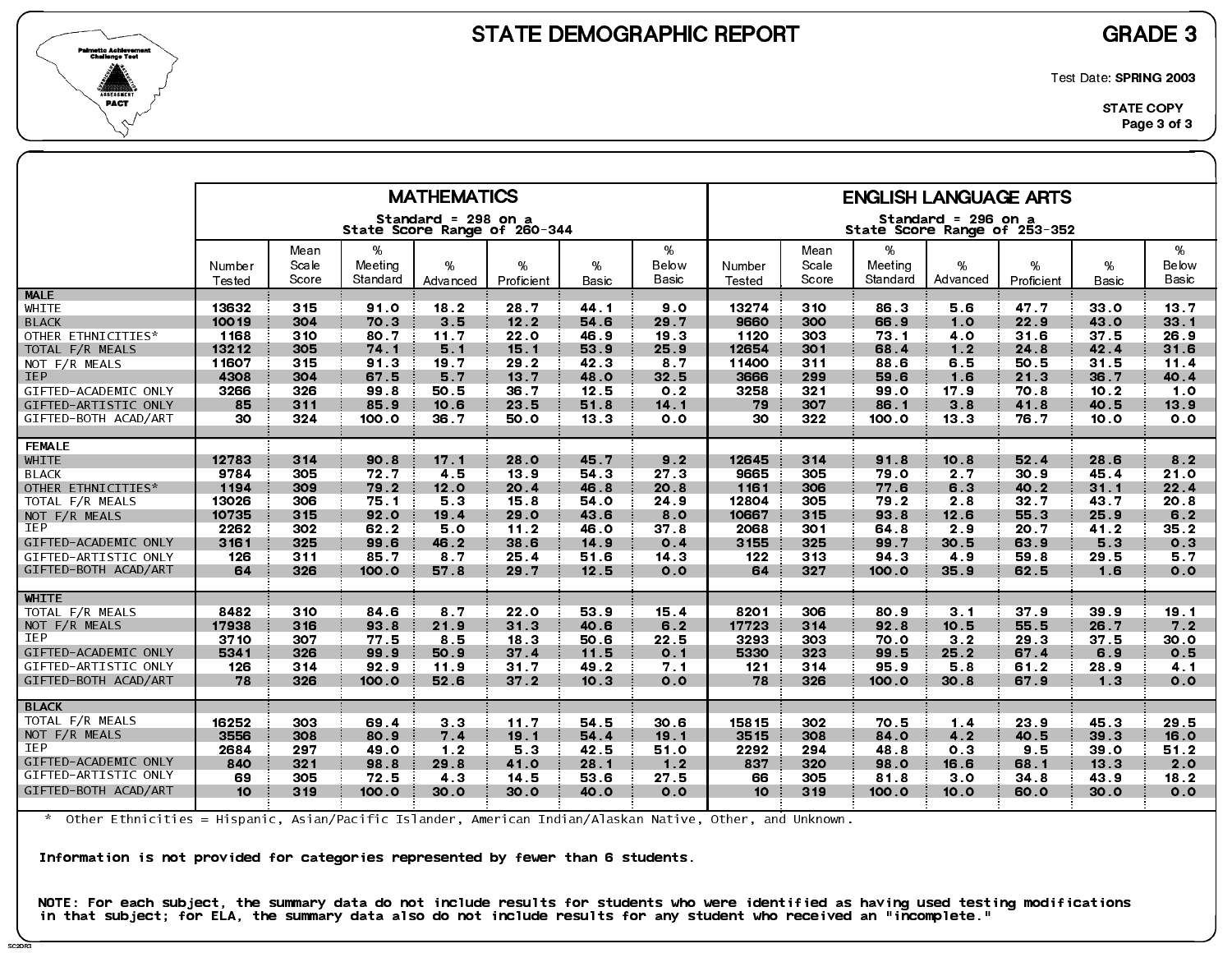# STATE DEMOGRAPHIC REPORT

## GRADE 3

Test Date: **SPRING 2003**

**STATE COPY**

| | MATHEMATICS Standard = 298 on a State Score Range of 260-344 | | | | | | | ENGLISH LANGUAGE ARTS Standard = 296 on a State Score Range of 253-352 | | | | | | |
|---|---|---|---|---|---|---|---|---|---|---|---|---|---|---|
| | Number Tested | Mean Scale Score | % Meeting Standard | % Advanced | % Proficient | % Basic | % Below Basic | Number Tested | Mean Scale Score | % Meeting Standard | % Advanced | % Proficient | % Basic | % Below Basic |
| **MALE** | | | | | | | | | | | | | | |
| WHITE | 13632 | 315 | 91.0 | 18.2 | 28.7 | 44.1 | 9.0 | 13274 | 310 | 86.3 | 5.6 | 47.7 | 33.0 | 13.7 |
| BLACK | 10019 | 304 | 70.3 | 3.5 | 12.2 | 54.6 | 29.7 | 9660 | 300 | 66.9 | 1.0 | 22.9 | 43.0 | 33.1 |
| OTHER ETHNICITIES* | 1168 | 310 | 80.7 | 11.7 | 22.0 | 46.9 | 19.3 | 1120 | 303 | 73.1 | 4.0 | 31.6 | 37.5 | 26.9 |
| TOTAL F/R MEALS | 13212 | 305 | 74.1 | 5.1 | 15.1 | 53.9 | 25.9 | 12654 | 301 | 68.4 | 1.2 | 24.8 | 42.4 | 31.6 |
| NOT F/R MEALS | 11607 | 315 | 91.3 | 19.7 | 29.2 | 42.3 | 8.7 | 11400 | 311 | 88.6 | 6.5 | 50.5 | 31.5 | 11.4 |
| IEP | 4308 | 304 | 67.5 | 5.7 | 13.7 | 48.0 | 32.5 | 3666 | 299 | 59.6 | 1.6 | 21.3 | 36.7 | 40.4 |
| GIFTED-ACADEMIC ONLY | 3266 | 326 | 99.8 | 50.5 | 36.7 | 12.5 | 0.2 | 3258 | 321 | 99.0 | 17.9 | 70.8 | 10.2 | 1.0 |
| GIFTED-ARTISTIC ONLY | 85 | 311 | 85.9 | 10.6 | 23.5 | 51.8 | 14.1 | 79 | 307 | 86.1 | 3.8 | 41.8 | 40.5 | 13.9 |
| GIFTED-BOTH ACAD/ART | 30 | 324 | 100.0 | 36.7 | 50.0 | 13.3 | 0.0 | 30 | 322 | 100.0 | 13.3 | 76.7 | 10.0 | 0.0 |
| **FEMALE** | | | | | | | | | | | | | | |
| WHITE | 12783 | 314 | 90.8 | 17.1 | 28.0 | 45.7 | 9.2 | 12645 | 314 | 91.8 | 10.8 | 52.4 | 28.6 | 8.2 |
| BLACK | 9784 | 305 | 72.7 | 4.5 | 13.9 | 54.3 | 27.3 | 9665 | 305 | 79.0 | 2.7 | 30.9 | 45.4 | 21.0 |
| OTHER ETHNICITIES* | 1194 | 309 | 79.2 | 12.0 | 20.4 | 46.8 | 20.8 | 1161 | 306 | 77.6 | 6.3 | 40.2 | 31.1 | 22.4 |
| TOTAL F/R MEALS | 13026 | 306 | 75.1 | 5.3 | 15.8 | 54.0 | 24.9 | 12804 | 305 | 79.2 | 2.8 | 32.7 | 43.7 | 20.8 |
| NOT F/R MEALS | 10735 | 315 | 92.0 | 19.4 | 29.0 | 43.6 | 8.0 | 10667 | 315 | 93.8 | 12.6 | 55.3 | 25.9 | 6.2 |
| IEP | 2262 | 302 | 62.2 | 5.0 | 11.2 | 46.0 | 37.8 | 2068 | 301 | 64.8 | 2.9 | 20.7 | 41.2 | 35.2 |
| GIFTED-ACADEMIC ONLY | 3161 | 325 | 99.6 | 46.2 | 38.6 | 14.9 | 0.4 | 3155 | 325 | 99.7 | 30.5 | 63.9 | 5.3 | 0.3 |
| GIFTED-ARTISTIC ONLY | 126 | 311 | 85.7 | 8.7 | 25.4 | 51.6 | 14.3 | 122 | 313 | 94.3 | 4.9 | 59.8 | 29.5 | 5.7 |
| GIFTED-BOTH ACAD/ART | 64 | 326 | 100.0 | 57.8 | 29.7 | 12.5 | 0.0 | 64 | 327 | 100.0 | 35.9 | 62.5 | 1.6 | 0.0 |
| **WHITE** | | | | | | | | | | | | | | |
| TOTAL F/R MEALS | 8482 | 310 | 84.6 | 8.7 | 22.0 | 53.9 | 15.4 | 8201 | 306 | 80.9 | 3.1 | 37.9 | 39.9 | 19.1 |
| NOT F/R MEALS | 17938 | 316 | 93.8 | 21.9 | 31.3 | 40.6 | 6.2 | 17723 | 314 | 92.8 | 10.5 | 55.5 | 26.7 | 7.2 |
| IEP | 3710 | 307 | 77.5 | 8.5 | 18.3 | 50.6 | 22.5 | 3293 | 303 | 70.0 | 3.2 | 29.3 | 37.5 | 30.0 |
| GIFTED-ACADEMIC ONLY | 5341 | 326 | 99.9 | 50.9 | 37.4 | 11.5 | 0.1 | 5330 | 323 | 99.5 | 25.2 | 67.4 | 6.9 | 0.5 |
| GIFTED-ARTISTIC ONLY | 126 | 314 | 92.9 | 11.9 | 31.7 | 49.2 | 7.1 | 121 | 314 | 95.9 | 5.8 | 61.2 | 28.9 | 4.1 |
| GIFTED-BOTH ACAD/ART | 78 | 326 | 100.0 | 52.6 | 37.2 | 10.3 | 0.0 | 78 | 326 | 100.0 | 30.8 | 67.9 | 1.3 | 0.0 |
| **BLACK** | | | | | | | | | | | | | | |
| TOTAL F/R MEALS | 16252 | 303 | 69.4 | 3.3 | 11.7 | 54.5 | 30.6 | 15815 | 302 | 70.5 | 1.4 | 23.9 | 45.3 | 29.5 |
| NOT F/R MEALS | 3556 | 308 | 80.9 | 7.4 | 19.1 | 54.4 | 19.1 | 3515 | 308 | 84.0 | 4.2 | 40.5 | 39.3 | 16.0 |
| IEP | 2684 | 297 | 49.0 | 1.2 | 5.3 | 42.5 | 51.0 | 2292 | 294 | 48.8 | 0.3 | 9.5 | 39.0 | 51.2 |
| GIFTED-ACADEMIC ONLY | 840 | 321 | 98.8 | 29.8 | 41.0 | 28.1 | 1.2 | 837 | 320 | 98.0 | 16.6 | 68.1 | 13.3 | 2.0 |
| GIFTED-ARTISTIC ONLY | 69 | 305 | 72.5 | 4.3 | 14.5 | 53.6 | 27.5 | 66 | 305 | 81.8 | 3.0 | 34.8 | 43.9 | 18.2 |
| GIFTED-BOTH ACAD/ART | 10 | 319 | 100.0 | 30.0 | 30.0 | 40.0 | 0.0 | 10 | 319 | 100.0 | 10.0 | 60.0 | 30.0 | 0.0 |

\* Other Ethnicities = Hispanic, Asian/Pacific Islander, American Indian/Alaskan Native, Other, and Unknown.

**Information is not provided for categories represented by fewer than 6 students.**

**NOTE: For each subject, the summary data do not include results for students who were identified as having used testing modifications in that subject; for ELA, the summary data also do not include results for any student who received an "incomplete."**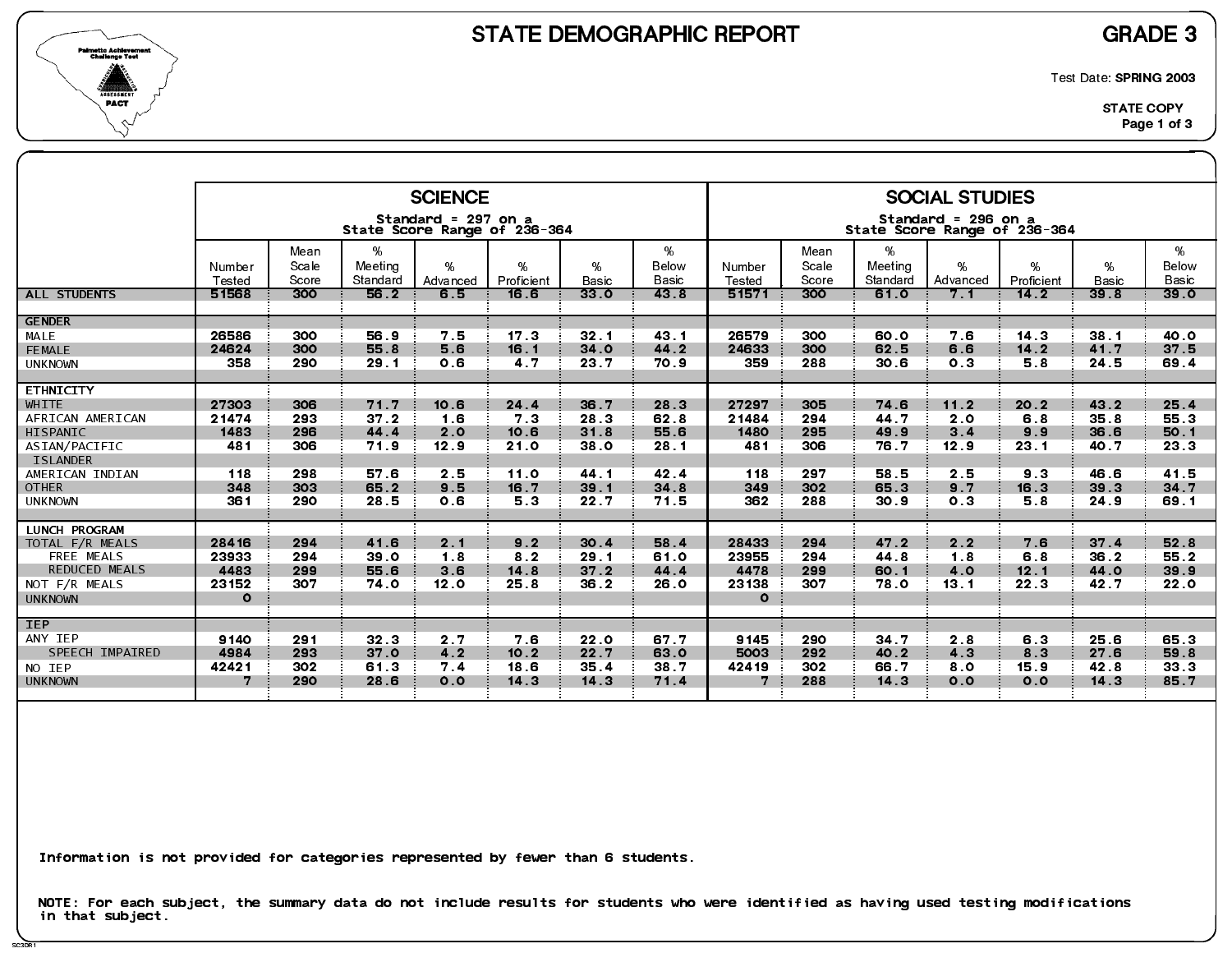# STATE DEMOGRAPHIC REPORT

## GRADE 3

Test Date: **SPRING 2003**

STATE COPY

| | SCIENCE (Standard = 297 on a State Score Range of 236-364) | | | | | | | SOCIAL STUDIES (Standard = 296 on a State Score Range of 236-364) | | | | | | |
|---|---|---|---|---|---|---|---|---|---|---|---|---|---|---|
| | Number Tested | Mean Scale Score | % Meeting Standard | % Advanced | % Proficient | % Basic | % Below Basic | Number Tested | Mean Scale Score | % Meeting Standard | % Advanced | % Proficient | % Basic | % Below Basic |
| ALL STUDENTS | 51568 | 300 | 56.2 | 6.5 | 16.6 | 33.0 | 43.8 | 51571 | 300 | 61.0 | 7.1 | 14.2 | 39.8 | 39.0 |
| **GENDER** | | | | | | | | | | | | | | |
| MALE | 26586 | 300 | 56.9 | 7.5 | 17.3 | 32.1 | 43.1 | 26579 | 300 | 60.0 | 7.6 | 14.3 | 38.1 | 40.0 |
| FEMALE | 24624 | 300 | 55.8 | 5.6 | 16.1 | 34.0 | 44.2 | 24633 | 300 | 62.5 | 6.6 | 14.2 | 41.7 | 37.5 |
| UNKNOWN | 358 | 290 | 29.1 | 0.6 | 4.7 | 23.7 | 70.9 | 359 | 288 | 30.6 | 0.3 | 5.8 | 24.5 | 69.4 |
| **ETHNICITY** | | | | | | | | | | | | | | |
| WHITE | 27303 | 306 | 71.7 | 10.6 | 24.4 | 36.7 | 28.3 | 27297 | 305 | 74.6 | 11.2 | 20.2 | 43.2 | 25.4 |
| AFRICAN AMERICAN | 21474 | 293 | 37.2 | 1.6 | 7.3 | 28.3 | 62.8 | 21484 | 294 | 44.7 | 2.0 | 6.8 | 35.8 | 55.3 |
| HISPANIC | 1483 | 296 | 44.4 | 2.0 | 10.6 | 31.8 | 55.6 | 1480 | 295 | 49.9 | 3.4 | 9.9 | 36.6 | 50.1 |
| ASIAN/PACIFIC ISLANDER | 481 | 306 | 71.9 | 12.9 | 21.0 | 38.0 | 28.1 | 481 | 306 | 76.7 | 12.9 | 23.1 | 40.7 | 23.3 |
| AMERICAN INDIAN | 118 | 298 | 57.6 | 2.5 | 11.0 | 44.1 | 42.4 | 118 | 297 | 58.5 | 2.5 | 9.3 | 46.6 | 41.5 |
| OTHER | 348 | 303 | 65.2 | 9.5 | 16.7 | 39.1 | 34.8 | 349 | 302 | 65.3 | 9.7 | 16.3 | 39.3 | 34.7 |
| UNKNOWN | 361 | 290 | 28.5 | 0.6 | 5.3 | 22.7 | 71.5 | 362 | 288 | 30.9 | 0.3 | 5.8 | 24.9 | 69.1 |
| **LUNCH PROGRAM** | | | | | | | | | | | | | | |
| TOTAL F/R MEALS | 28416 | 294 | 41.6 | 2.1 | 9.2 | 30.4 | 58.4 | 28433 | 294 | 47.2 | 2.2 | 7.6 | 37.4 | 52.8 |
| FREE MEALS | 23933 | 294 | 39.0 | 1.8 | 8.2 | 29.1 | 61.0 | 23955 | 294 | 44.8 | 1.8 | 6.8 | 36.2 | 55.2 |
| REDUCED MEALS | 4483 | 299 | 55.6 | 3.6 | 14.8 | 37.2 | 44.4 | 4478 | 299 | 60.1 | 4.0 | 12.1 | 44.0 | 39.9 |
| NOT F/R MEALS | 23152 | 307 | 74.0 | 12.0 | 25.8 | 36.2 | 26.0 | 23138 | 307 | 78.0 | 13.1 | 22.3 | 42.7 | 22.0 |
| UNKNOWN | 0 | | | | | | | 0 | | | | | | |
| **IEP** | | | | | | | | | | | | | | |
| ANY IEP | 9140 | 291 | 32.3 | 2.7 | 7.6 | 22.0 | 67.7 | 9145 | 290 | 34.7 | 2.8 | 6.3 | 25.6 | 65.3 |
| SPEECH IMPAIRED | 4984 | 293 | 37.0 | 4.2 | 10.2 | 22.7 | 63.0 | 5003 | 292 | 40.2 | 4.3 | 8.3 | 27.6 | 59.8 |
| NO IEP | 42421 | 302 | 61.3 | 7.4 | 18.6 | 35.4 | 38.7 | 42419 | 302 | 66.7 | 8.0 | 15.9 | 42.8 | 33.3 |
| UNKNOWN | 7 | 290 | 28.6 | 0.0 | 14.3 | 14.3 | 71.4 | 7 | 288 | 14.3 | 0.0 | 0.0 | 14.3 | 85.7 |

Information is not provided for categories represented by fewer than 6 students.

NOTE: For each subject, the summary data do not include results for students who were identified as having used testing modifications in that subject.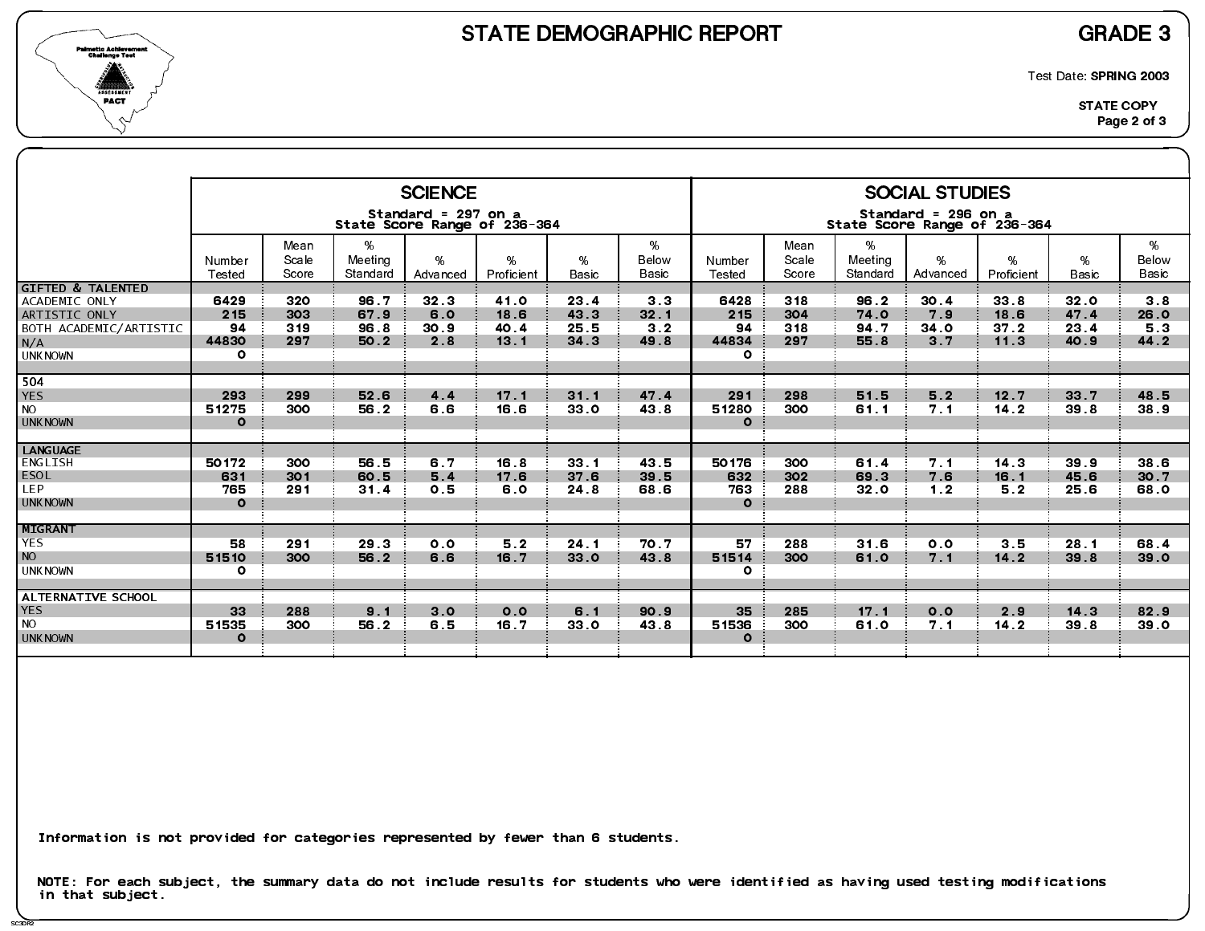# STATE DEMOGRAPHIC REPORT

## GRADE 3

Test Date: **SPRING 2003**

**STATE COPY**

| | SCIENCE Standard = 297 on a State Score Range of 236-364 | | | | | | | SOCIAL STUDIES Standard = 296 on a State Score Range of 236-364 | | | | | | |
|---|---|---|---|---|---|---|---|---|---|---|---|---|---|---|
| | Number Tested | Mean Scale Score | % Meeting Standard | % Advanced | % Proficient | % Basic | % Below Basic | Number Tested | Mean Scale Score | % Meeting Standard | % Advanced | % Proficient | % Basic | % Below Basic |
| **GIFTED & TALENTED** | | | | | | | | | | | | | | |
| ACADEMIC ONLY | 6429 | 320 | 96.7 | 32.3 | 41.0 | 23.4 | 3.3 | 6428 | 318 | 96.2 | 30.4 | 33.8 | 32.0 | 3.8 |
| ARTISTIC ONLY | 215 | 303 | 67.9 | 6.0 | 18.6 | 43.3 | 32.1 | 215 | 304 | 74.0 | 7.9 | 18.6 | 47.4 | 26.0 |
| BOTH ACADEMIC/ARTISTIC | 94 | 319 | 96.8 | 30.9 | 40.4 | 25.5 | 3.2 | 94 | 318 | 94.7 | 34.0 | 37.2 | 23.4 | 5.3 |
| N/A | 44830 | 297 | 50.2 | 2.8 | 13.1 | 34.3 | 49.8 | 44834 | 297 | 55.8 | 3.7 | 11.3 | 40.9 | 44.2 |
| UNKNOWN | 0 | | | | | | | 0 | | | | | | |
| **504** | | | | | | | | | | | | | | |
| YES | 293 | 299 | 52.6 | 4.4 | 17.1 | 31.1 | 47.4 | 291 | 298 | 51.5 | 5.2 | 12.7 | 33.7 | 48.5 |
| NO | 51275 | 300 | 56.2 | 6.6 | 16.6 | 33.0 | 43.8 | 51280 | 300 | 61.1 | 7.1 | 14.2 | 39.8 | 38.9 |
| UNKNOWN | 0 | | | | | | | 0 | | | | | | |
| **LANGUAGE** | | | | | | | | | | | | | | |
| ENGLISH | 50172 | 300 | 56.5 | 6.7 | 16.8 | 33.1 | 43.5 | 50176 | 300 | 61.4 | 7.1 | 14.3 | 39.9 | 38.6 |
| ESOL | 631 | 301 | 60.5 | 5.4 | 17.6 | 37.6 | 39.5 | 632 | 302 | 69.3 | 7.6 | 16.1 | 45.6 | 30.7 |
| LEP | 765 | 291 | 31.4 | 0.5 | 6.0 | 24.8 | 68.6 | 763 | 288 | 32.0 | 1.2 | 5.2 | 25.6 | 68.0 |
| UNKNOWN | 0 | | | | | | | 0 | | | | | | |
| **MIGRANT** | | | | | | | | | | | | | | |
| YES | 58 | 291 | 29.3 | 0.0 | 5.2 | 24.1 | 70.7 | 57 | 288 | 31.6 | 0.0 | 3.5 | 28.1 | 68.4 |
| NO | 51510 | 300 | 56.2 | 6.6 | 16.7 | 33.0 | 43.8 | 51514 | 300 | 61.0 | 7.1 | 14.2 | 39.8 | 39.0 |
| UNKNOWN | 0 | | | | | | | 0 | | | | | | |
| **ALTERNATIVE SCHOOL** | | | | | | | | | | | | | | |
| YES | 33 | 288 | 9.1 | 3.0 | 0.0 | 6.1 | 90.9 | 35 | 285 | 17.1 | 0.0 | 2.9 | 14.3 | 82.9 |
| NO | 51535 | 300 | 56.2 | 6.5 | 16.7 | 33.0 | 43.8 | 51536 | 300 | 61.0 | 7.1 | 14.2 | 39.8 | 39.0 |
| UNKNOWN | 0 | | | | | | | 0 | | | | | | |

Information is not provided for categories represented by fewer than 6 students.

NOTE: For each subject, the summary data do not include results for students who were identified as having used testing modifications in that subject.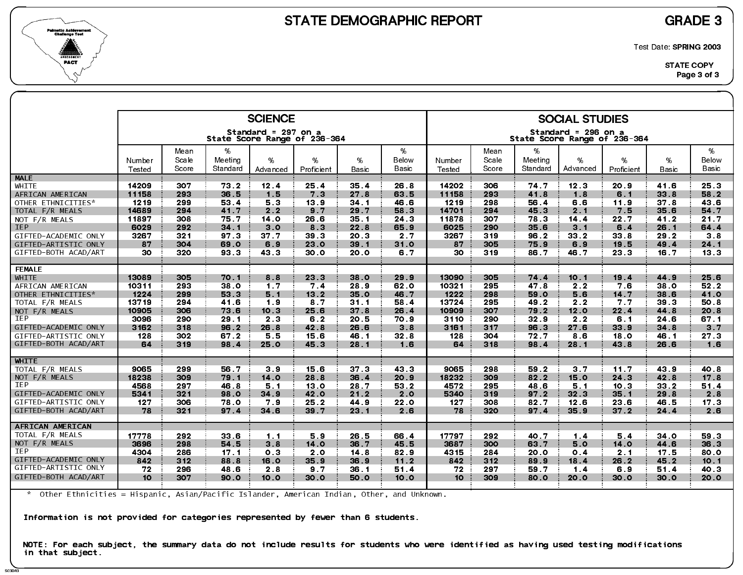# STATE DEMOGRAPHIC REPORT

## GRADE 3

Test Date: **SPRING 2003**

STATE COPY

| | SCIENCE Standard = 297 on a State Score Range of 236-364 | | | | | | | SOCIAL STUDIES Standard = 296 on a State Score Range of 236-364 | | | | | | |
|---|---|---|---|---|---|---|---|---|---|---|---|---|---|---|
| | Number Tested | Mean Scale Score | % Meeting Standard | % Advanced | % Proficient | % Basic | % Below Basic | Number Tested | Mean Scale Score | % Meeting Standard | % Advanced | % Proficient | % Basic | % Below Basic |
| **MALE** | | | | | | | | | | | | | | |
| WHITE | 14209 | 307 | 73.2 | 12.4 | 25.4 | 35.4 | 26.8 | 14202 | 306 | 74.7 | 12.3 | 20.9 | 41.6 | 25.3 |
| AFRICAN AMERICAN | 11158 | 293 | 36.5 | 1.5 | 7.3 | 27.8 | 63.5 | 11158 | 293 | 41.8 | 1.8 | 6.1 | 33.8 | 58.2 |
| OTHER ETHNICITIES* | 1219 | 299 | 53.4 | 5.3 | 13.9 | 34.1 | 46.6 | 1219 | 298 | 56.4 | 6.6 | 11.9 | 37.8 | 43.6 |
| TOTAL F/R MEALS | 14689 | 294 | 41.7 | 2.2 | 9.7 | 29.7 | 58.3 | 14701 | 294 | 45.3 | 2.1 | 7.5 | 35.6 | 54.7 |
| NOT F/R MEALS | 11897 | 308 | 75.7 | 14.0 | 26.6 | 35.1 | 24.3 | 11878 | 307 | 78.3 | 14.4 | 22.7 | 41.2 | 21.7 |
| IEP | 6029 | 292 | 34.1 | 3.0 | 8.3 | 22.8 | 65.9 | 6025 | 290 | 35.6 | 3.1 | 6.4 | 26.1 | 64.4 |
| GIFTED-ACADEMIC ONLY | 3267 | 321 | 97.3 | 37.7 | 39.3 | 20.3 | 2.7 | 3267 | 319 | 96.2 | 33.2 | 33.8 | 29.2 | 3.8 |
| GIFTED-ARTISTIC ONLY | 87 | 304 | 69.0 | 6.9 | 23.0 | 39.1 | 31.0 | 87 | 305 | 75.9 | 6.9 | 19.5 | 49.4 | 24.1 |
| GIFTED-BOTH ACAD/ART | 30 | 320 | 93.3 | 43.3 | 30.0 | 20.0 | 6.7 | 30 | 319 | 86.7 | 46.7 | 23.3 | 16.7 | 13.3 |
| **FEMALE** | | | | | | | | | | | | | | |
| WHITE | 13089 | 305 | 70.1 | 8.8 | 23.3 | 38.0 | 29.9 | 13090 | 305 | 74.4 | 10.1 | 19.4 | 44.9 | 25.6 |
| AFRICAN AMERICAN | 10311 | 293 | 38.0 | 1.7 | 7.4 | 28.9 | 62.0 | 10321 | 295 | 47.8 | 2.2 | 7.6 | 38.0 | 52.2 |
| OTHER ETHNICITIES* | 1224 | 299 | 53.3 | 5.1 | 13.2 | 35.0 | 46.7 | 1222 | 298 | 59.0 | 5.6 | 14.7 | 38.6 | 41.0 |
| TOTAL F/R MEALS | 13719 | 294 | 41.6 | 1.9 | 8.7 | 31.1 | 58.4 | 13724 | 295 | 49.2 | 2.2 | 7.7 | 39.3 | 50.8 |
| NOT F/R MEALS | 10905 | 306 | 73.6 | 10.3 | 25.6 | 37.8 | 26.4 | 10909 | 307 | 79.2 | 12.0 | 22.4 | 44.8 | 20.8 |
| IEP | 3096 | 290 | 29.1 | 2.3 | 6.2 | 20.5 | 70.9 | 3110 | 290 | 32.9 | 2.2 | 6.1 | 24.6 | 67.1 |
| GIFTED-ACADEMIC ONLY | 3162 | 318 | 96.2 | 26.8 | 42.8 | 26.6 | 3.8 | 3161 | 317 | 96.3 | 27.6 | 33.9 | 34.8 | 3.7 |
| GIFTED-ARTISTIC ONLY | 128 | 302 | 67.2 | 5.5 | 15.6 | 46.1 | 32.8 | 128 | 304 | 72.7 | 8.6 | 18.0 | 46.1 | 27.3 |
| GIFTED-BOTH ACAD/ART | 64 | 319 | 98.4 | 25.0 | 45.3 | 28.1 | 1.6 | 64 | 318 | 98.4 | 28.1 | 43.8 | 26.6 | 1.6 |
| **WHITE** | | | | | | | | | | | | | | |
| TOTAL F/R MEALS | 9065 | 299 | 56.7 | 3.9 | 15.6 | 37.3 | 43.3 | 9065 | 298 | 59.2 | 3.7 | 11.7 | 43.9 | 40.8 |
| NOT F/R MEALS | 18238 | 309 | 79.1 | 14.0 | 28.8 | 36.4 | 20.9 | 18232 | 309 | 82.2 | 15.0 | 24.3 | 42.8 | 17.8 |
| IEP | 4568 | 297 | 46.8 | 5.1 | 13.0 | 28.7 | 53.2 | 4572 | 295 | 48.6 | 5.1 | 10.3 | 33.2 | 51.4 |
| GIFTED-ACADEMIC ONLY | 5341 | 321 | 98.0 | 34.9 | 42.0 | 21.2 | 2.0 | 5340 | 319 | 97.2 | 32.3 | 35.1 | 29.8 | 2.8 |
| GIFTED-ARTISTIC ONLY | 127 | 306 | 78.0 | 7.9 | 25.2 | 44.9 | 22.0 | 127 | 308 | 82.7 | 12.6 | 23.6 | 46.5 | 17.3 |
| GIFTED-BOTH ACAD/ART | 78 | 321 | 97.4 | 34.6 | 39.7 | 23.1 | 2.6 | 78 | 320 | 97.4 | 35.9 | 37.2 | 24.4 | 2.6 |
| **AFRICAN AMERICAN** | | | | | | | | | | | | | | |
| TOTAL F/R MEALS | 17778 | 292 | 33.6 | 1.1 | 5.9 | 26.5 | 66.4 | 17797 | 292 | 40.7 | 1.4 | 5.4 | 34.0 | 59.3 |
| NOT F/R MEALS | 3696 | 298 | 54.5 | 3.8 | 14.0 | 36.7 | 45.5 | 3687 | 300 | 63.7 | 5.0 | 14.0 | 44.6 | 36.3 |
| IEP | 4304 | 286 | 17.1 | 0.3 | 2.0 | 14.8 | 82.9 | 4315 | 284 | 20.0 | 0.4 | 2.1 | 17.5 | 80.0 |
| GIFTED-ACADEMIC ONLY | 842 | 312 | 88.8 | 16.0 | 35.9 | 36.9 | 11.2 | 842 | 312 | 89.9 | 18.4 | 26.2 | 45.2 | 10.1 |
| GIFTED-ARTISTIC ONLY | 72 | 296 | 48.6 | 2.8 | 9.7 | 36.1 | 51.4 | 72 | 297 | 59.7 | 1.4 | 6.9 | 51.4 | 40.3 |
| GIFTED-BOTH ACAD/ART | 10 | 307 | 90.0 | 10.0 | 30.0 | 50.0 | 10.0 | 10 | 309 | 80.0 | 20.0 | 30.0 | 30.0 | 20.0 |

\* Other Ethnicities = Hispanic, Asian/Pacific Islander, American Indian, Other, and Unknown.

**Information is not provided for categories represented by fewer than 6 students.**

**NOTE: For each subject, the summary data do not include results for students who were identified as having used testing modifications in that subject.**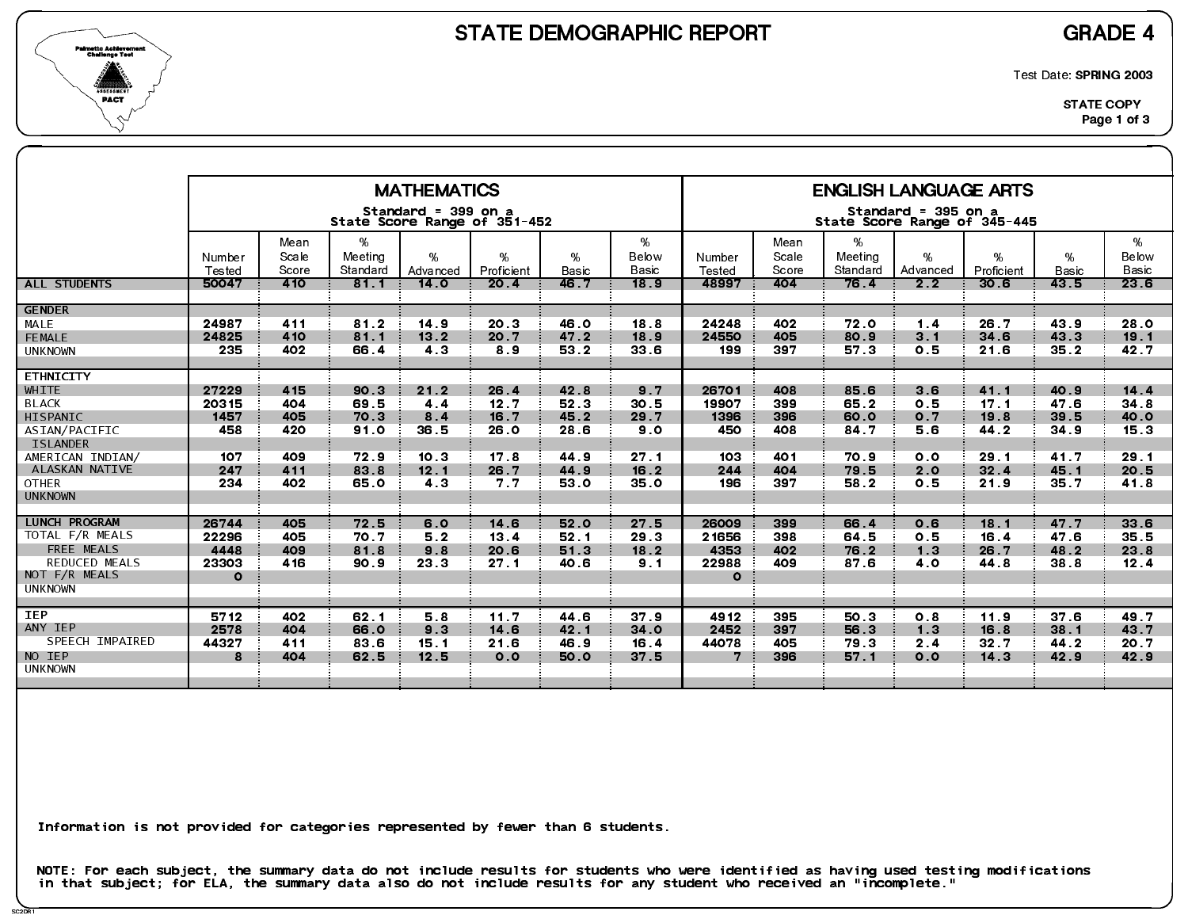# STATE DEMOGRAPHIC REPORT

## GRADE 4

Test Date: **SPRING 2003**

**STATE COPY**

| | MATHEMATICS Standard = 399 on a State Score Range of 351-452 | | | | | | | ENGLISH LANGUAGE ARTS Standard = 395 on a State Score Range of 345-445 | | | | | | |
|---|---|---|---|---|---|---|---|---|---|---|---|---|---|---|
| | Number Tested | Mean Scale Score | % Meeting Standard | % Advanced | % Proficient | % Basic | % Below Basic | Number Tested | Mean Scale Score | % Meeting Standard | % Advanced | % Proficient | % Basic | % Below Basic |
| ALL STUDENTS | 50047 | 410 | 81.1 | 14.0 | 20.4 | 46.7 | 18.9 | 48997 | 404 | 76.4 | 2.2 | 30.6 | 43.5 | 23.6 |
| | | | | | | | | | | | | | | |
| GENDER | | | | | | | | | | | | | | |
| MALE | 24987 | 411 | 81.2 | 14.9 | 20.3 | 46.0 | 18.8 | 24248 | 402 | 72.0 | 1.4 | 26.7 | 43.9 | 28.0 |
| FEMALE | 24825 | 410 | 81.1 | 13.2 | 20.7 | 47.2 | 18.9 | 24550 | 405 | 80.9 | 3.1 | 34.6 | 43.3 | 19.1 |
| UNKNOWN | 235 | 402 | 66.4 | 4.3 | 8.9 | 53.2 | 33.6 | 199 | 397 | 57.3 | 0.5 | 21.6 | 35.2 | 42.7 |
| | | | | | | | | | | | | | | |
| ETHNICITY | | | | | | | | | | | | | | |
| WHITE | 27229 | 415 | 90.3 | 21.2 | 26.4 | 42.8 | 9.7 | 26701 | 408 | 85.6 | 3.6 | 41.1 | 40.9 | 14.4 |
| BLACK | 20315 | 404 | 69.5 | 4.4 | 12.7 | 52.3 | 30.5 | 19907 | 399 | 65.2 | 0.5 | 17.1 | 47.6 | 34.8 |
| HISPANIC | 1457 | 405 | 70.3 | 8.4 | 16.7 | 45.2 | 29.7 | 1396 | 396 | 60.0 | 0.7 | 19.8 | 39.5 | 40.0 |
| ASIAN/PACIFIC ISLANDER | 458 | 420 | 91.0 | 36.5 | 26.0 | 28.6 | 9.0 | 450 | 408 | 84.7 | 5.6 | 44.2 | 34.9 | 15.3 |
| AMERICAN INDIAN/ ALASKAN NATIVE | 107 | 409 | 72.9 | 10.3 | 17.8 | 44.9 | 27.1 | 103 | 401 | 70.9 | 0.0 | 29.1 | 41.7 | 29.1 |
| | 247 | 411 | 83.8 | 12.1 | 26.7 | 44.9 | 16.2 | 244 | 404 | 79.5 | 2.0 | 32.4 | 45.1 | 20.5 |
| OTHER | 234 | 402 | 65.0 | 4.3 | 7.7 | 53.0 | 35.0 | 196 | 397 | 58.2 | 0.5 | 21.9 | 35.7 | 41.8 |
| UNKNOWN | | | | | | | | | | | | | | |
| | | | | | | | | | | | | | | |
| LUNCH PROGRAM | 26744 | 405 | 72.5 | 6.0 | 14.6 | 52.0 | 27.5 | 26009 | 399 | 66.4 | 0.6 | 18.1 | 47.7 | 33.6 |
| TOTAL F/R MEALS | 22296 | 405 | 70.7 | 5.2 | 13.4 | 52.1 | 29.3 | 21656 | 398 | 64.5 | 0.5 | 16.4 | 47.6 | 35.5 |
| FREE MEALS | 4448 | 409 | 81.8 | 9.8 | 20.6 | 51.3 | 18.2 | 4353 | 402 | 76.2 | 1.3 | 26.7 | 48.2 | 23.8 |
| REDUCED MEALS | 23303 | 416 | 90.9 | 23.3 | 27.1 | 40.6 | 9.1 | 22988 | 409 | 87.6 | 4.0 | 44.8 | 38.8 | 12.4 |
| NOT F/R MEALS | 0 | | | | | | | 0 | | | | | | |
| UNKNOWN | | | | | | | | | | | | | | |
| | | | | | | | | | | | | | | |
| IEP | 5712 | 402 | 62.1 | 5.8 | 11.7 | 44.6 | 37.9 | 4912 | 395 | 50.3 | 0.8 | 11.9 | 37.6 | 49.7 |
| ANY IEP | 2578 | 404 | 66.0 | 9.3 | 14.6 | 42.1 | 34.0 | 2452 | 397 | 56.3 | 1.3 | 16.8 | 38.1 | 43.7 |
| SPEECH IMPAIRED | 44327 | 411 | 83.6 | 15.1 | 21.6 | 46.9 | 16.4 | 44078 | 405 | 79.3 | 2.4 | 32.7 | 44.2 | 20.7 |
| NO IEP | 8 | 404 | 62.5 | 12.5 | 0.0 | 50.0 | 37.5 | 7 | 396 | 57.1 | 0.0 | 14.3 | 42.9 | 42.9 |
| UNKNOWN | | | | | | | | | | | | | | |

Information is not provided for categories represented by fewer than 6 students.

NOTE: For each subject, the summary data do not include results for students who were identified as having used testing modifications in that subject; for ELA, the summary data also do not include results for any student who received an "incomplete."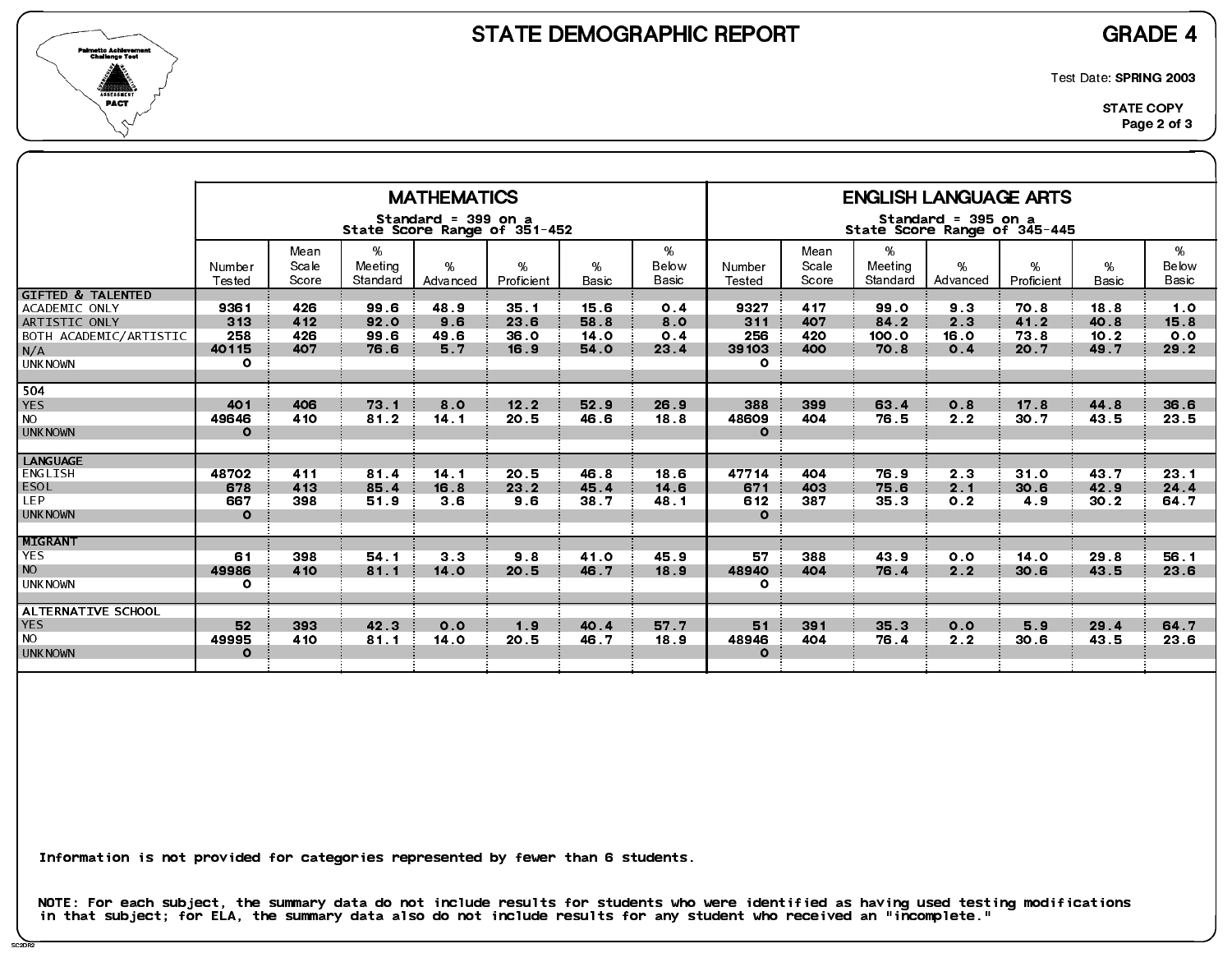# STATE DEMOGRAPHIC REPORT

**GRADE 4**

Test Date: **SPRING 2003**

**STATE COPY**

| | MATHEMATICS Standard = 399 on a State Score Range of 351-452 | | | | | | | ENGLISH LANGUAGE ARTS Standard = 395 on a State Score Range of 345-445 | | | | | | |
|---|---|---|---|---|---|---|---|---|---|---|---|---|---|---|
| | Number Tested | Mean Scale Score | % Meeting Standard | % Advanced | % Proficient | % Basic | % Below Basic | Number Tested | Mean Scale Score | % Meeting Standard | % Advanced | % Proficient | % Basic | % Below Basic |
| **GIFTED & TALENTED** | | | | | | | | | | | | | | |
| ACADEMIC ONLY | 9361 | 426 | 99.6 | 48.9 | 35.1 | 15.6 | 0.4 | 9327 | 417 | 99.0 | 9.3 | 70.8 | 18.8 | 1.0 |
| ARTISTIC ONLY | 313 | 412 | 92.0 | 9.6 | 23.6 | 58.8 | 8.0 | 311 | 407 | 84.2 | 2.3 | 41.2 | 40.8 | 15.8 |
| BOTH ACADEMIC/ARTISTIC | 258 | 426 | 99.6 | 49.6 | 36.0 | 14.0 | 0.4 | 256 | 420 | 100.0 | 16.0 | 73.8 | 10.2 | 0.0 |
| N/A | 40115 | 407 | 76.6 | 5.7 | 16.9 | 54.0 | 23.4 | 39103 | 400 | 70.8 | 0.4 | 20.7 | 49.7 | 29.2 |
| UNKNOWN | 0 | | | | | | | 0 | | | | | | |
| **504** | | | | | | | | | | | | | | |
| YES | 401 | 406 | 73.1 | 8.0 | 12.2 | 52.9 | 26.9 | 388 | 399 | 63.4 | 0.8 | 17.8 | 44.8 | 36.6 |
| NO | 49646 | 410 | 81.2 | 14.1 | 20.5 | 46.6 | 18.8 | 48609 | 404 | 76.5 | 2.2 | 30.7 | 43.5 | 23.5 |
| UNKNOWN | 0 | | | | | | | 0 | | | | | | |
| **LANGUAGE** | | | | | | | | | | | | | | |
| ENGLISH | 48702 | 411 | 81.4 | 14.1 | 20.5 | 46.8 | 18.6 | 47714 | 404 | 76.9 | 2.3 | 31.0 | 43.7 | 23.1 |
| ESOL | 678 | 413 | 85.4 | 16.8 | 23.2 | 45.4 | 14.6 | 671 | 403 | 75.6 | 2.1 | 30.6 | 42.9 | 24.4 |
| LEP | 667 | 398 | 51.9 | 3.6 | 9.6 | 38.7 | 48.1 | 612 | 387 | 35.3 | 0.2 | 4.9 | 30.2 | 64.7 |
| UNKNOWN | 0 | | | | | | | 0 | | | | | | |
| **MIGRANT** | | | | | | | | | | | | | | |
| YES | 61 | 398 | 54.1 | 3.3 | 9.8 | 41.0 | 45.9 | 57 | 388 | 43.9 | 0.0 | 14.0 | 29.8 | 56.1 |
| NO | 49986 | 410 | 81.1 | 14.0 | 20.5 | 46.7 | 18.9 | 48940 | 404 | 76.4 | 2.2 | 30.6 | 43.5 | 23.6 |
| UNKNOWN | 0 | | | | | | | 0 | | | | | | |
| **ALTERNATIVE SCHOOL** | | | | | | | | | | | | | | |
| YES | 52 | 393 | 42.3 | 0.0 | 1.9 | 40.4 | 57.7 | 51 | 391 | 35.3 | 0.0 | 5.9 | 29.4 | 64.7 |
| NO | 49995 | 410 | 81.1 | 14.0 | 20.5 | 46.7 | 18.9 | 48946 | 404 | 76.4 | 2.2 | 30.6 | 43.5 | 23.6 |
| UNKNOWN | 0 | | | | | | | 0 | | | | | | |

Information is not provided for categories represented by fewer than 6 students.

NOTE: For each subject, the summary data do not include results for students who were identified as having used testing modifications in that subject; for ELA, the summary data also do not include results for any student who received an "incomplete."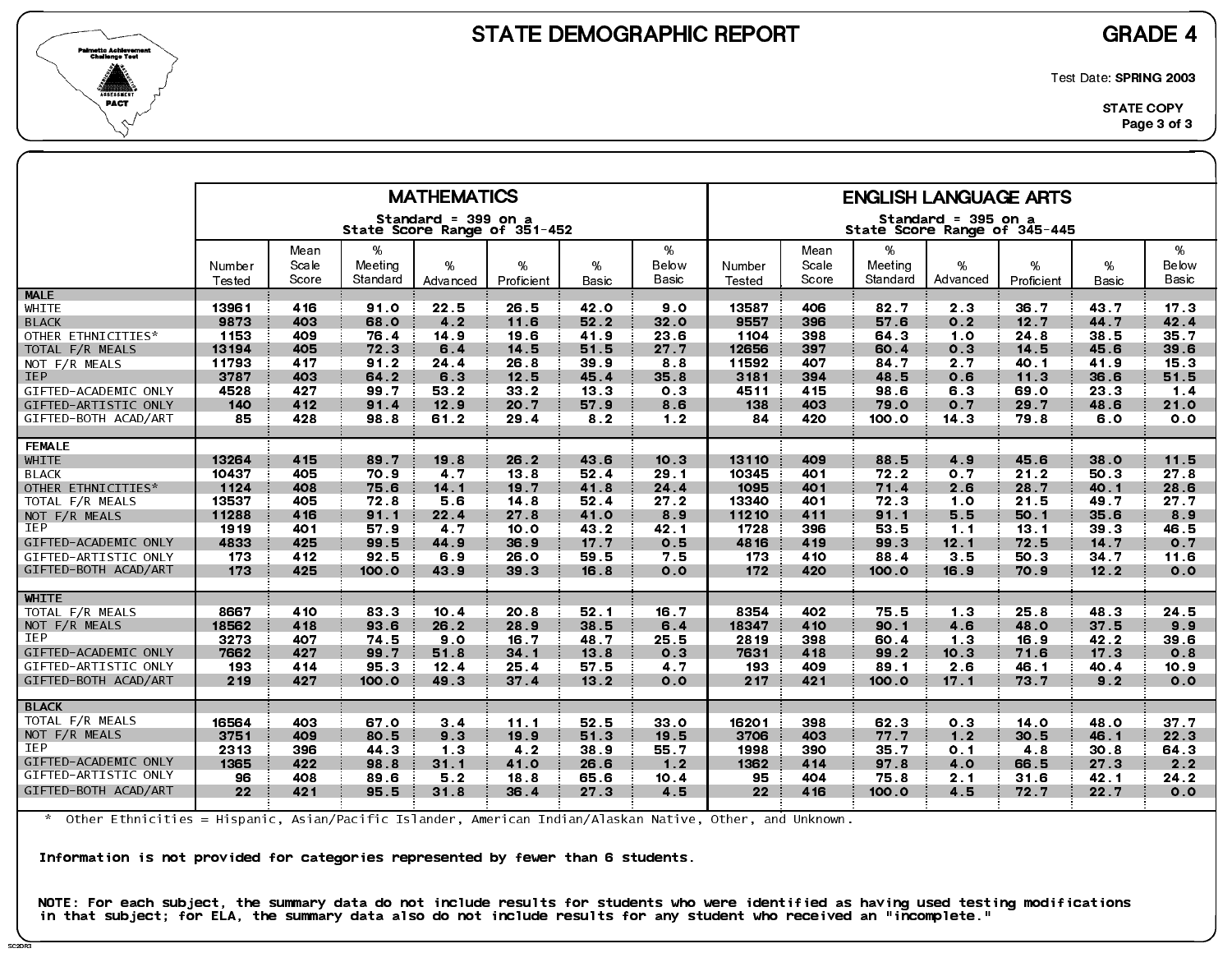# STATE DEMOGRAPHIC REPORT

**GRADE 4**

Test Date: **SPRING 2003**

STATE COPY

| | MATHEMATICS Standard = 399 on a State Score Range of 351-452 | | | | | | | ENGLISH LANGUAGE ARTS Standard = 395 on a State Score Range of 345-445 | | | | | | |
|---|---|---|---|---|---|---|---|---|---|---|---|---|---|---|
| | Number Tested | Mean Scale Score | % Meeting Standard | % Advanced | % Proficient | % Basic | % Below Basic | Number Tested | Mean Scale Score | % Meeting Standard | % Advanced | % Proficient | % Basic | % Below Basic |
| **MALE** | | | | | | | | | | | | | | |
| WHITE | 13961 | 416 | 91.0 | 22.5 | 26.5 | 42.0 | 9.0 | 13587 | 406 | 82.7 | 2.3 | 36.7 | 43.7 | 17.3 |
| BLACK | 9873 | 403 | 68.0 | 4.2 | 11.6 | 52.2 | 32.0 | 9557 | 396 | 57.6 | 0.2 | 12.7 | 44.7 | 42.4 |
| OTHER ETHNICITIES* | 1153 | 409 | 76.4 | 14.9 | 19.6 | 41.9 | 23.6 | 1104 | 398 | 64.3 | 1.0 | 24.8 | 38.5 | 35.7 |
| TOTAL F/R MEALS | 13194 | 405 | 72.3 | 6.4 | 14.5 | 51.5 | 27.7 | 12656 | 397 | 60.4 | 0.3 | 14.5 | 45.6 | 39.6 |
| NOT F/R MEALS | 11793 | 417 | 91.2 | 24.4 | 26.8 | 39.9 | 8.8 | 11592 | 407 | 84.7 | 2.7 | 40.1 | 41.9 | 15.3 |
| IEP | 3787 | 403 | 64.2 | 6.3 | 12.5 | 45.4 | 35.8 | 3181 | 394 | 48.5 | 0.6 | 11.3 | 36.6 | 51.5 |
| GIFTED-ACADEMIC ONLY | 4528 | 427 | 99.7 | 53.2 | 33.2 | 13.3 | 0.3 | 4511 | 415 | 98.6 | 6.3 | 69.0 | 23.3 | 1.4 |
| GIFTED-ARTISTIC ONLY | 140 | 412 | 91.4 | 12.9 | 20.7 | 57.9 | 8.6 | 138 | 403 | 79.0 | 0.7 | 29.7 | 48.6 | 21.0 |
| GIFTED-BOTH ACAD/ART | 85 | 428 | 98.8 | 61.2 | 29.4 | 8.2 | 1.2 | 84 | 420 | 100.0 | 14.3 | 79.8 | 6.0 | 0.0 |
| **FEMALE** | | | | | | | | | | | | | | |
| WHITE | 13264 | 415 | 89.7 | 19.8 | 26.2 | 43.6 | 10.3 | 13110 | 409 | 88.5 | 4.9 | 45.6 | 38.0 | 11.5 |
| BLACK | 10437 | 405 | 70.9 | 4.7 | 13.8 | 52.4 | 29.1 | 10345 | 401 | 72.2 | 0.7 | 21.2 | 50.3 | 27.8 |
| OTHER ETHNICITIES* | 1124 | 408 | 75.6 | 14.1 | 19.7 | 41.8 | 24.4 | 1095 | 401 | 71.4 | 2.6 | 28.7 | 40.1 | 28.6 |
| TOTAL F/R MEALS | 13537 | 405 | 72.8 | 5.6 | 14.8 | 52.4 | 27.2 | 13340 | 401 | 72.3 | 1.0 | 21.5 | 49.7 | 27.7 |
| NOT F/R MEALS | 11288 | 416 | 91.1 | 22.4 | 27.8 | 41.0 | 8.9 | 11210 | 411 | 91.1 | 5.5 | 50.1 | 35.6 | 8.9 |
| IEP | 1919 | 401 | 57.9 | 4.7 | 10.0 | 43.2 | 42.1 | 1728 | 396 | 53.5 | 1.1 | 13.1 | 39.3 | 46.5 |
| GIFTED-ACADEMIC ONLY | 4833 | 425 | 99.5 | 44.9 | 36.9 | 17.7 | 0.5 | 4816 | 419 | 99.3 | 12.1 | 72.5 | 14.7 | 0.7 |
| GIFTED-ARTISTIC ONLY | 173 | 412 | 92.5 | 6.9 | 26.0 | 59.5 | 7.5 | 173 | 410 | 88.4 | 3.5 | 50.3 | 34.7 | 11.6 |
| GIFTED-BOTH ACAD/ART | 173 | 425 | 100.0 | 43.9 | 39.3 | 16.8 | 0.0 | 172 | 420 | 100.0 | 16.9 | 70.9 | 12.2 | 0.0 |
| **WHITE** | | | | | | | | | | | | | | |
| TOTAL F/R MEALS | 8667 | 410 | 83.3 | 10.4 | 20.8 | 52.1 | 16.7 | 8354 | 402 | 75.5 | 1.3 | 25.8 | 48.3 | 24.5 |
| NOT F/R MEALS | 18562 | 418 | 93.6 | 26.2 | 28.9 | 38.5 | 6.4 | 18347 | 410 | 90.1 | 4.6 | 48.0 | 37.5 | 9.9 |
| IEP | 3273 | 407 | 74.5 | 9.0 | 16.7 | 48.7 | 25.5 | 2819 | 398 | 60.4 | 1.3 | 16.9 | 42.2 | 39.6 |
| GIFTED-ACADEMIC ONLY | 7662 | 427 | 99.7 | 51.8 | 34.1 | 13.8 | 0.3 | 7631 | 418 | 99.2 | 10.3 | 71.6 | 17.3 | 0.8 |
| GIFTED-ARTISTIC ONLY | 193 | 414 | 95.3 | 12.4 | 25.4 | 57.5 | 4.7 | 193 | 409 | 89.1 | 2.6 | 46.1 | 40.4 | 10.9 |
| GIFTED-BOTH ACAD/ART | 219 | 427 | 100.0 | 49.3 | 37.4 | 13.2 | 0.0 | 217 | 421 | 100.0 | 17.1 | 73.7 | 9.2 | 0.0 |
| **BLACK** | | | | | | | | | | | | | | |
| TOTAL F/R MEALS | 16564 | 403 | 67.0 | 3.4 | 11.1 | 52.5 | 33.0 | 16201 | 398 | 62.3 | 0.3 | 14.0 | 48.0 | 37.7 |
| NOT F/R MEALS | 3751 | 409 | 80.5 | 9.3 | 19.9 | 51.3 | 19.5 | 3706 | 403 | 77.7 | 1.2 | 30.5 | 46.1 | 22.3 |
| IEP | 2313 | 396 | 44.3 | 1.3 | 4.2 | 38.9 | 55.7 | 1998 | 390 | 35.7 | 0.1 | 4.8 | 30.8 | 64.3 |
| GIFTED-ACADEMIC ONLY | 1365 | 422 | 98.8 | 31.1 | 41.0 | 26.6 | 1.2 | 1362 | 414 | 97.8 | 4.0 | 66.5 | 27.3 | 2.2 |
| GIFTED-ARTISTIC ONLY | 96 | 408 | 89.6 | 5.2 | 18.8 | 65.6 | 10.4 | 95 | 404 | 75.8 | 2.1 | 31.6 | 42.1 | 24.2 |
| GIFTED-BOTH ACAD/ART | 22 | 421 | 95.5 | 31.8 | 36.4 | 27.3 | 4.5 | 22 | 416 | 100.0 | 4.5 | 72.7 | 22.7 | 0.0 |

\* Other Ethnicities = Hispanic, Asian/Pacific Islander, American Indian/Alaskan Native, Other, and Unknown.

Information is not provided for categories represented by fewer than 6 students.

NOTE: For each subject, the summary data do not include results for students who were identified as having used testing modifications in that subject; for ELA, the summary data also do not include results for any student who received an "incomplete."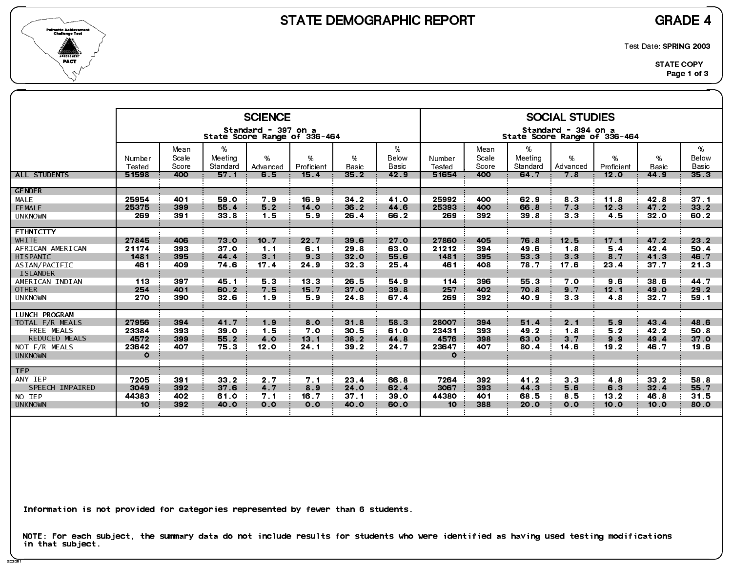# STATE DEMOGRAPHIC REPORT

## GRADE 4

Test Date: **SPRING 2003**

STATE COPY

| | SCIENCE | | | | | | | SOCIAL STUDIES | | | | | | |
|---|---|---|---|---|---|---|---|---|---|---|---|---|---|---|
| | Standard = 397 on a State Score Range of 336-464 | | | | | | | Standard = 394 on a State Score Range of 336-464 | | | | | | |
| | Number Tested | Mean Scale Score | % Meeting Standard | % Advanced | % Proficient | % Basic | % Below Basic | Number Tested | Mean Scale Score | % Meeting Standard | % Advanced | % Proficient | % Basic | % Below Basic |
| ALL STUDENTS | 51598 | 400 | 57.1 | 6.5 | 15.4 | 35.2 | 42.9 | 51654 | 400 | 64.7 | 7.8 | 12.0 | 44.9 | 35.3 |
| **GENDER** | | | | | | | | | | | | | | |
| MALE | 25954 | 401 | 59.0 | 7.9 | 16.9 | 34.2 | 41.0 | 25992 | 400 | 62.9 | 8.3 | 11.8 | 42.8 | 37.1 |
| FEMALE | 25375 | 399 | 55.4 | 5.2 | 14.0 | 36.2 | 44.6 | 25393 | 400 | 66.8 | 7.3 | 12.3 | 47.2 | 33.2 |
| UNKNOWN | 269 | 391 | 33.8 | 1.5 | 5.9 | 26.4 | 66.2 | 269 | 392 | 39.8 | 3.3 | 4.5 | 32.0 | 60.2 |
| **ETHNICITY** | | | | | | | | | | | | | | |
| WHITE | 27845 | 406 | 73.0 | 10.7 | 22.7 | 39.6 | 27.0 | 27860 | 405 | 76.8 | 12.5 | 17.1 | 47.2 | 23.2 |
| AFRICAN AMERICAN | 21174 | 393 | 37.0 | 1.1 | 6.1 | 29.8 | 63.0 | 21212 | 394 | 49.6 | 1.8 | 5.4 | 42.4 | 50.4 |
| HISPANIC | 1481 | 395 | 44.4 | 3.1 | 9.3 | 32.0 | 55.6 | 1481 | 395 | 53.3 | 3.3 | 8.7 | 41.3 | 46.7 |
| ASIAN/PACIFIC ISLANDER | 461 | 409 | 74.6 | 17.4 | 24.9 | 32.3 | 25.4 | 461 | 408 | 78.7 | 17.6 | 23.4 | 37.7 | 21.3 |
| AMERICAN INDIAN | 113 | 397 | 45.1 | 5.3 | 13.3 | 26.5 | 54.9 | 114 | 396 | 55.3 | 7.0 | 9.6 | 38.6 | 44.7 |
| OTHER | 254 | 401 | 60.2 | 7.5 | 15.7 | 37.0 | 39.8 | 257 | 402 | 70.8 | 9.7 | 12.1 | 49.0 | 29.2 |
| UNKNOWN | 270 | 390 | 32.6 | 1.9 | 5.9 | 24.8 | 67.4 | 269 | 392 | 40.9 | 3.3 | 4.8 | 32.7 | 59.1 |
| **LUNCH PROGRAM** | | | | | | | | | | | | | | |
| TOTAL F/R MEALS | 27956 | 394 | 41.7 | 1.9 | 8.0 | 31.8 | 58.3 | 28007 | 394 | 51.4 | 2.1 | 5.9 | 43.4 | 48.6 |
| FREE MEALS | 23384 | 393 | 39.0 | 1.5 | 7.0 | 30.5 | 61.0 | 23431 | 393 | 49.2 | 1.8 | 5.2 | 42.2 | 50.8 |
| REDUCED MEALS | 4572 | 399 | 55.2 | 4.0 | 13.1 | 38.2 | 44.8 | 4576 | 398 | 63.0 | 3.7 | 9.9 | 49.4 | 37.0 |
| NOT F/R MEALS | 23642 | 407 | 75.3 | 12.0 | 24.1 | 39.2 | 24.7 | 23647 | 407 | 80.4 | 14.6 | 19.2 | 46.7 | 19.6 |
| UNKNOWN | 0 | | | | | | | 0 | | | | | | |
| **IEP** | | | | | | | | | | | | | | |
| ANY IEP | 7205 | 391 | 33.2 | 2.7 | 7.1 | 23.4 | 66.8 | 7264 | 392 | 41.2 | 3.3 | 4.8 | 33.2 | 58.8 |
| SPEECH IMPAIRED | 3049 | 392 | 37.6 | 4.7 | 8.9 | 24.0 | 62.4 | 3067 | 393 | 44.3 | 5.6 | 6.3 | 32.4 | 55.7 |
| NO IEP | 44383 | 402 | 61.0 | 7.1 | 16.7 | 37.1 | 39.0 | 44380 | 401 | 68.5 | 8.5 | 13.2 | 46.8 | 31.5 |
| UNKNOWN | 10 | 392 | 40.0 | 0.0 | 0.0 | 40.0 | 60.0 | 10 | 388 | 20.0 | 0.0 | 10.0 | 10.0 | 80.0 |

Information is not provided for categories represented by fewer than 6 students.

NOTE: For each subject, the summary data do not include results for students who were identified as having used testing modifications in that subject.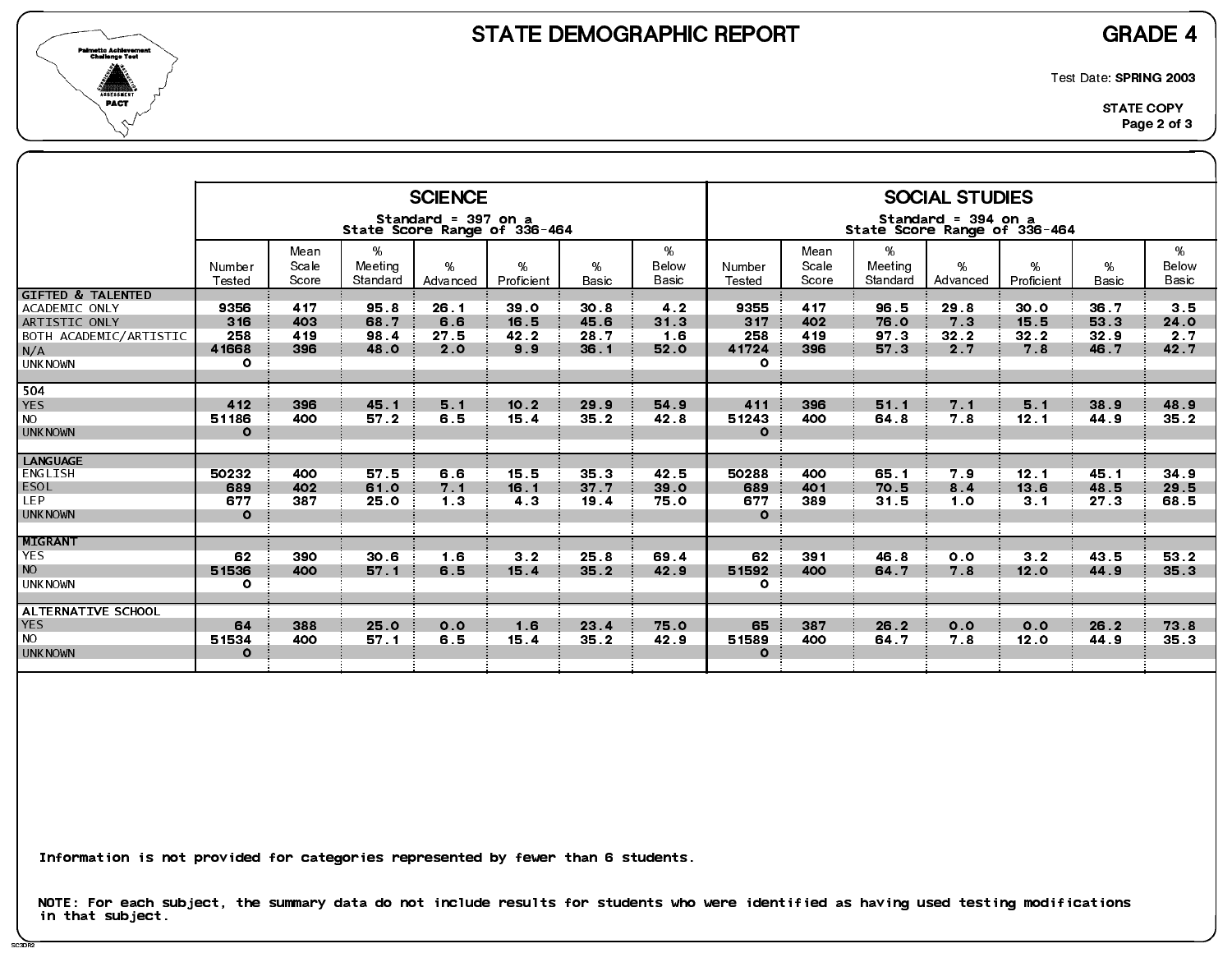# STATE DEMOGRAPHIC REPORT

## GRADE 4

Test Date: **SPRING 2003**

**STATE COPY**

| | SCIENCE Standard = 397 on a State Score Range of 336-464 | | | | | | | SOCIAL STUDIES Standard = 394 on a State Score Range of 336-464 | | | | | | |
|---|---|---|---|---|---|---|---|---|---|---|---|---|---|---|
| | Number Tested | Mean Scale Score | % Meeting Standard | % Advanced | % Proficient | % Basic | % Below Basic | Number Tested | Mean Scale Score | % Meeting Standard | % Advanced | % Proficient | % Basic | % Below Basic |
| **GIFTED & TALENTED** | | | | | | | | | | | | | | |
| ACADEMIC ONLY | 9356 | 417 | 95.8 | 26.1 | 39.0 | 30.8 | 4.2 | 9355 | 417 | 96.5 | 29.8 | 30.0 | 36.7 | 3.5 |
| ARTISTIC ONLY | 316 | 403 | 68.7 | 6.6 | 16.5 | 45.6 | 31.3 | 317 | 402 | 76.0 | 7.3 | 15.5 | 53.3 | 24.0 |
| BOTH ACADEMIC/ARTISTIC | 258 | 419 | 98.4 | 27.5 | 42.2 | 28.7 | 1.6 | 258 | 419 | 97.3 | 32.2 | 32.2 | 32.9 | 2.7 |
| N/A | 41668 | 396 | 48.0 | 2.0 | 9.9 | 36.1 | 52.0 | 41724 | 396 | 57.3 | 2.7 | 7.8 | 46.7 | 42.7 |
| UNKNOWN | 0 | | | | | | | 0 | | | | | | |
| **504** | | | | | | | | | | | | | | |
| YES | 412 | 396 | 45.1 | 5.1 | 10.2 | 29.9 | 54.9 | 411 | 396 | 51.1 | 7.1 | 5.1 | 38.9 | 48.9 |
| NO | 51186 | 400 | 57.2 | 6.5 | 15.4 | 35.2 | 42.8 | 51243 | 400 | 64.8 | 7.8 | 12.1 | 44.9 | 35.2 |
| UNKNOWN | 0 | | | | | | | 0 | | | | | | |
| **LANGUAGE** | | | | | | | | | | | | | | |
| ENGLISH | 50232 | 400 | 57.5 | 6.6 | 15.5 | 35.3 | 42.5 | 50288 | 400 | 65.1 | 7.9 | 12.1 | 45.1 | 34.9 |
| ESOL | 689 | 402 | 61.0 | 7.1 | 16.1 | 37.7 | 39.0 | 689 | 401 | 70.5 | 8.4 | 13.6 | 48.5 | 29.5 |
| LEP | 677 | 387 | 25.0 | 1.3 | 4.3 | 19.4 | 75.0 | 677 | 389 | 31.5 | 1.0 | 3.1 | 27.3 | 68.5 |
| UNKNOWN | 0 | | | | | | | 0 | | | | | | |
| **MIGRANT** | | | | | | | | | | | | | | |
| YES | 62 | 390 | 30.6 | 1.6 | 3.2 | 25.8 | 69.4 | 62 | 391 | 46.8 | 0.0 | 3.2 | 43.5 | 53.2 |
| NO | 51536 | 400 | 57.1 | 6.5 | 15.4 | 35.2 | 42.9 | 51592 | 400 | 64.7 | 7.8 | 12.0 | 44.9 | 35.3 |
| UNKNOWN | 0 | | | | | | | 0 | | | | | | |
| **ALTERNATIVE SCHOOL** | | | | | | | | | | | | | | |
| YES | 64 | 388 | 25.0 | 0.0 | 1.6 | 23.4 | 75.0 | 65 | 387 | 26.2 | 0.0 | 0.0 | 26.2 | 73.8 |
| NO | 51534 | 400 | 57.1 | 6.5 | 15.4 | 35.2 | 42.9 | 51589 | 400 | 64.7 | 7.8 | 12.0 | 44.9 | 35.3 |
| UNKNOWN | 0 | | | | | | | 0 | | | | | | |

Information is not provided for categories represented by fewer than 6 students.

NOTE: For each subject, the summary data do not include results for students who were identified as having used testing modifications in that subject.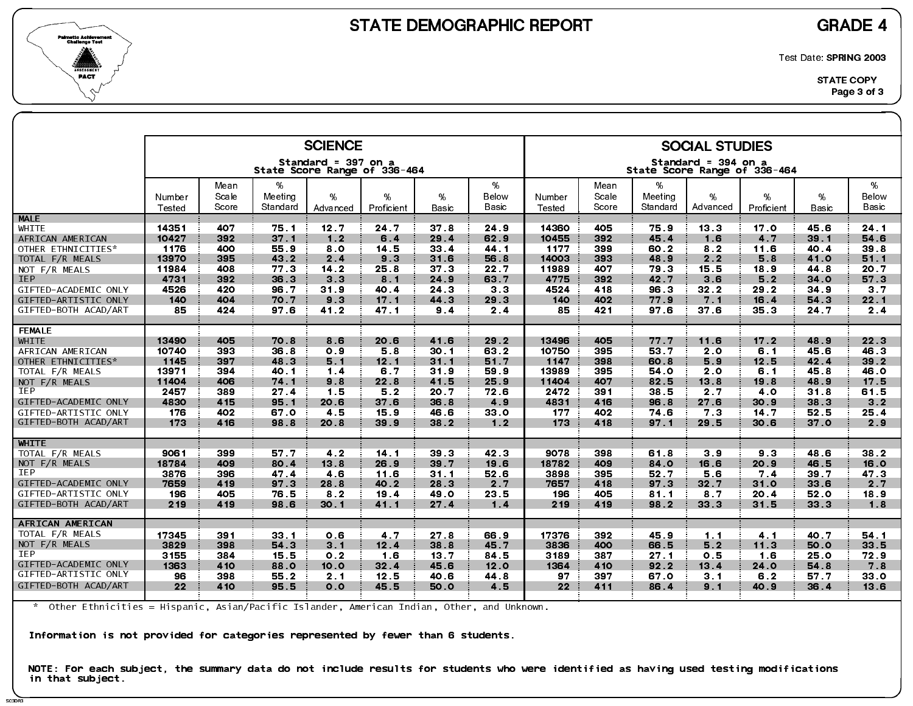# STATE DEMOGRAPHIC REPORT

## GRADE 4

Test Date: **SPRING 2003**

**STATE COPY**

| | SCIENCE Standard = 397 on a State Score Range of 336-464 | | | | | | | SOCIAL STUDIES Standard = 394 on a State Score Range of 336-464 | | | | | | |
|---|---|---|---|---|---|---|---|---|---|---|---|---|---|---|
| | Number Tested | Mean Scale Score | % Meeting Standard | % Advanced | % Proficient | % Basic | % Below Basic | Number Tested | Mean Scale Score | % Meeting Standard | % Advanced | % Proficient | % Basic | % Below Basic |
| **MALE** | | | | | | | | | | | | | | |
| WHITE | 14351 | 407 | 75.1 | 12.7 | 24.7 | 37.8 | 24.9 | 14360 | 405 | 75.9 | 13.3 | 17.0 | 45.6 | 24.1 |
| AFRICAN AMERICAN | 10427 | 392 | 37.1 | 1.2 | 6.4 | 29.4 | 62.9 | 10455 | 392 | 45.4 | 1.6 | 4.7 | 39.1 | 54.6 |
| OTHER ETHNICITIES* | 1176 | 400 | 55.9 | 8.0 | 14.5 | 33.4 | 44.1 | 1177 | 399 | 60.2 | 8.2 | 11.6 | 40.4 | 39.8 |
| TOTAL F/R MEALS | 13970 | 395 | 43.2 | 2.4 | 9.3 | 31.6 | 56.8 | 14003 | 393 | 48.9 | 2.2 | 5.8 | 41.0 | 51.1 |
| NOT F/R MEALS | 11984 | 408 | 77.3 | 14.2 | 25.8 | 37.3 | 22.7 | 11989 | 407 | 79.3 | 15.5 | 18.9 | 44.8 | 20.7 |
| IEP | 4731 | 392 | 36.3 | 3.3 | 8.1 | 24.9 | 63.7 | 4775 | 392 | 42.7 | 3.6 | 5.2 | 34.0 | 57.3 |
| GIFTED-ACADEMIC ONLY | 4526 | 420 | 96.7 | 31.9 | 40.4 | 24.3 | 3.3 | 4524 | 418 | 96.3 | 32.2 | 29.2 | 34.9 | 3.7 |
| GIFTED-ARTISTIC ONLY | 140 | 404 | 70.7 | 9.3 | 17.1 | 44.3 | 29.3 | 140 | 402 | 77.9 | 7.1 | 16.4 | 54.3 | 22.1 |
| GIFTED-BOTH ACAD/ART | 85 | 424 | 97.6 | 41.2 | 47.1 | 9.4 | 2.4 | 85 | 421 | 97.6 | 37.6 | 35.3 | 24.7 | 2.4 |
| **FEMALE** | | | | | | | | | | | | | | |
| WHITE | 13490 | 405 | 70.8 | 8.6 | 20.6 | 41.6 | 29.2 | 13496 | 405 | 77.7 | 11.6 | 17.2 | 48.9 | 22.3 |
| AFRICAN AMERICAN | 10740 | 393 | 36.8 | 0.9 | 5.8 | 30.1 | 63.2 | 10750 | 395 | 53.7 | 2.0 | 6.1 | 45.6 | 46.3 |
| OTHER ETHNICITIES* | 1145 | 397 | 48.3 | 5.1 | 12.1 | 31.1 | 51.7 | 1147 | 398 | 60.8 | 5.9 | 12.5 | 42.4 | 39.2 |
| TOTAL F/R MEALS | 13971 | 394 | 40.1 | 1.4 | 6.7 | 31.9 | 59.9 | 13989 | 395 | 54.0 | 2.0 | 6.1 | 45.8 | 46.0 |
| NOT F/R MEALS | 11404 | 406 | 74.1 | 9.8 | 22.8 | 41.5 | 25.9 | 11404 | 407 | 82.5 | 13.8 | 19.8 | 48.9 | 17.5 |
| IEP | 2457 | 389 | 27.4 | 1.5 | 5.2 | 20.7 | 72.6 | 2472 | 391 | 38.5 | 2.7 | 4.0 | 31.8 | 61.5 |
| GIFTED-ACADEMIC ONLY | 4830 | 415 | 95.1 | 20.6 | 37.6 | 36.8 | 4.9 | 4831 | 416 | 96.8 | 27.6 | 30.9 | 38.3 | 3.2 |
| GIFTED-ARTISTIC ONLY | 176 | 402 | 67.0 | 4.5 | 15.9 | 46.6 | 33.0 | 177 | 402 | 74.6 | 7.3 | 14.7 | 52.5 | 25.4 |
| GIFTED-BOTH ACAD/ART | 173 | 416 | 98.8 | 20.8 | 39.9 | 38.2 | 1.2 | 173 | 418 | 97.1 | 29.5 | 30.6 | 37.0 | 2.9 |
| **WHITE** | | | | | | | | | | | | | | |
| TOTAL F/R MEALS | 9061 | 399 | 57.7 | 4.2 | 14.1 | 39.3 | 42.3 | 9078 | 398 | 61.8 | 3.9 | 9.3 | 48.6 | 38.2 |
| NOT F/R MEALS | 18784 | 409 | 80.4 | 13.8 | 26.9 | 39.7 | 19.6 | 18782 | 409 | 84.0 | 16.6 | 20.9 | 46.5 | 16.0 |
| IEP | 3876 | 396 | 47.4 | 4.6 | 11.6 | 31.1 | 52.6 | 3898 | 395 | 52.7 | 5.6 | 7.4 | 39.7 | 47.3 |
| GIFTED-ACADEMIC ONLY | 7659 | 419 | 97.3 | 28.8 | 40.2 | 28.3 | 2.7 | 7657 | 418 | 97.3 | 32.7 | 31.0 | 33.6 | 2.7 |
| GIFTED-ARTISTIC ONLY | 196 | 405 | 76.5 | 8.2 | 19.4 | 49.0 | 23.5 | 196 | 405 | 81.1 | 8.7 | 20.4 | 52.0 | 18.9 |
| GIFTED-BOTH ACAD/ART | 219 | 419 | 98.6 | 30.1 | 41.1 | 27.4 | 1.4 | 219 | 419 | 98.2 | 33.3 | 31.5 | 33.3 | 1.8 |
| **AFRICAN AMERICAN** | | | | | | | | | | | | | | |
| TOTAL F/R MEALS | 17345 | 391 | 33.1 | 0.6 | 4.7 | 27.8 | 66.9 | 17376 | 392 | 45.9 | 1.1 | 4.1 | 40.7 | 54.1 |
| NOT F/R MEALS | 3829 | 398 | 54.3 | 3.1 | 12.4 | 38.8 | 45.7 | 3836 | 400 | 66.5 | 5.2 | 11.3 | 50.0 | 33.5 |
| IEP | 3155 | 384 | 15.5 | 0.2 | 1.6 | 13.7 | 84.5 | 3189 | 387 | 27.1 | 0.5 | 1.6 | 25.0 | 72.9 |
| GIFTED-ACADEMIC ONLY | 1363 | 410 | 88.0 | 10.0 | 32.4 | 45.6 | 12.0 | 1364 | 410 | 92.2 | 13.4 | 24.0 | 54.8 | 7.8 |
| GIFTED-ARTISTIC ONLY | 96 | 398 | 55.2 | 2.1 | 12.5 | 40.6 | 44.8 | 97 | 397 | 67.0 | 3.1 | 6.2 | 57.7 | 33.0 |
| GIFTED-BOTH ACAD/ART | 22 | 410 | 95.5 | 0.0 | 45.5 | 50.0 | 4.5 | 22 | 411 | 86.4 | 9.1 | 40.9 | 36.4 | 13.6 |

\* Other Ethnicities = Hispanic, Asian/Pacific Islander, American Indian, Other, and Unknown.

**Information is not provided for categories represented by fewer than 6 students.**

**NOTE: For each subject, the summary data do not include results for students who were identified as having used testing modifications in that subject.**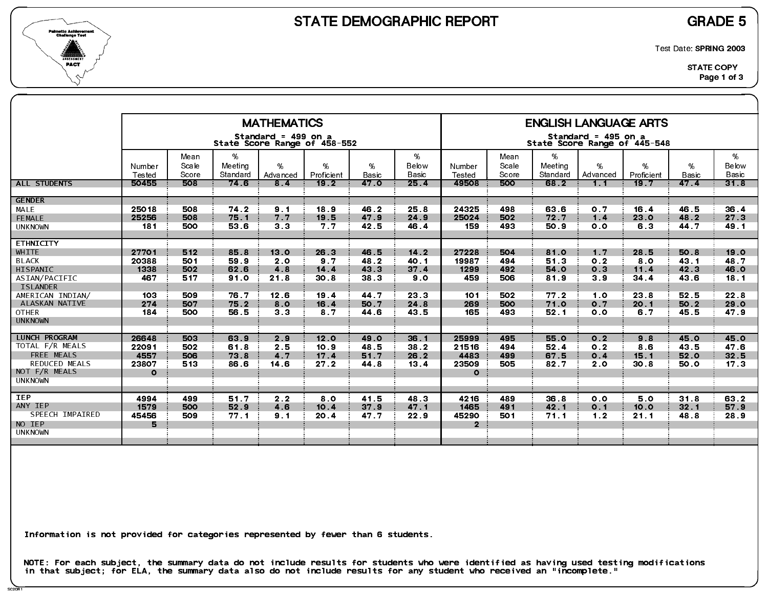# STATE DEMOGRAPHIC REPORT

## GRADE 5

Test Date: **SPRING 2003**

STATE COPY

| | MATHEMATICS Standard = 499 on a State Score Range of 458-552 | | | | | | | ENGLISH LANGUAGE ARTS Standard = 495 on a State Score Range of 445-548 | | | | | | |
|---|---|---|---|---|---|---|---|---|---|---|---|---|---|---|
| | Number Tested | Mean Scale Score | % Meeting Standard | % Advanced | % Proficient | % Basic | % Below Basic | Number Tested | Mean Scale Score | % Meeting Standard | % Advanced | % Proficient | % Basic | % Below Basic |
| ALL STUDENTS | 50455 | 508 | 74.6 | 8.4 | 19.2 | 47.0 | 25.4 | 49508 | 500 | 68.2 | 1.1 | 19.7 | 47.4 | 31.8 |
| GENDER | | | | | | | | | | | | | | |
| MALE | 25018 | 508 | 74.2 | 9.1 | 18.9 | 46.2 | 25.8 | 24325 | 498 | 63.6 | 0.7 | 16.4 | 46.5 | 36.4 |
| FEMALE | 25256 | 508 | 75.1 | 7.7 | 19.5 | 47.9 | 24.9 | 25024 | 502 | 72.7 | 1.4 | 23.0 | 48.2 | 27.3 |
| UNKNOWN | 181 | 500 | 53.6 | 3.3 | 7.7 | 42.5 | 46.4 | 159 | 493 | 50.9 | 0.0 | 6.3 | 44.7 | 49.1 |
| ETHNICITY | | | | | | | | | | | | | | |
| WHITE | 27701 | 512 | 85.8 | 13.0 | 26.3 | 46.5 | 14.2 | 27228 | 504 | 81.0 | 1.7 | 28.5 | 50.8 | 19.0 |
| BLACK | 20388 | 501 | 59.9 | 2.0 | 9.7 | 48.2 | 40.1 | 19987 | 494 | 51.3 | 0.2 | 8.0 | 43.1 | 48.7 |
| HISPANIC | 1338 | 502 | 62.6 | 4.8 | 14.4 | 43.3 | 37.4 | 1299 | 492 | 54.0 | 0.3 | 11.4 | 42.3 | 46.0 |
| ASIAN/PACIFIC ISLANDER | 467 | 517 | 91.0 | 21.8 | 30.8 | 38.3 | 9.0 | 459 | 506 | 81.9 | 3.9 | 34.4 | 43.6 | 18.1 |
| AMERICAN INDIAN/ ALASKAN NATIVE | 103 | 509 | 76.7 | 12.6 | 19.4 | 44.7 | 23.3 | 101 | 502 | 77.2 | 1.0 | 23.8 | 52.5 | 22.8 |
| | 274 | 507 | 75.2 | 8.0 | 16.4 | 50.7 | 24.8 | 269 | 500 | 71.0 | 0.7 | 20.1 | 50.2 | 29.0 |
| OTHER | 184 | 500 | 56.5 | 3.3 | 8.7 | 44.6 | 43.5 | 165 | 493 | 52.1 | 0.0 | 6.7 | 45.5 | 47.9 |
| UNKNOWN | | | | | | | | | | | | | | |
| LUNCH PROGRAM | 26648 | 503 | 63.9 | 2.9 | 12.0 | 49.0 | 36.1 | 25999 | 495 | 55.0 | 0.2 | 9.8 | 45.0 | 45.0 |
| TOTAL F/R MEALS | 22091 | 502 | 61.8 | 2.5 | 10.9 | 48.5 | 38.2 | 21516 | 494 | 52.4 | 0.2 | 8.6 | 43.5 | 47.6 |
| FREE MEALS | 4557 | 506 | 73.8 | 4.7 | 17.4 | 51.7 | 26.2 | 4483 | 499 | 67.5 | 0.4 | 15.1 | 52.0 | 32.5 |
| REDUCED MEALS | 23807 | 513 | 86.6 | 14.6 | 27.2 | 44.8 | 13.4 | 23509 | 505 | 82.7 | 2.0 | 30.8 | 50.0 | 17.3 |
| NOT F/R MEALS | 0 | | | | | | | 0 | | | | | | |
| UNKNOWN | | | | | | | | | | | | | | |
| IEP | 4994 | 499 | 51.7 | 2.2 | 8.0 | 41.5 | 48.3 | 4216 | 489 | 36.8 | 0.0 | 5.0 | 31.8 | 63.2 |
| ANY IEP | 1579 | 500 | 52.9 | 4.6 | 10.4 | 37.9 | 47.1 | 1465 | 491 | 42.1 | 0.1 | 10.0 | 32.1 | 57.9 |
| SPEECH IMPAIRED | 45456 | 509 | 77.1 | 9.1 | 20.4 | 47.7 | 22.9 | 45290 | 501 | 71.1 | 1.2 | 21.1 | 48.8 | 28.9 |
| NO IEP | 5 | | | | | | | 2 | | | | | | |
| UNKNOWN | | | | | | | | | | | | | | |

Information is not provided for categories represented by fewer than 6 students.

NOTE: For each subject, the summary data do not include results for students who were identified as having used testing modifications in that subject; for ELA, the summary data also do not include results for any student who received an "incomplete."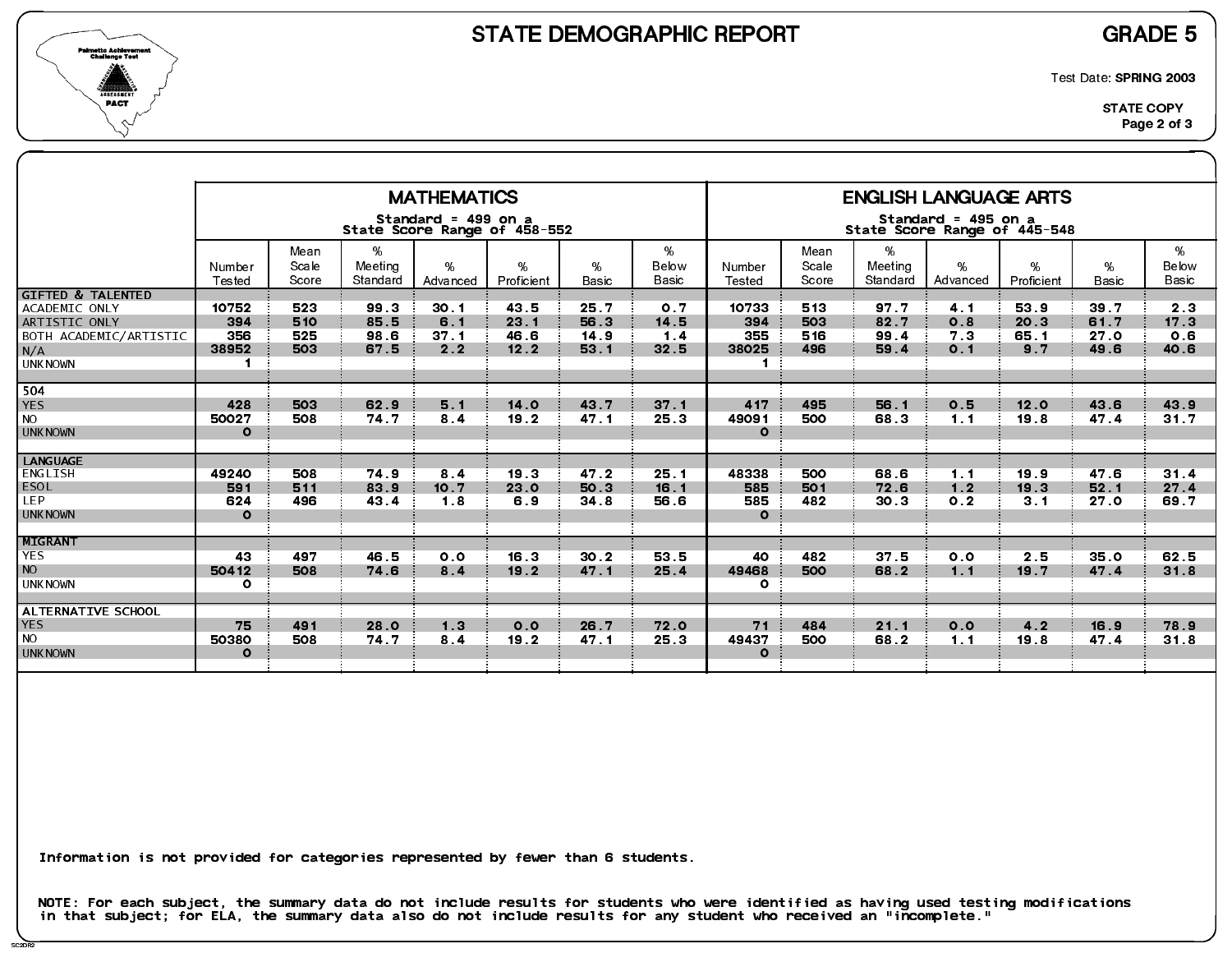# STATE DEMOGRAPHIC REPORT

## GRADE 5

Test Date: **SPRING 2003**

**STATE COPY**

| | MATHEMATICS Standard = 499 on a State Score Range of 458-552 | | | | | | | ENGLISH LANGUAGE ARTS Standard = 495 on a State Score Range of 445-548 | | | | | | |
|---|---|---|---|---|---|---|---|---|---|---|---|---|---|---|
| | Number Tested | Mean Scale Score | % Meeting Standard | % Advanced | % Proficient | % Basic | % Below Basic | Number Tested | Mean Scale Score | % Meeting Standard | % Advanced | % Proficient | % Basic | % Below Basic |
| **GIFTED & TALENTED** | | | | | | | | | | | | | | |
| ACADEMIC ONLY | 10752 | 523 | 99.3 | 30.1 | 43.5 | 25.7 | 0.7 | 10733 | 513 | 97.7 | 4.1 | 53.9 | 39.7 | 2.3 |
| ARTISTIC ONLY | 394 | 510 | 85.5 | 6.1 | 23.1 | 56.3 | 14.5 | 394 | 503 | 82.7 | 0.8 | 20.3 | 61.7 | 17.3 |
| BOTH ACADEMIC/ARTISTIC | 356 | 525 | 98.6 | 37.1 | 46.6 | 14.9 | 1.4 | 355 | 516 | 99.4 | 7.3 | 65.1 | 27.0 | 0.6 |
| N/A | 38952 | 503 | 67.5 | 2.2 | 12.2 | 53.1 | 32.5 | 38025 | 496 | 59.4 | 0.1 | 9.7 | 49.6 | 40.6 |
| UNKNOWN | 1 | | | | | | | 1 | | | | | | |
| **504** | | | | | | | | | | | | | | |
| YES | 428 | 503 | 62.9 | 5.1 | 14.0 | 43.7 | 37.1 | 417 | 495 | 56.1 | 0.5 | 12.0 | 43.6 | 43.9 |
| NO | 50027 | 508 | 74.7 | 8.4 | 19.2 | 47.1 | 25.3 | 49091 | 500 | 68.3 | 1.1 | 19.8 | 47.4 | 31.7 |
| UNKNOWN | 0 | | | | | | | 0 | | | | | | |
| **LANGUAGE** | | | | | | | | | | | | | | |
| ENGLISH | 49240 | 508 | 74.9 | 8.4 | 19.3 | 47.2 | 25.1 | 48338 | 500 | 68.6 | 1.1 | 19.9 | 47.6 | 31.4 |
| ESOL | 591 | 511 | 83.9 | 10.7 | 23.0 | 50.3 | 16.1 | 585 | 501 | 72.6 | 1.2 | 19.3 | 52.1 | 27.4 |
| LEP | 624 | 496 | 43.4 | 1.8 | 6.9 | 34.8 | 56.6 | 585 | 482 | 30.3 | 0.2 | 3.1 | 27.0 | 69.7 |
| UNKNOWN | 0 | | | | | | | 0 | | | | | | |
| **MIGRANT** | | | | | | | | | | | | | | |
| YES | 43 | 497 | 46.5 | 0.0 | 16.3 | 30.2 | 53.5 | 40 | 482 | 37.5 | 0.0 | 2.5 | 35.0 | 62.5 |
| NO | 50412 | 508 | 74.6 | 8.4 | 19.2 | 47.1 | 25.4 | 49468 | 500 | 68.2 | 1.1 | 19.7 | 47.4 | 31.8 |
| UNKNOWN | 0 | | | | | | | 0 | | | | | | |
| **ALTERNATIVE SCHOOL** | | | | | | | | | | | | | | |
| YES | 75 | 491 | 28.0 | 1.3 | 0.0 | 26.7 | 72.0 | 71 | 484 | 21.1 | 0.0 | 4.2 | 16.9 | 78.9 |
| NO | 50380 | 508 | 74.7 | 8.4 | 19.2 | 47.1 | 25.3 | 49437 | 500 | 68.2 | 1.1 | 19.8 | 47.4 | 31.8 |
| UNKNOWN | 0 | | | | | | | 0 | | | | | | |

Information is not provided for categories represented by fewer than 6 students.

NOTE: For each subject, the summary data do not include results for students who were identified as having used testing modifications in that subject; for ELA, the summary data also do not include results for any student who received an "incomplete."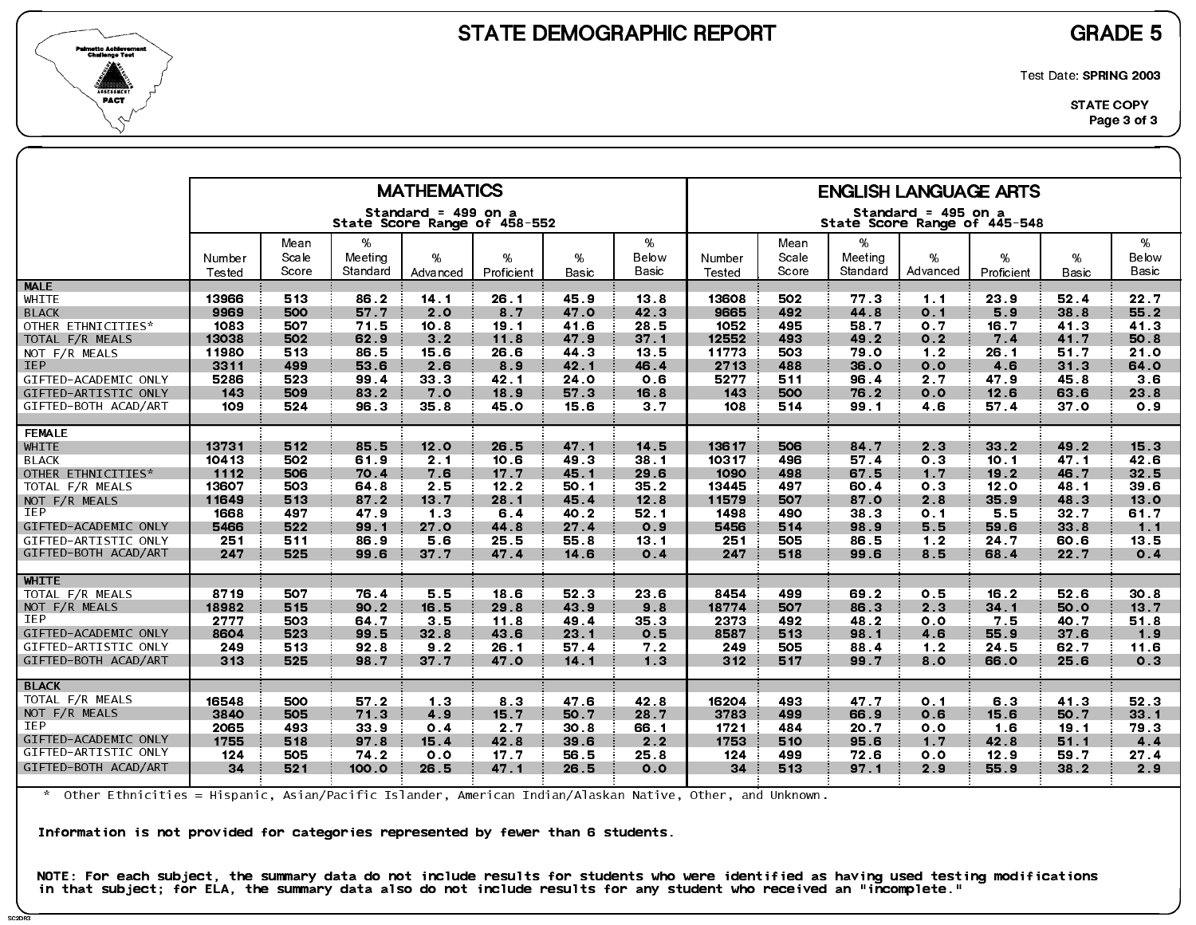# STATE DEMOGRAPHIC REPORT

## GRADE 5

Test Date: **SPRING 2003**

**STATE COPY**

| | MATHEMATICS<br>Standard = 499 on a State Score Range of 458-552 | | | | | | | ENGLISH LANGUAGE ARTS<br>Standard = 495 on a State Score Range of 445-548 | | | | | | |
|---|---|---|---|---|---|---|---|---|---|---|---|---|---|---|
| | Number Tested | Mean Scale Score | % Meeting Standard | % Advanced | % Proficient | % Basic | % Below Basic | Number Tested | Mean Scale Score | % Meeting Standard | % Advanced | % Proficient | % Basic | % Below Basic |
| **MALE** | | | | | | | | | | | | | | |
| WHITE | 13966 | 513 | 86.2 | 14.1 | 26.1 | 45.9 | 13.8 | 13608 | 502 | 77.3 | 1.1 | 23.9 | 52.4 | 22.7 |
| BLACK | 9969 | 500 | 57.7 | 2.0 | 8.7 | 47.0 | 42.3 | 9665 | 492 | 44.8 | 0.1 | 5.9 | 38.8 | 55.2 |
| OTHER ETHNICITIES* | 1083 | 507 | 71.5 | 10.8 | 19.1 | 41.6 | 28.5 | 1052 | 495 | 58.7 | 0.7 | 16.7 | 41.3 | 41.3 |
| TOTAL F/R MEALS | 13038 | 502 | 62.9 | 3.2 | 11.8 | 47.9 | 37.1 | 12552 | 493 | 49.2 | 0.2 | 7.4 | 41.7 | 50.8 |
| NOT F/R MEALS | 11980 | 513 | 86.5 | 15.6 | 26.6 | 44.3 | 13.5 | 11773 | 503 | 79.0 | 1.2 | 26.1 | 51.7 | 21.0 |
| IEP | 3311 | 499 | 53.6 | 2.6 | 8.9 | 42.1 | 46.4 | 2713 | 488 | 36.0 | 0.0 | 4.6 | 31.3 | 64.0 |
| GIFTED-ACADEMIC ONLY | 5286 | 523 | 99.4 | 33.3 | 42.1 | 24.0 | 0.6 | 5277 | 511 | 96.4 | 2.7 | 47.9 | 45.8 | 3.6 |
| GIFTED-ARTISTIC ONLY | 143 | 509 | 83.2 | 7.0 | 18.9 | 57.3 | 16.8 | 143 | 500 | 76.2 | 0.0 | 12.6 | 63.6 | 23.8 |
| GIFTED-BOTH ACAD/ART | 109 | 524 | 96.3 | 35.8 | 45.0 | 15.6 | 3.7 | 108 | 514 | 99.1 | 4.6 | 57.4 | 37.0 | 0.9 |
| **FEMALE** | | | | | | | | | | | | | | |
| WHITE | 13731 | 512 | 85.5 | 12.0 | 26.5 | 47.1 | 14.5 | 13617 | 506 | 84.7 | 2.3 | 33.2 | 49.2 | 15.3 |
| BLACK | 10413 | 502 | 61.9 | 2.1 | 10.6 | 49.3 | 38.1 | 10317 | 496 | 57.4 | 0.3 | 10.1 | 47.1 | 42.6 |
| OTHER ETHNICITIES* | 1112 | 506 | 70.4 | 7.6 | 17.7 | 45.1 | 29.6 | 1090 | 498 | 67.5 | 1.7 | 19.2 | 46.7 | 32.5 |
| TOTAL F/R MEALS | 13607 | 503 | 64.8 | 2.5 | 12.2 | 50.1 | 35.2 | 13445 | 497 | 60.4 | 0.3 | 12.0 | 48.1 | 39.6 |
| NOT F/R MEALS | 11649 | 513 | 87.2 | 13.7 | 28.1 | 45.4 | 12.8 | 11579 | 507 | 87.0 | 2.8 | 35.9 | 48.3 | 13.0 |
| IEP | 1668 | 497 | 47.9 | 1.3 | 6.4 | 40.2 | 52.1 | 1498 | 490 | 38.3 | 0.1 | 5.5 | 32.7 | 61.7 |
| GIFTED-ACADEMIC ONLY | 5466 | 522 | 99.1 | 27.0 | 44.8 | 27.4 | 0.9 | 5456 | 514 | 98.9 | 5.5 | 59.6 | 33.8 | 1.1 |
| GIFTED-ARTISTIC ONLY | 251 | 511 | 86.9 | 5.6 | 25.5 | 55.8 | 13.1 | 251 | 505 | 86.5 | 1.2 | 24.7 | 60.6 | 13.5 |
| GIFTED-BOTH ACAD/ART | 247 | 525 | 99.6 | 37.7 | 47.4 | 14.6 | 0.4 | 247 | 518 | 99.6 | 8.5 | 68.4 | 22.7 | 0.4 |
| **WHITE** | | | | | | | | | | | | | | |
| TOTAL F/R MEALS | 8719 | 507 | 76.4 | 5.5 | 18.6 | 52.3 | 23.6 | 8454 | 499 | 69.2 | 0.5 | 16.2 | 52.6 | 30.8 |
| NOT F/R MEALS | 18982 | 515 | 90.2 | 16.5 | 29.8 | 43.9 | 9.8 | 18774 | 507 | 86.3 | 2.3 | 34.1 | 50.0 | 13.7 |
| IEP | 2777 | 503 | 64.7 | 3.5 | 11.8 | 49.4 | 35.3 | 2373 | 492 | 48.2 | 0.0 | 7.5 | 40.7 | 51.8 |
| GIFTED-ACADEMIC ONLY | 8604 | 523 | 99.5 | 32.8 | 43.6 | 23.1 | 0.5 | 8587 | 513 | 98.1 | 4.6 | 55.9 | 37.6 | 1.9 |
| GIFTED-ARTISTIC ONLY | 249 | 513 | 92.8 | 9.2 | 26.1 | 57.4 | 7.2 | 249 | 505 | 88.4 | 1.2 | 24.5 | 62.7 | 11.6 |
| GIFTED-BOTH ACAD/ART | 313 | 525 | 98.7 | 37.7 | 47.0 | 14.1 | 1.3 | 312 | 517 | 99.7 | 8.0 | 66.0 | 25.6 | 0.3 |
| **BLACK** | | | | | | | | | | | | | | |
| TOTAL F/R MEALS | 16548 | 500 | 57.2 | 1.3 | 8.3 | 47.6 | 42.8 | 16204 | 493 | 47.7 | 0.1 | 6.3 | 41.3 | 52.3 |
| NOT F/R MEALS | 3840 | 505 | 71.3 | 4.9 | 15.7 | 50.7 | 28.7 | 3783 | 499 | 66.9 | 0.6 | 15.6 | 50.7 | 33.1 |
| IEP | 2065 | 493 | 33.9 | 0.4 | 2.7 | 30.8 | 66.1 | 1721 | 484 | 20.7 | 0.0 | 1.6 | 19.1 | 79.3 |
| GIFTED-ACADEMIC ONLY | 1755 | 518 | 97.8 | 15.4 | 42.8 | 39.6 | 2.2 | 1753 | 510 | 95.6 | 1.7 | 42.8 | 51.1 | 4.4 |
| GIFTED-ARTISTIC ONLY | 124 | 505 | 74.2 | 0.0 | 17.7 | 56.5 | 25.8 | 124 | 499 | 72.6 | 0.0 | 12.9 | 59.7 | 27.4 |
| GIFTED-BOTH ACAD/ART | 34 | 521 | 100.0 | 26.5 | 47.1 | 26.5 | 0.0 | 34 | 513 | 97.1 | 2.9 | 55.9 | 38.2 | 2.9 |

\* Other Ethnicities = Hispanic, Asian/Pacific Islander, American Indian/Alaskan Native, Other, and Unknown.

**Information is not provided for categories represented by fewer than 6 students.**

**NOTE: For each subject, the summary data do not include results for students who were identified as having used testing modifications in that subject; for ELA, the summary data also do not include results for any student who received an "incomplete."**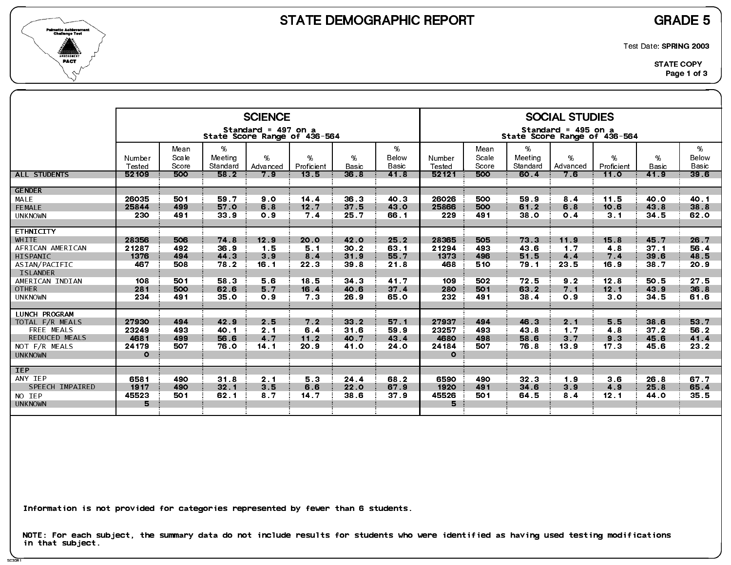# STATE DEMOGRAPHIC REPORT

## GRADE 5

Test Date: **SPRING 2003**

STATE COPY

| | SCIENCE (Standard = 497 on a State Score Range of 436-564) | | | | | | | SOCIAL STUDIES (Standard = 495 on a State Score Range of 436-564) | | | | | | |
|---|---|---|---|---|---|---|---|---|---|---|---|---|---|---|
| | Number Tested | Mean Scale Score | % Meeting Standard | % Advanced | % Proficient | % Basic | % Below Basic | Number Tested | Mean Scale Score | % Meeting Standard | % Advanced | % Proficient | % Basic | % Below Basic |
| ALL STUDENTS | 52109 | 500 | 58.2 | 7.9 | 13.5 | 36.8 | 41.8 | 52121 | 500 | 60.4 | 7.6 | 11.0 | 41.9 | 39.6 |
| **GENDER** | | | | | | | | | | | | | | |
| MALE | 26035 | 501 | 59.7 | 9.0 | 14.4 | 36.3 | 40.3 | 26026 | 500 | 59.9 | 8.4 | 11.5 | 40.0 | 40.1 |
| FEMALE | 25844 | 499 | 57.0 | 6.8 | 12.7 | 37.5 | 43.0 | 25866 | 500 | 61.2 | 6.8 | 10.6 | 43.8 | 38.8 |
| UNKNOWN | 230 | 491 | 33.9 | 0.9 | 7.4 | 25.7 | 66.1 | 229 | 491 | 38.0 | 0.4 | 3.1 | 34.5 | 62.0 |
| **ETHNICITY** | | | | | | | | | | | | | | |
| WHITE | 28356 | 506 | 74.8 | 12.9 | 20.0 | 42.0 | 25.2 | 28365 | 505 | 73.3 | 11.9 | 15.8 | 45.7 | 26.7 |
| AFRICAN AMERICAN | 21287 | 492 | 36.9 | 1.5 | 5.1 | 30.2 | 63.1 | 21294 | 493 | 43.6 | 1.7 | 4.8 | 37.1 | 56.4 |
| HISPANIC | 1376 | 494 | 44.3 | 3.9 | 8.4 | 31.9 | 55.7 | 1373 | 496 | 51.5 | 4.4 | 7.4 | 39.6 | 48.5 |
| ASIAN/PACIFIC ISLANDER | 467 | 508 | 78.2 | 16.1 | 22.3 | 39.8 | 21.8 | 468 | 510 | 79.1 | 23.5 | 16.9 | 38.7 | 20.9 |
| AMERICAN INDIAN | 108 | 501 | 58.3 | 5.6 | 18.5 | 34.3 | 41.7 | 109 | 502 | 72.5 | 9.2 | 12.8 | 50.5 | 27.5 |
| OTHER | 281 | 500 | 62.6 | 5.7 | 16.4 | 40.6 | 37.4 | 280 | 501 | 63.2 | 7.1 | 12.1 | 43.9 | 36.8 |
| UNKNOWN | 234 | 491 | 35.0 | 0.9 | 7.3 | 26.9 | 65.0 | 232 | 491 | 38.4 | 0.9 | 3.0 | 34.5 | 61.6 |
| **LUNCH PROGRAM** | | | | | | | | | | | | | | |
| TOTAL F/R MEALS | 27930 | 494 | 42.9 | 2.5 | 7.2 | 33.2 | 57.1 | 27937 | 494 | 46.3 | 2.1 | 5.5 | 38.6 | 53.7 |
| FREE MEALS | 23249 | 493 | 40.1 | 2.1 | 6.4 | 31.6 | 59.9 | 23257 | 493 | 43.8 | 1.7 | 4.8 | 37.2 | 56.2 |
| REDUCED MEALS | 4681 | 499 | 56.6 | 4.7 | 11.2 | 40.7 | 43.4 | 4680 | 498 | 58.6 | 3.7 | 9.3 | 45.6 | 41.4 |
| NOT F/R MEALS | 24179 | 507 | 76.0 | 14.1 | 20.9 | 41.0 | 24.0 | 24184 | 507 | 76.8 | 13.9 | 17.3 | 45.6 | 23.2 |
| UNKNOWN | 0 | | | | | | | 0 | | | | | | |
| **IEP** | | | | | | | | | | | | | | |
| ANY IEP | 6581 | 490 | 31.8 | 2.1 | 5.3 | 24.4 | 68.2 | 6590 | 490 | 32.3 | 1.9 | 3.6 | 26.8 | 67.7 |
| SPEECH IMPAIRED | 1917 | 490 | 32.1 | 3.5 | 6.6 | 22.0 | 67.9 | 1920 | 491 | 34.6 | 3.9 | 4.9 | 25.8 | 65.4 |
| NO IEP | 45523 | 501 | 62.1 | 8.7 | 14.7 | 38.6 | 37.9 | 45526 | 501 | 64.5 | 8.4 | 12.1 | 44.0 | 35.5 |
| UNKNOWN | 5 | | | | | | | 5 | | | | | | |

Information is not provided for categories represented by fewer than 6 students.

NOTE: For each subject, the summary data do not include results for students who were identified as having used testing modifications in that subject.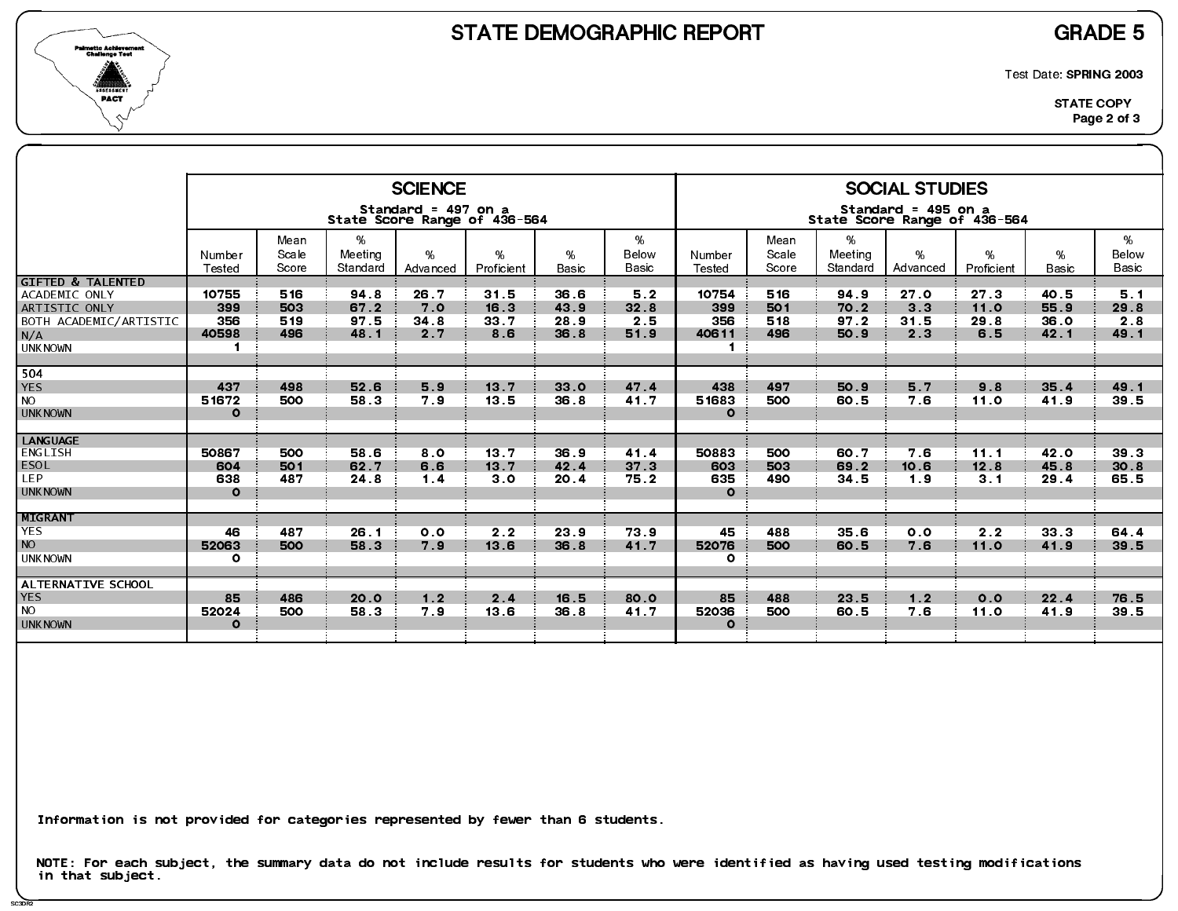# STATE DEMOGRAPHIC REPORT

## GRADE 5

Test Date: **SPRING 2003**

STATE COPY

| | SCIENCE | | | | | | | SOCIAL STUDIES | | | | | | |
|---|---|---|---|---|---|---|---|---|---|---|---|---|---|---|
| | Standard = 497 on a State Score Range of 436-564 | | | | | | | Standard = 495 on a State Score Range of 436-564 | | | | | | |
| | Number Tested | Mean Scale Score | % Meeting Standard | % Advanced | % Proficient | % Basic | % Below Basic | Number Tested | Mean Scale Score | % Meeting Standard | % Advanced | % Proficient | % Basic | % Below Basic |
| **GIFTED & TALENTED** | | | | | | | | | | | | | | |
| ACADEMIC ONLY | 10755 | 516 | 94.8 | 26.7 | 31.5 | 36.6 | 5.2 | 10754 | 516 | 94.9 | 27.0 | 27.3 | 40.5 | 5.1 |
| ARTISTIC ONLY | 399 | 503 | 67.2 | 7.0 | 16.3 | 43.9 | 32.8 | 399 | 501 | 70.2 | 3.3 | 11.0 | 55.9 | 29.8 |
| BOTH ACADEMIC/ARTISTIC | 356 | 519 | 97.5 | 34.8 | 33.7 | 28.9 | 2.5 | 356 | 518 | 97.2 | 31.5 | 29.8 | 36.0 | 2.8 |
| N/A | 40598 | 496 | 48.1 | 2.7 | 8.6 | 36.8 | 51.9 | 40611 | 496 | 50.9 | 2.3 | 6.5 | 42.1 | 49.1 |
| UNKNOWN | 1 | | | | | | | 1 | | | | | | |
| **504** | | | | | | | | | | | | | | |
| YES | 437 | 498 | 52.6 | 5.9 | 13.7 | 33.0 | 47.4 | 438 | 497 | 50.9 | 5.7 | 9.8 | 35.4 | 49.1 |
| NO | 51672 | 500 | 58.3 | 7.9 | 13.5 | 36.8 | 41.7 | 51683 | 500 | 60.5 | 7.6 | 11.0 | 41.9 | 39.5 |
| UNKNOWN | 0 | | | | | | | 0 | | | | | | |
| **LANGUAGE** | | | | | | | | | | | | | | |
| ENGLISH | 50867 | 500 | 58.6 | 8.0 | 13.7 | 36.9 | 41.4 | 50883 | 500 | 60.7 | 7.6 | 11.1 | 42.0 | 39.3 |
| ESOL | 604 | 501 | 62.7 | 6.6 | 13.7 | 42.4 | 37.3 | 603 | 503 | 69.2 | 10.6 | 12.8 | 45.8 | 30.8 |
| LEP | 638 | 487 | 24.8 | 1.4 | 3.0 | 20.4 | 75.2 | 635 | 490 | 34.5 | 1.9 | 3.1 | 29.4 | 65.5 |
| UNKNOWN | 0 | | | | | | | 0 | | | | | | |
| **MIGRANT** | | | | | | | | | | | | | | |
| YES | 46 | 487 | 26.1 | 0.0 | 2.2 | 23.9 | 73.9 | 45 | 488 | 35.6 | 0.0 | 2.2 | 33.3 | 64.4 |
| NO | 52063 | 500 | 58.3 | 7.9 | 13.6 | 36.8 | 41.7 | 52076 | 500 | 60.5 | 7.6 | 11.0 | 41.9 | 39.5 |
| UNKNOWN | 0 | | | | | | | 0 | | | | | | |
| **ALTERNATIVE SCHOOL** | | | | | | | | | | | | | | |
| YES | 85 | 486 | 20.0 | 1.2 | 2.4 | 16.5 | 80.0 | 85 | 488 | 23.5 | 1.2 | 0.0 | 22.4 | 76.5 |
| NO | 52024 | 500 | 58.3 | 7.9 | 13.6 | 36.8 | 41.7 | 52036 | 500 | 60.5 | 7.6 | 11.0 | 41.9 | 39.5 |
| UNKNOWN | 0 | | | | | | | 0 | | | | | | |

Information is not provided for categories represented by fewer than 6 students.

NOTE: For each subject, the summary data do not include results for students who were identified as having used testing modifications in that subject.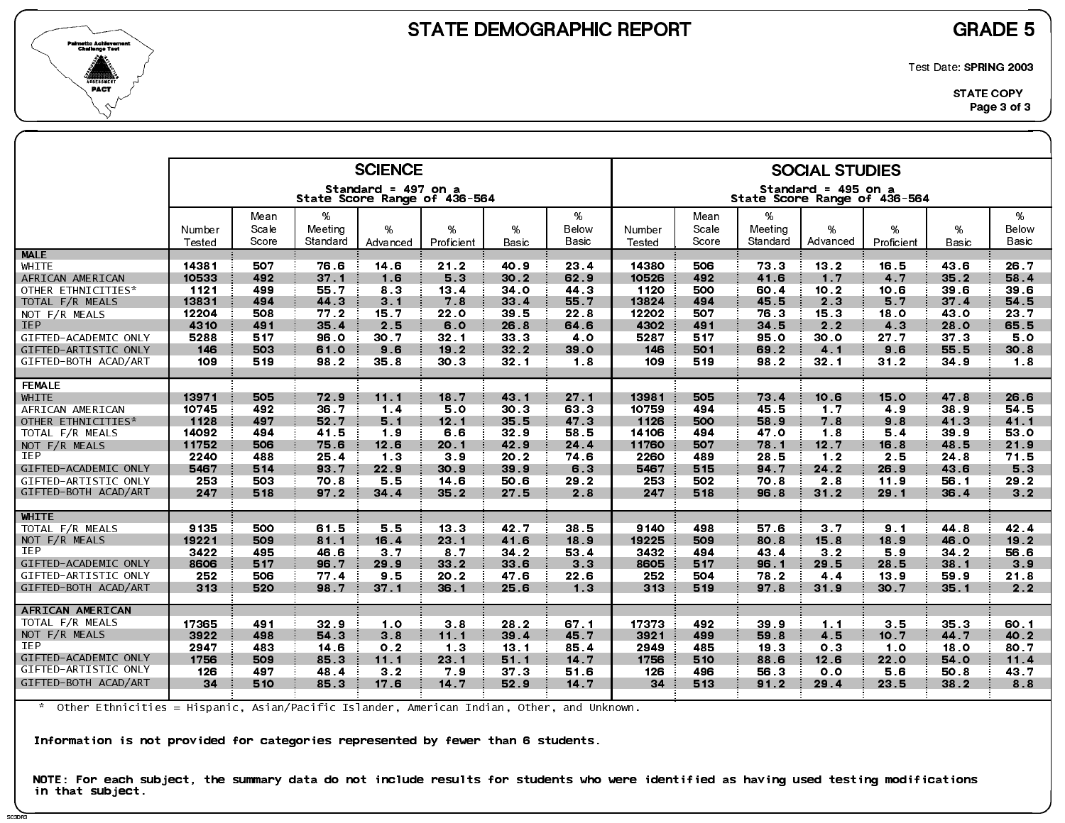# STATE DEMOGRAPHIC REPORT

**GRADE 5**

Test Date: **SPRING 2003**

STATE COPY

| | SCIENCE (Standard = 497 on a State Score Range of 436-564) | | | | | | | SOCIAL STUDIES (Standard = 495 on a State Score Range of 436-564) | | | | | | |
|---|---|---|---|---|---|---|---|---|---|---|---|---|---|---|
| | Number Tested | Mean Scale Score | % Meeting Standard | % Advanced | % Proficient | % Basic | % Below Basic | Number Tested | Mean Scale Score | % Meeting Standard | % Advanced | % Proficient | % Basic | % Below Basic |
| **MALE** | | | | | | | | | | | | | | |
| WHITE | 14381 | 507 | 76.6 | 14.6 | 21.2 | 40.9 | 23.4 | 14380 | 506 | 73.3 | 13.2 | 16.5 | 43.6 | 26.7 |
| AFRICAN AMERICAN | 10533 | 492 | 37.1 | 1.6 | 5.3 | 30.2 | 62.9 | 10526 | 492 | 41.6 | 1.7 | 4.7 | 35.2 | 58.4 |
| OTHER ETHNICITIES* | 1121 | 499 | 55.7 | 8.3 | 13.4 | 34.0 | 44.3 | 1120 | 500 | 60.4 | 10.2 | 10.6 | 39.6 | 39.6 |
| TOTAL F/R MEALS | 13831 | 494 | 44.3 | 3.1 | 7.8 | 33.4 | 55.7 | 13824 | 494 | 45.5 | 2.3 | 5.7 | 37.4 | 54.5 |
| NOT F/R MEALS | 12204 | 508 | 77.2 | 15.7 | 22.0 | 39.5 | 22.8 | 12202 | 507 | 76.3 | 15.3 | 18.0 | 43.0 | 23.7 |
| IEP | 4310 | 491 | 35.4 | 2.5 | 6.0 | 26.8 | 64.6 | 4302 | 491 | 34.5 | 2.2 | 4.3 | 28.0 | 65.5 |
| GIFTED-ACADEMIC ONLY | 5288 | 517 | 96.0 | 30.7 | 32.1 | 33.3 | 4.0 | 5287 | 517 | 95.0 | 30.0 | 27.7 | 37.3 | 5.0 |
| GIFTED-ARTISTIC ONLY | 146 | 503 | 61.0 | 9.6 | 19.2 | 32.2 | 39.0 | 146 | 501 | 69.2 | 4.1 | 9.6 | 55.5 | 30.8 |
| GIFTED-BOTH ACAD/ART | 109 | 519 | 98.2 | 35.8 | 30.3 | 32.1 | 1.8 | 109 | 519 | 98.2 | 32.1 | 31.2 | 34.9 | 1.8 |
| **FEMALE** | | | | | | | | | | | | | | |
| WHITE | 13971 | 505 | 72.9 | 11.1 | 18.7 | 43.1 | 27.1 | 13981 | 505 | 73.4 | 10.6 | 15.0 | 47.8 | 26.6 |
| AFRICAN AMERICAN | 10745 | 492 | 36.7 | 1.4 | 5.0 | 30.3 | 63.3 | 10759 | 494 | 45.5 | 1.7 | 4.9 | 38.9 | 54.5 |
| OTHER ETHNICITIES* | 1128 | 497 | 52.7 | 5.1 | 12.1 | 35.5 | 47.3 | 1126 | 500 | 58.9 | 7.8 | 9.8 | 41.3 | 41.1 |
| TOTAL F/R MEALS | 14092 | 494 | 41.5 | 1.9 | 6.6 | 32.9 | 58.5 | 14106 | 494 | 47.0 | 1.8 | 5.4 | 39.9 | 53.0 |
| NOT F/R MEALS | 11752 | 506 | 75.6 | 12.6 | 20.1 | 42.9 | 24.4 | 11760 | 507 | 78.1 | 12.7 | 16.8 | 48.5 | 21.9 |
| IEP | 2240 | 488 | 25.4 | 1.3 | 3.9 | 20.2 | 74.6 | 2260 | 489 | 28.5 | 1.2 | 2.5 | 24.8 | 71.5 |
| GIFTED-ACADEMIC ONLY | 5467 | 514 | 93.7 | 22.9 | 30.9 | 39.9 | 6.3 | 5467 | 515 | 94.7 | 24.2 | 26.9 | 43.6 | 5.3 |
| GIFTED-ARTISTIC ONLY | 253 | 503 | 70.8 | 5.5 | 14.6 | 50.6 | 29.2 | 253 | 502 | 70.8 | 2.8 | 11.9 | 56.1 | 29.2 |
| GIFTED-BOTH ACAD/ART | 247 | 518 | 97.2 | 34.4 | 35.2 | 27.5 | 2.8 | 247 | 518 | 96.8 | 31.2 | 29.1 | 36.4 | 3.2 |
| **WHITE** | | | | | | | | | | | | | | |
| TOTAL F/R MEALS | 9135 | 500 | 61.5 | 5.5 | 13.3 | 42.7 | 38.5 | 9140 | 498 | 57.6 | 3.7 | 9.1 | 44.8 | 42.4 |
| NOT F/R MEALS | 19221 | 509 | 81.1 | 16.4 | 23.1 | 41.6 | 18.9 | 19225 | 509 | 80.8 | 15.8 | 18.9 | 46.0 | 19.2 |
| IEP | 3422 | 495 | 46.6 | 3.7 | 8.7 | 34.2 | 53.4 | 3432 | 494 | 43.4 | 3.2 | 5.9 | 34.2 | 56.6 |
| GIFTED-ACADEMIC ONLY | 8606 | 517 | 96.7 | 29.9 | 33.2 | 33.6 | 3.3 | 8605 | 517 | 96.1 | 29.5 | 28.5 | 38.1 | 3.9 |
| GIFTED-ARTISTIC ONLY | 252 | 506 | 77.4 | 9.5 | 20.2 | 47.6 | 22.6 | 252 | 504 | 78.2 | 4.4 | 13.9 | 59.9 | 21.8 |
| GIFTED-BOTH ACAD/ART | 313 | 520 | 98.7 | 37.1 | 36.1 | 25.6 | 1.3 | 313 | 519 | 97.8 | 31.9 | 30.7 | 35.1 | 2.2 |
| **AFRICAN AMERICAN** | | | | | | | | | | | | | | |
| TOTAL F/R MEALS | 17365 | 491 | 32.9 | 1.0 | 3.8 | 28.2 | 67.1 | 17373 | 492 | 39.9 | 1.1 | 3.5 | 35.3 | 60.1 |
| NOT F/R MEALS | 3922 | 498 | 54.3 | 3.8 | 11.1 | 39.4 | 45.7 | 3921 | 499 | 59.8 | 4.5 | 10.7 | 44.7 | 40.2 |
| IEP | 2947 | 483 | 14.6 | 0.2 | 1.3 | 13.1 | 85.4 | 2949 | 485 | 19.3 | 0.3 | 1.0 | 18.0 | 80.7 |
| GIFTED-ACADEMIC ONLY | 1756 | 509 | 85.3 | 11.1 | 23.1 | 51.1 | 14.7 | 1756 | 510 | 88.6 | 12.6 | 22.0 | 54.0 | 11.4 |
| GIFTED-ARTISTIC ONLY | 126 | 497 | 48.4 | 3.2 | 7.9 | 37.3 | 51.6 | 126 | 496 | 56.3 | 0.0 | 5.6 | 50.8 | 43.7 |
| GIFTED-BOTH ACAD/ART | 34 | 510 | 85.3 | 17.6 | 14.7 | 52.9 | 14.7 | 34 | 513 | 91.2 | 29.4 | 23.5 | 38.2 | 8.8 |

\* Other Ethnicities = Hispanic, Asian/Pacific Islander, American Indian, Other, and Unknown.

**Information is not provided for categories represented by fewer than 6 students.**

**NOTE: For each subject, the summary data do not include results for students who were identified as having used testing modifications in that subject.**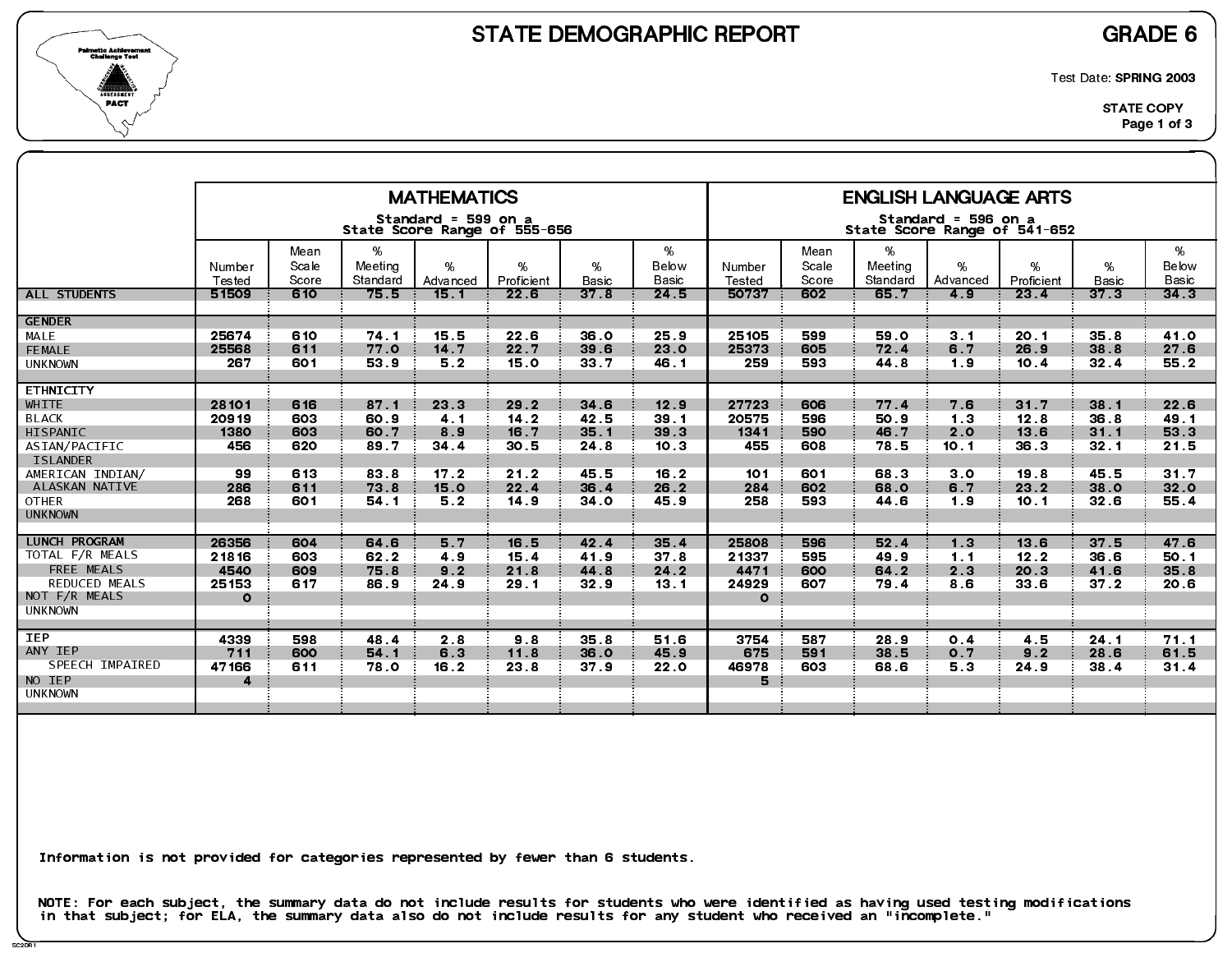# STATE DEMOGRAPHIC REPORT

## GRADE 6

Test Date: **SPRING 2003**

STATE COPY

| | MATHEMATICS Standard = 599 on a State Score Range of 555-656 | | | | | | | ENGLISH LANGUAGE ARTS Standard = 596 on a State Score Range of 541-652 | | | | | | |
|---|---|---|---|---|---|---|---|---|---|---|---|---|---|---|
| | Number Tested | Mean Scale Score | % Meeting Standard | % Advanced | % Proficient | % Basic | % Below Basic | Number Tested | Mean Scale Score | % Meeting Standard | % Advanced | % Proficient | % Basic | % Below Basic |
| ALL STUDENTS | 51509 | 610 | 75.5 | 15.1 | 22.6 | 37.8 | 24.5 | 50737 | 602 | 65.7 | 4.9 | 23.4 | 37.3 | 34.3 |
| **GENDER** | | | | | | | | | | | | | | |
| MALE | 25674 | 610 | 74.1 | 15.5 | 22.6 | 36.0 | 25.9 | 25105 | 599 | 59.0 | 3.1 | 20.1 | 35.8 | 41.0 |
| FEMALE | 25568 | 611 | 77.0 | 14.7 | 22.7 | 39.6 | 23.0 | 25373 | 605 | 72.4 | 6.7 | 26.9 | 38.8 | 27.6 |
| UNKNOWN | 267 | 601 | 53.9 | 5.2 | 15.0 | 33.7 | 46.1 | 259 | 593 | 44.8 | 1.9 | 10.4 | 32.4 | 55.2 |
| **ETHNICITY** | | | | | | | | | | | | | | |
| WHITE | 28101 | 616 | 87.1 | 23.3 | 29.2 | 34.6 | 12.9 | 27723 | 606 | 77.4 | 7.6 | 31.7 | 38.1 | 22.6 |
| BLACK | 20919 | 603 | 60.9 | 4.1 | 14.2 | 42.5 | 39.1 | 20575 | 596 | 50.9 | 1.3 | 12.8 | 36.8 | 49.1 |
| HISPANIC | 1380 | 603 | 60.7 | 8.9 | 16.7 | 35.1 | 39.3 | 1341 | 590 | 46.7 | 2.0 | 13.6 | 31.1 | 53.3 |
| ASIAN/PACIFIC ISLANDER | 456 | 620 | 89.7 | 34.4 | 30.5 | 24.8 | 10.3 | 455 | 608 | 78.5 | 10.1 | 36.3 | 32.1 | 21.5 |
| AMERICAN INDIAN/ ALASKAN NATIVE | 99 | 613 | 83.8 | 17.2 | 21.2 | 45.5 | 16.2 | 101 | 601 | 68.3 | 3.0 | 19.8 | 45.5 | 31.7 |
| OTHER | 286 | 611 | 73.8 | 15.0 | 22.4 | 36.4 | 26.2 | 284 | 602 | 68.0 | 6.7 | 23.2 | 38.0 | 32.0 |
| UNKNOWN | 268 | 601 | 54.1 | 5.2 | 14.9 | 34.0 | 45.9 | 258 | 593 | 44.6 | 1.9 | 10.1 | 32.6 | 55.4 |
| **LUNCH PROGRAM** | | | | | | | | | | | | | | |
| TOTAL F/R MEALS | 26356 | 604 | 64.6 | 5.7 | 16.5 | 42.4 | 35.4 | 25808 | 596 | 52.4 | 1.3 | 13.6 | 37.5 | 47.6 |
| FREE MEALS | 21816 | 603 | 62.2 | 4.9 | 15.4 | 41.9 | 37.8 | 21337 | 595 | 49.9 | 1.1 | 12.2 | 36.6 | 50.1 |
| REDUCED MEALS | 4540 | 609 | 75.8 | 9.2 | 21.8 | 44.8 | 24.2 | 4471 | 600 | 64.2 | 2.3 | 20.3 | 41.6 | 35.8 |
| NOT F/R MEALS | 25153 | 617 | 86.9 | 24.9 | 29.1 | 32.9 | 13.1 | 24929 | 607 | 79.4 | 8.6 | 33.6 | 37.2 | 20.6 |
| UNKNOWN | 0 | | | | | | | 0 | | | | | | |
| **IEP** | | | | | | | | | | | | | | |
| ANY IEP | 4339 | 598 | 48.4 | 2.8 | 9.8 | 35.8 | 51.6 | 3754 | 587 | 28.9 | 0.4 | 4.5 | 24.1 | 71.1 |
| SPEECH IMPAIRED | 711 | 600 | 54.1 | 6.3 | 11.8 | 36.0 | 45.9 | 675 | 591 | 38.5 | 0.7 | 9.2 | 28.6 | 61.5 |
| NO IEP | 47166 | 611 | 78.0 | 16.2 | 23.8 | 37.9 | 22.0 | 46978 | 603 | 68.6 | 5.3 | 24.9 | 38.4 | 31.4 |
| UNKNOWN | 4 | | | | | | | 5 | | | | | | |

Information is not provided for categories represented by fewer than 6 students.

NOTE: For each subject, the summary data do not include results for students who were identified as having used testing modifications in that subject; for ELA, the summary data also do not include results for any student who received an "incomplete."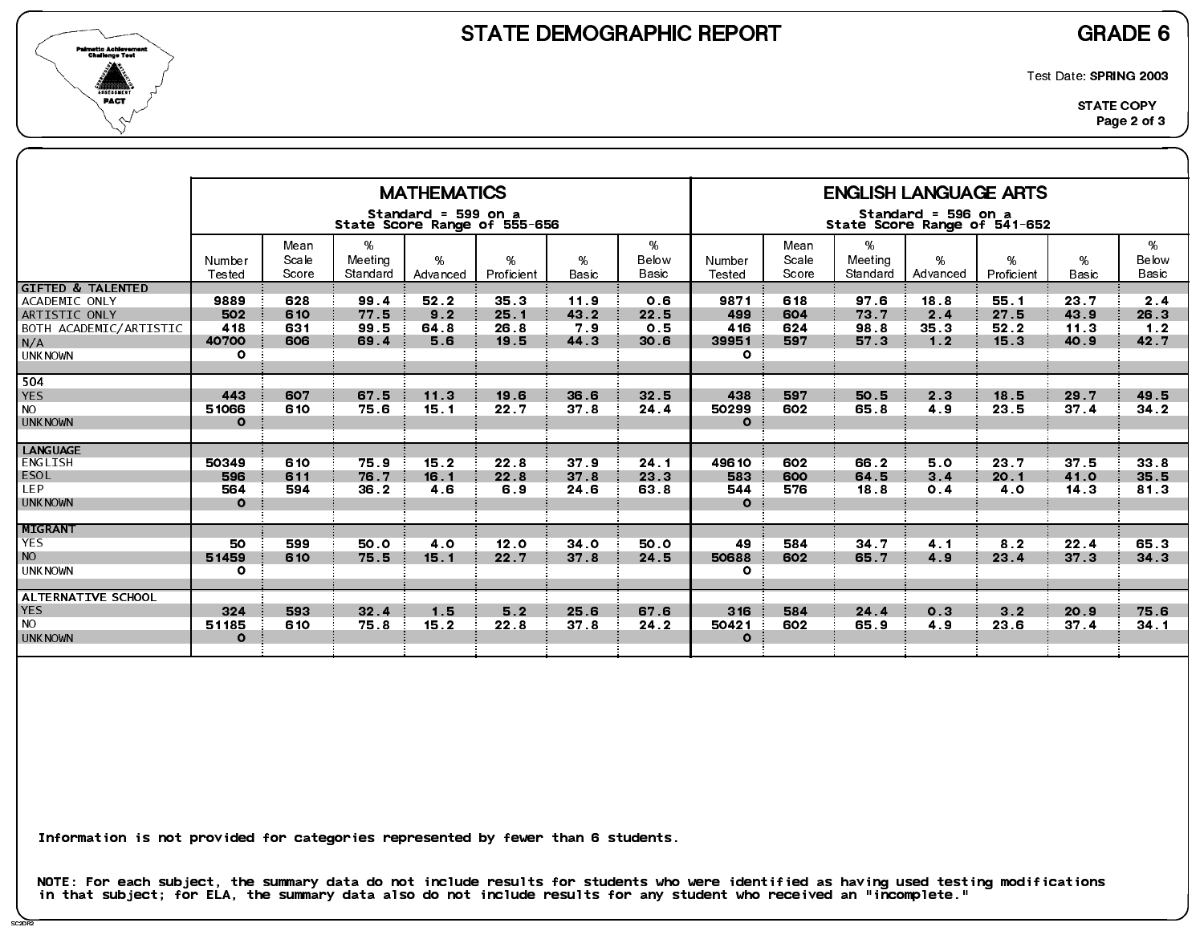# STATE DEMOGRAPHIC REPORT

## GRADE 6

Test Date: **SPRING 2003**

**STATE COPY**

| | MATHEMATICS Standard = 599 on a State Score Range of 555-656 | | | | | | | ENGLISH LANGUAGE ARTS Standard = 596 on a State Score Range of 541-652 | | | | | | |
|---|---|---|---|---|---|---|---|---|---|---|---|---|---|---|
| | Number Tested | Mean Scale Score | % Meeting Standard | % Advanced | % Proficient | % Basic | % Below Basic | Number Tested | Mean Scale Score | % Meeting Standard | % Advanced | % Proficient | % Basic | % Below Basic |
| **GIFTED & TALENTED** | | | | | | | | | | | | | | |
| ACADEMIC ONLY | 9889 | 628 | 99.4 | 52.2 | 35.3 | 11.9 | 0.6 | 9871 | 618 | 97.6 | 18.8 | 55.1 | 23.7 | 2.4 |
| ARTISTIC ONLY | 502 | 610 | 77.5 | 9.2 | 25.1 | 43.2 | 22.5 | 499 | 604 | 73.7 | 2.4 | 27.5 | 43.9 | 26.3 |
| BOTH ACADEMIC/ARTISTIC | 418 | 631 | 99.5 | 64.8 | 26.8 | 7.9 | 0.5 | 416 | 624 | 98.8 | 35.3 | 52.2 | 11.3 | 1.2 |
| N/A | 40700 | 606 | 69.4 | 5.6 | 19.5 | 44.3 | 30.6 | 39951 | 597 | 57.3 | 1.2 | 15.3 | 40.9 | 42.7 |
| UNKNOWN | 0 | | | | | | | 0 | | | | | | |
| **504** | | | | | | | | | | | | | | |
| YES | 443 | 607 | 67.5 | 11.3 | 19.6 | 36.6 | 32.5 | 438 | 597 | 50.5 | 2.3 | 18.5 | 29.7 | 49.5 |
| NO | 51066 | 610 | 75.6 | 15.1 | 22.7 | 37.8 | 24.4 | 50299 | 602 | 65.8 | 4.9 | 23.5 | 37.4 | 34.2 |
| UNKNOWN | 0 | | | | | | | 0 | | | | | | |
| **LANGUAGE** | | | | | | | | | | | | | | |
| ENGLISH | 50349 | 610 | 75.9 | 15.2 | 22.8 | 37.9 | 24.1 | 49610 | 602 | 66.2 | 5.0 | 23.7 | 37.5 | 33.8 |
| ESOL | 596 | 611 | 76.7 | 16.1 | 22.8 | 37.8 | 23.3 | 583 | 600 | 64.5 | 3.4 | 20.1 | 41.0 | 35.5 |
| LEP | 564 | 594 | 36.2 | 4.6 | 6.9 | 24.6 | 63.8 | 544 | 576 | 18.8 | 0.4 | 4.0 | 14.3 | 81.3 |
| UNKNOWN | 0 | | | | | | | 0 | | | | | | |
| **MIGRANT** | | | | | | | | | | | | | | |
| YES | 50 | 599 | 50.0 | 4.0 | 12.0 | 34.0 | 50.0 | 49 | 584 | 34.7 | 4.1 | 8.2 | 22.4 | 65.3 |
| NO | 51459 | 610 | 75.5 | 15.1 | 22.7 | 37.8 | 24.5 | 50688 | 602 | 65.7 | 4.9 | 23.4 | 37.3 | 34.3 |
| UNKNOWN | 0 | | | | | | | 0 | | | | | | |
| **ALTERNATIVE SCHOOL** | | | | | | | | | | | | | | |
| YES | 324 | 593 | 32.4 | 1.5 | 5.2 | 25.6 | 67.6 | 316 | 584 | 24.4 | 0.3 | 3.2 | 20.9 | 75.6 |
| NO | 51185 | 610 | 75.8 | 15.2 | 22.8 | 37.8 | 24.2 | 50421 | 602 | 65.9 | 4.9 | 23.6 | 37.4 | 34.1 |
| UNKNOWN | 0 | | | | | | | 0 | | | | | | |

Information is not provided for categories represented by fewer than 6 students.

NOTE: For each subject, the summary data do not include results for students who were identified as having used testing modifications in that subject; for ELA, the summary data also do not include results for any student who received an "incomplete."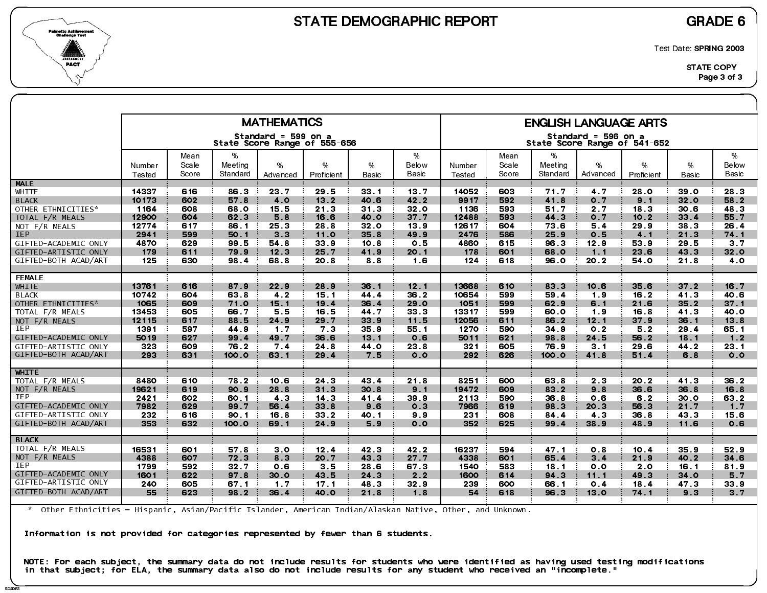# STATE DEMOGRAPHIC REPORT

## GRADE 6

Test Date: **SPRING 2003**

**STATE COPY**

| | MATHEMATICS Standard = 599 on a State Score Range of 555-656 | | | | | | | ENGLISH LANGUAGE ARTS Standard = 596 on a State Score Range of 541-652 | | | | | | |
|---|---|---|---|---|---|---|---|---|---|---|---|---|---|---|
| | Number Tested | Mean Scale Score | % Meeting Standard | % Advanced | % Proficient | % Basic | % Below Basic | Number Tested | Mean Scale Score | % Meeting Standard | % Advanced | % Proficient | % Basic | % Below Basic |
| **MALE** | | | | | | | | | | | | | | |
| WHITE | 14337 | 616 | 86.3 | 23.7 | 29.5 | 33.1 | 13.7 | 14052 | 603 | 71.7 | 4.7 | 28.0 | 39.0 | 28.3 |
| BLACK | 10173 | 602 | 57.8 | 4.0 | 13.2 | 40.6 | 42.2 | 9917 | 592 | 41.8 | 0.7 | 9.1 | 32.0 | 58.2 |
| OTHER ETHNICITIES* | 1164 | 608 | 68.0 | 15.5 | 21.3 | 31.3 | 32.0 | 1136 | 593 | 51.7 | 2.7 | 18.3 | 30.6 | 48.3 |
| TOTAL F/R MEALS | 12900 | 604 | 62.3 | 5.8 | 16.6 | 40.0 | 37.7 | 12488 | 593 | 44.3 | 0.7 | 10.2 | 33.4 | 55.7 |
| NOT F/R MEALS | 12774 | 617 | 86.1 | 25.3 | 28.8 | 32.0 | 13.9 | 12617 | 604 | 73.6 | 5.4 | 29.9 | 38.3 | 26.4 |
| IEP | 2941 | 599 | 50.1 | 3.3 | 11.0 | 35.8 | 49.9 | 2476 | 586 | 25.9 | 0.5 | 4.1 | 21.3 | 74.1 |
| GIFTED-ACADEMIC ONLY | 4870 | 629 | 99.5 | 54.8 | 33.9 | 10.8 | 0.5 | 4860 | 615 | 96.3 | 12.9 | 53.9 | 29.5 | 3.7 |
| GIFTED-ARTISTIC ONLY | 179 | 611 | 79.9 | 12.3 | 25.7 | 41.9 | 20.1 | 178 | 601 | 68.0 | 1.1 | 23.6 | 43.3 | 32.0 |
| GIFTED-BOTH ACAD/ART | 125 | 630 | 98.4 | 68.8 | 20.8 | 8.8 | 1.6 | 124 | 618 | 96.0 | 20.2 | 54.0 | 21.8 | 4.0 |
| **FEMALE** | | | | | | | | | | | | | | |
| WHITE | 13761 | 616 | 87.9 | 22.9 | 28.9 | 36.1 | 12.1 | 13668 | 610 | 83.3 | 10.6 | 35.6 | 37.2 | 16.7 |
| BLACK | 10742 | 604 | 63.8 | 4.2 | 15.1 | 44.4 | 36.2 | 10654 | 599 | 59.4 | 1.9 | 16.2 | 41.3 | 40.6 |
| OTHER ETHNICITIES* | 1065 | 609 | 71.0 | 15.1 | 19.4 | 36.4 | 29.0 | 1051 | 599 | 62.9 | 6.1 | 21.6 | 35.2 | 37.1 |
| TOTAL F/R MEALS | 13453 | 605 | 66.7 | 5.5 | 16.5 | 44.7 | 33.3 | 13317 | 599 | 60.0 | 1.9 | 16.8 | 41.3 | 40.0 |
| NOT F/R MEALS | 12115 | 617 | 88.5 | 24.9 | 29.7 | 33.9 | 11.5 | 12056 | 611 | 86.2 | 12.1 | 37.9 | 36.1 | 13.8 |
| IEP | 1391 | 597 | 44.9 | 1.7 | 7.3 | 35.9 | 55.1 | 1270 | 590 | 34.9 | 0.2 | 5.2 | 29.4 | 65.1 |
| GIFTED-ACADEMIC ONLY | 5019 | 627 | 99.4 | 49.7 | 36.6 | 13.1 | 0.6 | 5011 | 621 | 98.8 | 24.5 | 56.2 | 18.1 | 1.2 |
| GIFTED-ARTISTIC ONLY | 323 | 609 | 76.2 | 7.4 | 24.8 | 44.0 | 23.8 | 321 | 605 | 76.9 | 3.1 | 29.6 | 44.2 | 23.1 |
| GIFTED-BOTH ACAD/ART | 293 | 631 | 100.0 | 63.1 | 29.4 | 7.5 | 0.0 | 292 | 626 | 100.0 | 41.8 | 51.4 | 6.8 | 0.0 |
| **WHITE** | | | | | | | | | | | | | | |
| TOTAL F/R MEALS | 8480 | 610 | 78.2 | 10.6 | 24.3 | 43.4 | 21.8 | 8251 | 600 | 63.8 | 2.3 | 20.2 | 41.3 | 36.2 |
| NOT F/R MEALS | 19621 | 619 | 90.9 | 28.8 | 31.3 | 30.8 | 9.1 | 19472 | 609 | 83.2 | 9.8 | 36.6 | 36.8 | 16.8 |
| IEP | 2421 | 602 | 60.1 | 4.3 | 14.3 | 41.4 | 39.9 | 2113 | 590 | 36.8 | 0.6 | 6.2 | 30.0 | 63.2 |
| GIFTED-ACADEMIC ONLY | 7982 | 629 | 99.7 | 56.4 | 33.8 | 9.6 | 0.3 | 7966 | 619 | 98.3 | 20.3 | 56.3 | 21.7 | 1.7 |
| GIFTED-ARTISTIC ONLY | 232 | 616 | 90.1 | 16.8 | 33.2 | 40.1 | 9.9 | 231 | 608 | 84.4 | 4.3 | 36.8 | 43.3 | 15.6 |
| GIFTED-BOTH ACAD/ART | 353 | 632 | 100.0 | 69.1 | 24.9 | 5.9 | 0.0 | 352 | 625 | 99.4 | 38.9 | 48.9 | 11.6 | 0.6 |
| **BLACK** | | | | | | | | | | | | | | |
| TOTAL F/R MEALS | 16531 | 601 | 57.8 | 3.0 | 12.4 | 42.3 | 42.2 | 16237 | 594 | 47.1 | 0.8 | 10.4 | 35.9 | 52.9 |
| NOT F/R MEALS | 4388 | 607 | 72.3 | 8.3 | 20.7 | 43.3 | 27.7 | 4338 | 601 | 65.4 | 3.4 | 21.9 | 40.2 | 34.6 |
| IEP | 1799 | 592 | 32.7 | 0.6 | 3.5 | 28.6 | 67.3 | 1540 | 583 | 18.1 | 0.0 | 2.0 | 16.1 | 81.9 |
| GIFTED-ACADEMIC ONLY | 1601 | 622 | 97.8 | 30.0 | 43.5 | 24.3 | 2.2 | 1600 | 614 | 94.3 | 11.1 | 49.3 | 34.0 | 5.7 |
| GIFTED-ARTISTIC ONLY | 240 | 605 | 67.1 | 1.7 | 17.1 | 48.3 | 32.9 | 239 | 600 | 66.1 | 0.4 | 18.4 | 47.3 | 33.9 |
| GIFTED-BOTH ACAD/ART | 55 | 623 | 98.2 | 36.4 | 40.0 | 21.8 | 1.8 | 54 | 618 | 96.3 | 13.0 | 74.1 | 9.3 | 3.7 |

\* Other Ethnicities = Hispanic, Asian/Pacific Islander, American Indian/Alaskan Native, Other, and Unknown.

**Information is not provided for categories represented by fewer than 6 students.**

**NOTE: For each subject, the summary data do not include results for students who were identified as having used testing modifications in that subject; for ELA, the summary data also do not include results for any student who received an "incomplete."**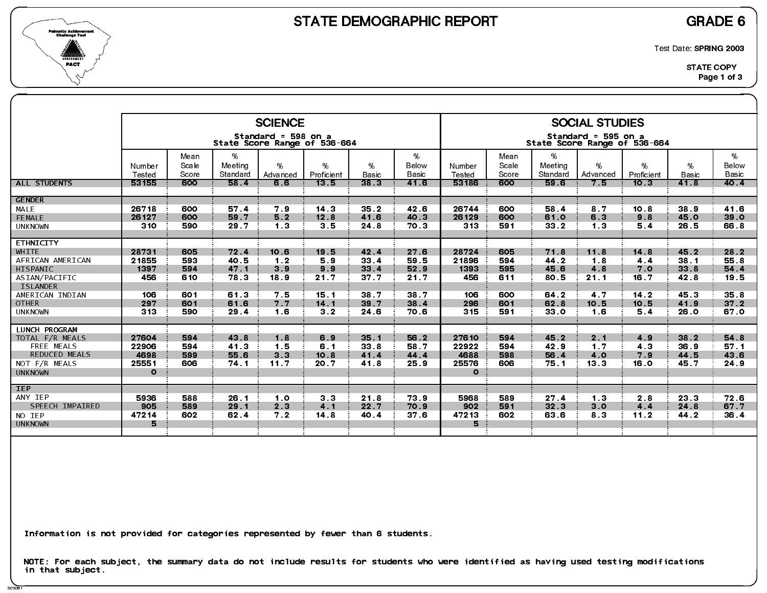# STATE DEMOGRAPHIC REPORT

## GRADE 6

Test Date: **SPRING 2003**

STATE COPY

| | SCIENCE | | | | | | | SOCIAL STUDIES | | | | | | |
|---|---|---|---|---|---|---|---|---|---|---|---|---|---|---|
| | Standard = 598 on a State Score Range of 536-664 | | | | | | | Standard = 595 on a State Score Range of 536-664 | | | | | | |
| | Number Tested | Mean Scale Score | % Meeting Standard | % Advanced | % Proficient | % Basic | % Below Basic | Number Tested | Mean Scale Score | % Meeting Standard | % Advanced | % Proficient | % Basic | % Below Basic |
| ALL STUDENTS | 53155 | 600 | 58.4 | 6.6 | 13.5 | 38.3 | 41.6 | 53186 | 600 | 59.6 | 7.5 | 10.3 | 41.8 | 40.4 |
| **GENDER** | | | | | | | | | | | | | | |
| MALE | 26718 | 600 | 57.4 | 7.9 | 14.3 | 35.2 | 42.6 | 26744 | 600 | 58.4 | 8.7 | 10.8 | 38.9 | 41.6 |
| FEMALE | 26127 | 600 | 59.7 | 5.2 | 12.8 | 41.6 | 40.3 | 26129 | 600 | 61.0 | 6.3 | 9.8 | 45.0 | 39.0 |
| UNKNOWN | 310 | 590 | 29.7 | 1.3 | 3.5 | 24.8 | 70.3 | 313 | 591 | 33.2 | 1.3 | 5.4 | 26.5 | 66.8 |
| **ETHNICITY** | | | | | | | | | | | | | | |
| WHITE | 28731 | 605 | 72.4 | 10.6 | 19.5 | 42.4 | 27.6 | 28724 | 605 | 71.8 | 11.8 | 14.8 | 45.2 | 28.2 |
| AFRICAN AMERICAN | 21855 | 593 | 40.5 | 1.2 | 5.9 | 33.4 | 59.5 | 21896 | 594 | 44.2 | 1.8 | 4.4 | 38.1 | 55.8 |
| HISPANIC | 1397 | 594 | 47.1 | 3.9 | 9.9 | 33.4 | 52.9 | 1393 | 595 | 45.6 | 4.8 | 7.0 | 33.8 | 54.4 |
| ASIAN/PACIFIC ISLANDER | 456 | 610 | 78.3 | 18.9 | 21.7 | 37.7 | 21.7 | 456 | 611 | 80.5 | 21.1 | 16.7 | 42.8 | 19.5 |
| AMERICAN INDIAN | 106 | 601 | 61.3 | 7.5 | 15.1 | 38.7 | 38.7 | 106 | 600 | 64.2 | 4.7 | 14.2 | 45.3 | 35.8 |
| OTHER | 297 | 601 | 61.6 | 7.7 | 14.1 | 39.7 | 38.4 | 296 | 601 | 62.8 | 10.5 | 10.5 | 41.9 | 37.2 |
| UNKNOWN | 313 | 590 | 29.4 | 1.6 | 3.2 | 24.6 | 70.6 | 315 | 591 | 33.0 | 1.6 | 5.4 | 26.0 | 67.0 |
| **LUNCH PROGRAM** | | | | | | | | | | | | | | |
| TOTAL F/R MEALS | 27604 | 594 | 43.8 | 1.8 | 6.9 | 35.1 | 56.2 | 27610 | 594 | 45.2 | 2.1 | 4.9 | 38.2 | 54.8 |
| FREE MEALS | 22906 | 594 | 41.3 | 1.5 | 6.1 | 33.8 | 58.7 | 22922 | 594 | 42.9 | 1.7 | 4.3 | 36.9 | 57.1 |
| REDUCED MEALS | 4698 | 599 | 55.6 | 3.3 | 10.8 | 41.4 | 44.4 | 4688 | 598 | 56.4 | 4.0 | 7.9 | 44.5 | 43.6 |
| NOT F/R MEALS | 25551 | 606 | 74.1 | 11.7 | 20.7 | 41.8 | 25.9 | 25576 | 606 | 75.1 | 13.3 | 16.0 | 45.7 | 24.9 |
| UNKNOWN | 0 | | | | | | | 0 | | | | | | |
| **IEP** | | | | | | | | | | | | | | |
| ANY IEP | 5936 | 588 | 26.1 | 1.0 | 3.3 | 21.8 | 73.9 | 5968 | 589 | 27.4 | 1.3 | 2.8 | 23.3 | 72.6 |
| SPEECH IMPAIRED | 905 | 589 | 29.1 | 2.3 | 4.1 | 22.7 | 70.9 | 902 | 591 | 32.3 | 3.0 | 4.4 | 24.8 | 67.7 |
| NO IEP | 47214 | 602 | 62.4 | 7.2 | 14.8 | 40.4 | 37.6 | 47213 | 602 | 63.6 | 8.3 | 11.2 | 44.2 | 36.4 |
| UNKNOWN | 5 | | | | | | | 5 | | | | | | |

Information is not provided for categories represented by fewer than 6 students.

NOTE: For each subject, the summary data do not include results for students who were identified as having used testing modifications in that subject.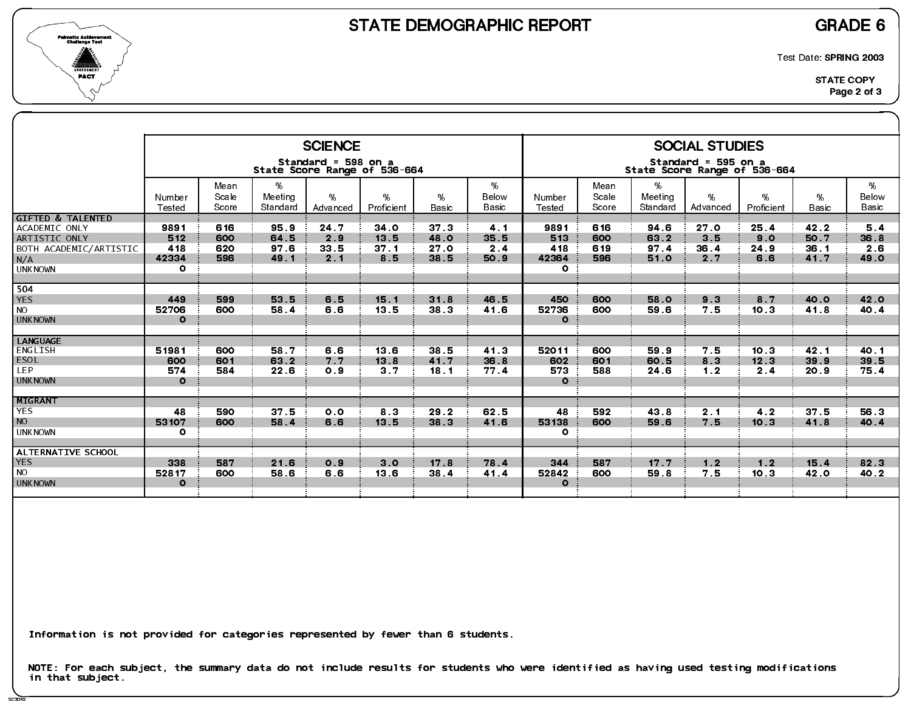# STATE DEMOGRAPHIC REPORT

## GRADE 6

Test Date: **SPRING 2003**

**STATE COPY**

| | SCIENCE<br>Standard = 598 on a State Score Range of 536-664 | | | | | | | SOCIAL STUDIES<br>Standard = 595 on a State Score Range of 536-664 | | | | | | |
|---|---|---|---|---|---|---|---|---|---|---|---|---|---|---|
| | Number Tested | Mean Scale Score | % Meeting Standard | % Advanced | % Proficient | % Basic | % Below Basic | Number Tested | Mean Scale Score | % Meeting Standard | % Advanced | % Proficient | % Basic | % Below Basic |
| **GIFTED & TALENTED** | | | | | | | | | | | | | | |
| ACADEMIC ONLY | 9891 | 616 | 95.9 | 24.7 | 34.0 | 37.3 | 4.1 | 9891 | 616 | 94.6 | 27.0 | 25.4 | 42.2 | 5.4 |
| ARTISTIC ONLY | 512 | 600 | 64.5 | 2.9 | 13.5 | 48.0 | 35.5 | 513 | 600 | 63.2 | 3.5 | 9.0 | 50.7 | 36.8 |
| BOTH ACADEMIC/ARTISTIC | 418 | 620 | 97.6 | 33.5 | 37.1 | 27.0 | 2.4 | 418 | 619 | 97.4 | 36.4 | 24.9 | 36.1 | 2.6 |
| N/A | 42334 | 596 | 49.1 | 2.1 | 8.5 | 38.5 | 50.9 | 42364 | 596 | 51.0 | 2.7 | 6.6 | 41.7 | 49.0 |
| UNKNOWN | 0 | | | | | | | 0 | | | | | | |
| **504** | | | | | | | | | | | | | | |
| YES | 449 | 599 | 53.5 | 6.5 | 15.1 | 31.8 | 46.5 | 450 | 600 | 58.0 | 9.3 | 8.7 | 40.0 | 42.0 |
| NO | 52706 | 600 | 58.4 | 6.6 | 13.5 | 38.3 | 41.6 | 52736 | 600 | 59.6 | 7.5 | 10.3 | 41.8 | 40.4 |
| UNKNOWN | 0 | | | | | | | 0 | | | | | | |
| **LANGUAGE** | | | | | | | | | | | | | | |
| ENGLISH | 51981 | 600 | 58.7 | 6.6 | 13.6 | 38.5 | 41.3 | 52011 | 600 | 59.9 | 7.5 | 10.3 | 42.1 | 40.1 |
| ESOL | 600 | 601 | 63.2 | 7.7 | 13.8 | 41.7 | 36.8 | 602 | 601 | 60.5 | 8.3 | 12.3 | 39.9 | 39.5 |
| LEP | 574 | 584 | 22.6 | 0.9 | 3.7 | 18.1 | 77.4 | 573 | 588 | 24.6 | 1.2 | 2.4 | 20.9 | 75.4 |
| UNKNOWN | 0 | | | | | | | 0 | | | | | | |
| **MIGRANT** | | | | | | | | | | | | | | |
| YES | 48 | 590 | 37.5 | 0.0 | 8.3 | 29.2 | 62.5 | 48 | 592 | 43.8 | 2.1 | 4.2 | 37.5 | 56.3 |
| NO | 53107 | 600 | 58.4 | 6.6 | 13.5 | 38.3 | 41.6 | 53138 | 600 | 59.6 | 7.5 | 10.3 | 41.8 | 40.4 |
| UNKNOWN | 0 | | | | | | | 0 | | | | | | |
| **ALTERNATIVE SCHOOL** | | | | | | | | | | | | | | |
| YES | 338 | 587 | 21.6 | 0.9 | 3.0 | 17.8 | 78.4 | 344 | 587 | 17.7 | 1.2 | 1.2 | 15.4 | 82.3 |
| NO | 52817 | 600 | 58.6 | 6.6 | 13.6 | 38.4 | 41.4 | 52842 | 600 | 59.8 | 7.5 | 10.3 | 42.0 | 40.2 |
| UNKNOWN | 0 | | | | | | | 0 | | | | | | |

Information is not provided for categories represented by fewer than 6 students.

NOTE: For each subject, the summary data do not include results for students who were identified as having used testing modifications in that subject.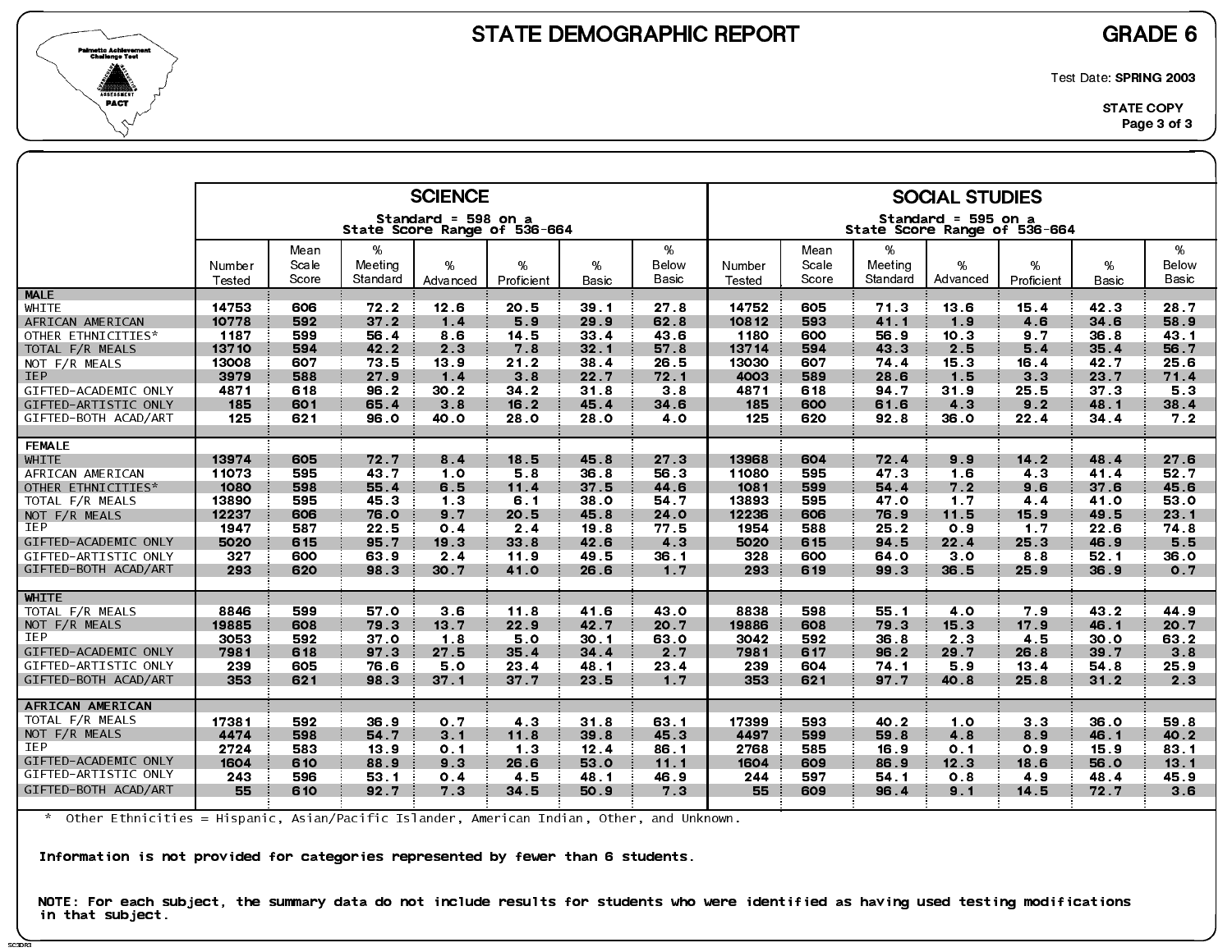# STATE DEMOGRAPHIC REPORT

## GRADE 6

Test Date: **SPRING 2003**

**STATE COPY**

| | SCIENCE | | | | | | | SOCIAL STUDIES | | | | | | |
|---|---|---|---|---|---|---|---|---|---|---|---|---|---|---|
| | Standard = 598 on a State Score Range of 536-664 | | | | | | | Standard = 595 on a State Score Range of 536-664 | | | | | | |
| | Number Tested | Mean Scale Score | % Meeting Standard | % Advanced | % Proficient | % Basic | % Below Basic | Number Tested | Mean Scale Score | % Meeting Standard | % Advanced | % Proficient | % Basic | % Below Basic |
| **MALE** | | | | | | | | | | | | | | |
| WHITE | 14753 | 606 | 72.2 | 12.6 | 20.5 | 39.1 | 27.8 | 14752 | 605 | 71.3 | 13.6 | 15.4 | 42.3 | 28.7 |
| AFRICAN AMERICAN | 10778 | 592 | 37.2 | 1.4 | 5.9 | 29.9 | 62.8 | 10812 | 593 | 41.1 | 1.9 | 4.6 | 34.6 | 58.9 |
| OTHER ETHNICITIES* | 1187 | 599 | 56.4 | 8.6 | 14.5 | 33.4 | 43.6 | 1180 | 600 | 56.9 | 10.3 | 9.7 | 36.8 | 43.1 |
| TOTAL F/R MEALS | 13710 | 594 | 42.2 | 2.3 | 7.8 | 32.1 | 57.8 | 13714 | 594 | 43.3 | 2.5 | 5.4 | 35.4 | 56.7 |
| NOT F/R MEALS | 13008 | 607 | 73.5 | 13.9 | 21.2 | 38.4 | 26.5 | 13030 | 607 | 74.4 | 15.3 | 16.4 | 42.7 | 25.6 |
| IEP | 3979 | 588 | 27.9 | 1.4 | 3.8 | 22.7 | 72.1 | 4003 | 589 | 28.6 | 1.5 | 3.3 | 23.7 | 71.4 |
| GIFTED-ACADEMIC ONLY | 4871 | 618 | 96.2 | 30.2 | 34.2 | 31.8 | 3.8 | 4871 | 618 | 94.7 | 31.9 | 25.5 | 37.3 | 5.3 |
| GIFTED-ARTISTIC ONLY | 185 | 601 | 65.4 | 3.8 | 16.2 | 45.4 | 34.6 | 185 | 600 | 61.6 | 4.3 | 9.2 | 48.1 | 38.4 |
| GIFTED-BOTH ACAD/ART | 125 | 621 | 96.0 | 40.0 | 28.0 | 28.0 | 4.0 | 125 | 620 | 92.8 | 36.0 | 22.4 | 34.4 | 7.2 |
| **FEMALE** | | | | | | | | | | | | | | |
| WHITE | 13974 | 605 | 72.7 | 8.4 | 18.5 | 45.8 | 27.3 | 13968 | 604 | 72.4 | 9.9 | 14.2 | 48.4 | 27.6 |
| AFRICAN AMERICAN | 11073 | 595 | 43.7 | 1.0 | 5.8 | 36.8 | 56.3 | 11080 | 595 | 47.3 | 1.6 | 4.3 | 41.4 | 52.7 |
| OTHER ETHNICITIES* | 1080 | 598 | 55.4 | 6.5 | 11.4 | 37.5 | 44.6 | 1081 | 599 | 54.4 | 7.2 | 9.6 | 37.6 | 45.6 |
| TOTAL F/R MEALS | 13890 | 595 | 45.3 | 1.3 | 6.1 | 38.0 | 54.7 | 13893 | 595 | 47.0 | 1.7 | 4.4 | 41.0 | 53.0 |
| NOT F/R MEALS | 12237 | 606 | 76.0 | 9.7 | 20.5 | 45.8 | 24.0 | 12236 | 606 | 76.9 | 11.5 | 15.9 | 49.5 | 23.1 |
| IEP | 1947 | 587 | 22.5 | 0.4 | 2.4 | 19.8 | 77.5 | 1954 | 588 | 25.2 | 0.9 | 1.7 | 22.6 | 74.8 |
| GIFTED-ACADEMIC ONLY | 5020 | 615 | 95.7 | 19.3 | 33.8 | 42.6 | 4.3 | 5020 | 615 | 94.5 | 22.4 | 25.3 | 46.9 | 5.5 |
| GIFTED-ARTISTIC ONLY | 327 | 600 | 63.9 | 2.4 | 11.9 | 49.5 | 36.1 | 328 | 600 | 64.0 | 3.0 | 8.8 | 52.1 | 36.0 |
| GIFTED-BOTH ACAD/ART | 293 | 620 | 98.3 | 30.7 | 41.0 | 26.6 | 1.7 | 293 | 619 | 99.3 | 36.5 | 25.9 | 36.9 | 0.7 |
| **WHITE** | | | | | | | | | | | | | | |
| TOTAL F/R MEALS | 8846 | 599 | 57.0 | 3.6 | 11.8 | 41.6 | 43.0 | 8838 | 598 | 55.1 | 4.0 | 7.9 | 43.2 | 44.9 |
| NOT F/R MEALS | 19885 | 608 | 79.3 | 13.7 | 22.9 | 42.7 | 20.7 | 19886 | 608 | 79.3 | 15.3 | 17.9 | 46.1 | 20.7 |
| IEP | 3053 | 592 | 37.0 | 1.8 | 5.0 | 30.1 | 63.0 | 3042 | 592 | 36.8 | 2.3 | 4.5 | 30.0 | 63.2 |
| GIFTED-ACADEMIC ONLY | 7981 | 618 | 97.3 | 27.5 | 35.4 | 34.4 | 2.7 | 7981 | 617 | 96.2 | 29.7 | 26.8 | 39.7 | 3.8 |
| GIFTED-ARTISTIC ONLY | 239 | 605 | 76.6 | 5.0 | 23.4 | 48.1 | 23.4 | 239 | 604 | 74.1 | 5.9 | 13.4 | 54.8 | 25.9 |
| GIFTED-BOTH ACAD/ART | 353 | 621 | 98.3 | 37.1 | 37.7 | 23.5 | 1.7 | 353 | 621 | 97.7 | 40.8 | 25.8 | 31.2 | 2.3 |
| **AFRICAN AMERICAN** | | | | | | | | | | | | | | |
| TOTAL F/R MEALS | 17381 | 592 | 36.9 | 0.7 | 4.3 | 31.8 | 63.1 | 17399 | 593 | 40.2 | 1.0 | 3.3 | 36.0 | 59.8 |
| NOT F/R MEALS | 4474 | 598 | 54.7 | 3.1 | 11.8 | 39.8 | 45.3 | 4497 | 599 | 59.8 | 4.8 | 8.9 | 46.1 | 40.2 |
| IEP | 2724 | 583 | 13.9 | 0.1 | 1.3 | 12.4 | 86.1 | 2768 | 585 | 16.9 | 0.1 | 0.9 | 15.9 | 83.1 |
| GIFTED-ACADEMIC ONLY | 1604 | 610 | 88.9 | 9.3 | 26.6 | 53.0 | 11.1 | 1604 | 609 | 86.9 | 12.3 | 18.6 | 56.0 | 13.1 |
| GIFTED-ARTISTIC ONLY | 243 | 596 | 53.1 | 0.4 | 4.5 | 48.1 | 46.9 | 244 | 597 | 54.1 | 0.8 | 4.9 | 48.4 | 45.9 |
| GIFTED-BOTH ACAD/ART | 55 | 610 | 92.7 | 7.3 | 34.5 | 50.9 | 7.3 | 55 | 609 | 96.4 | 9.1 | 14.5 | 72.7 | 3.6 |

* Other Ethnicities = Hispanic, Asian/Pacific Islander, American Indian, Other, and Unknown.

**Information is not provided for categories represented by fewer than 6 students.**

**NOTE: For each subject, the summary data do not include results for students who were identified as having used testing modifications in that subject.**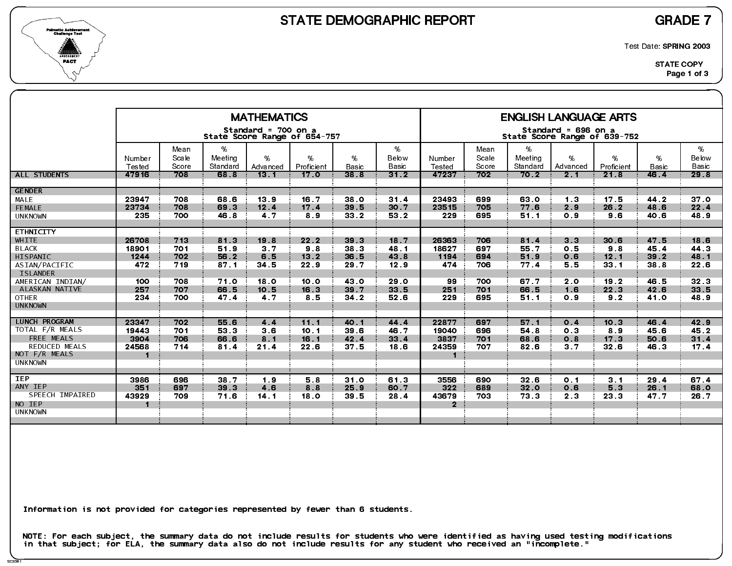# STATE DEMOGRAPHIC REPORT

## GRADE 7

Test Date: **SPRING 2003**

**STATE COPY**

| | MATHEMATICS<br>Standard = 700 on a State Score Range of 654-757 | | | | | | | ENGLISH LANGUAGE ARTS<br>Standard = 696 on a State Score Range of 639-752 | | | | | | |
|---|---|---|---|---|---|---|---|---|---|---|---|---|---|---|
| | Number Tested | Mean Scale Score | % Meeting Standard | % Advanced | % Proficient | % Basic | % Below Basic | Number Tested | Mean Scale Score | % Meeting Standard | % Advanced | % Proficient | % Basic | % Below Basic |
| ALL STUDENTS | 47916 | 708 | 68.8 | 13.1 | 17.0 | 38.8 | 31.2 | 47237 | 702 | 70.2 | 2.1 | 21.8 | 46.4 | 29.8 |
| GENDER | | | | | | | | | | | | | | |
| MALE | 23947 | 708 | 68.6 | 13.9 | 16.7 | 38.0 | 31.4 | 23493 | 699 | 63.0 | 1.3 | 17.5 | 44.2 | 37.0 |
| FEMALE | 23734 | 708 | 69.3 | 12.4 | 17.4 | 39.5 | 30.7 | 23515 | 705 | 77.6 | 2.9 | 26.2 | 48.6 | 22.4 |
| UNKNOWN | 235 | 700 | 46.8 | 4.7 | 8.9 | 33.2 | 53.2 | 229 | 695 | 51.1 | 0.9 | 9.6 | 40.6 | 48.9 |
| ETHNICITY | | | | | | | | | | | | | | |
| WHITE | 26708 | 713 | 81.3 | 19.8 | 22.2 | 39.3 | 18.7 | 26363 | 706 | 81.4 | 3.3 | 30.6 | 47.5 | 18.6 |
| BLACK | 18901 | 701 | 51.9 | 3.7 | 9.8 | 38.3 | 48.1 | 18627 | 697 | 55.7 | 0.5 | 9.8 | 45.4 | 44.3 |
| HISPANIC | 1244 | 702 | 56.2 | 6.5 | 13.2 | 36.5 | 43.8 | 1194 | 694 | 51.9 | 0.6 | 12.1 | 39.2 | 48.1 |
| ASIAN/PACIFIC | 472 | 719 | 87.1 | 34.5 | 22.9 | 29.7 | 12.9 | 474 | 706 | 77.4 | 5.5 | 33.1 | 38.8 | 22.6 |
| ISLANDER | | | | | | | | | | | | | | |
| AMERICAN INDIAN/ | 100 | 708 | 71.0 | 18.0 | 10.0 | 43.0 | 29.0 | 99 | 700 | 67.7 | 2.0 | 19.2 | 46.5 | 32.3 |
| ALASKAN NATIVE | 257 | 707 | 66.5 | 10.5 | 16.3 | 39.7 | 33.5 | 251 | 701 | 66.5 | 1.6 | 22.3 | 42.6 | 33.5 |
| OTHER | 234 | 700 | 47.4 | 4.7 | 8.5 | 34.2 | 52.6 | 229 | 695 | 51.1 | 0.9 | 9.2 | 41.0 | 48.9 |
| UNKNOWN | | | | | | | | | | | | | | |
| LUNCH PROGRAM | 23347 | 702 | 55.6 | 4.4 | 11.1 | 40.1 | 44.4 | 22877 | 697 | 57.1 | 0.4 | 10.3 | 46.4 | 42.9 |
| TOTAL F/R MEALS | 19443 | 701 | 53.3 | 3.6 | 10.1 | 39.6 | 46.7 | 19040 | 696 | 54.8 | 0.3 | 8.9 | 45.6 | 45.2 |
| FREE MEALS | 3904 | 706 | 66.6 | 8.1 | 16.1 | 42.4 | 33.4 | 3837 | 701 | 68.6 | 0.8 | 17.3 | 50.6 | 31.4 |
| REDUCED MEALS | 24568 | 714 | 81.4 | 21.4 | 22.6 | 37.5 | 18.6 | 24359 | 707 | 82.6 | 3.7 | 32.6 | 46.3 | 17.4 |
| NOT F/R MEALS | 1 | | | | | | | 1 | | | | | | |
| UNKNOWN | | | | | | | | | | | | | | |
| IEP | 3986 | 696 | 38.7 | 1.9 | 5.8 | 31.0 | 61.3 | 3556 | 690 | 32.6 | 0.1 | 3.1 | 29.4 | 67.4 |
| ANY IEP | 351 | 697 | 39.3 | 4.6 | 8.8 | 25.9 | 60.7 | 322 | 689 | 32.0 | 0.6 | 5.3 | 26.1 | 68.0 |
| SPEECH IMPAIRED | 43929 | 709 | 71.6 | 14.1 | 18.0 | 39.5 | 28.4 | 43679 | 703 | 73.3 | 2.3 | 23.3 | 47.7 | 26.7 |
| NO IEP | 1 | | | | | | | 2 | | | | | | |
| UNKNOWN | | | | | | | | | | | | | | |

Information is not provided for categories represented by fewer than 6 students.

NOTE: For each subject, the summary data do not include results for students who were identified as having used testing modifications in that subject; for ELA, the summary data also do not include results for any student who received an "incomplete."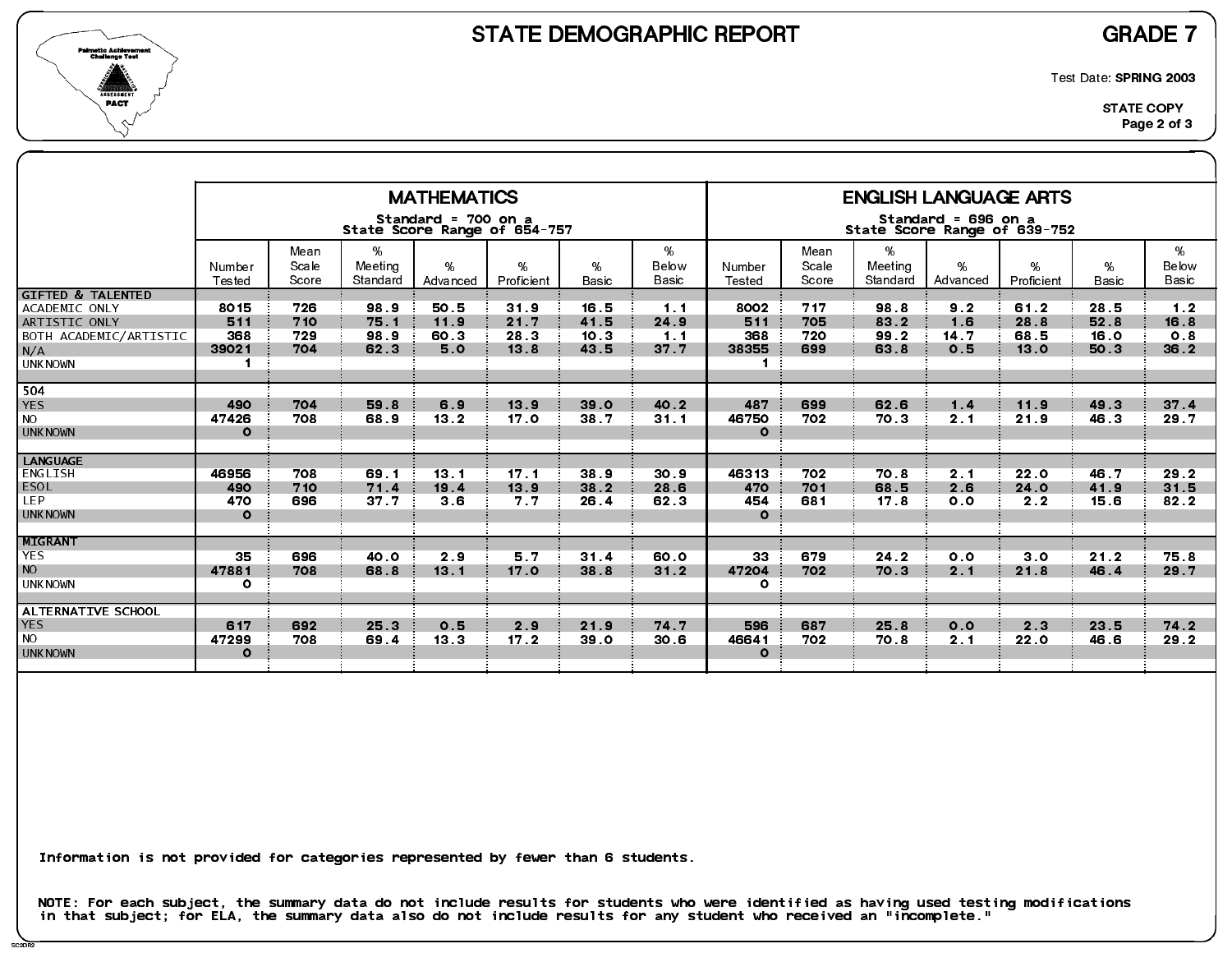# STATE DEMOGRAPHIC REPORT

## GRADE 7

Test Date: **SPRING 2003**

**STATE COPY**

| | MATHEMATICS Standard = 700 on a State Score Range of 654-757 | | | | | | | ENGLISH LANGUAGE ARTS Standard = 696 on a State Score Range of 639-752 | | | | | | |
|---|---|---|---|---|---|---|---|---|---|---|---|---|---|---|
| | Number Tested | Mean Scale Score | % Meeting Standard | % Advanced | % Proficient | % Basic | % Below Basic | Number Tested | Mean Scale Score | % Meeting Standard | % Advanced | % Proficient | % Basic | % Below Basic |
| **GIFTED & TALENTED** | | | | | | | | | | | | | | |
| ACADEMIC ONLY | 8015 | 726 | 98.9 | 50.5 | 31.9 | 16.5 | 1.1 | 8002 | 717 | 98.8 | 9.2 | 61.2 | 28.5 | 1.2 |
| ARTISTIC ONLY | 511 | 710 | 75.1 | 11.9 | 21.7 | 41.5 | 24.9 | 511 | 705 | 83.2 | 1.6 | 28.8 | 52.8 | 16.8 |
| BOTH ACADEMIC/ARTISTIC | 368 | 729 | 98.9 | 60.3 | 28.3 | 10.3 | 1.1 | 368 | 720 | 99.2 | 14.7 | 68.5 | 16.0 | 0.8 |
| N/A | 39021 | 704 | 62.3 | 5.0 | 13.8 | 43.5 | 37.7 | 38355 | 699 | 63.8 | 0.5 | 13.0 | 50.3 | 36.2 |
| UNKNOWN | 1 | | | | | | | 1 | | | | | | |
| **504** | | | | | | | | | | | | | | |
| YES | 490 | 704 | 59.8 | 6.9 | 13.9 | 39.0 | 40.2 | 487 | 699 | 62.6 | 1.4 | 11.9 | 49.3 | 37.4 |
| NO | 47426 | 708 | 68.9 | 13.2 | 17.0 | 38.7 | 31.1 | 46750 | 702 | 70.3 | 2.1 | 21.9 | 46.3 | 29.7 |
| UNKNOWN | 0 | | | | | | | 0 | | | | | | |
| **LANGUAGE** | | | | | | | | | | | | | | |
| ENGLISH | 46956 | 708 | 69.1 | 13.1 | 17.1 | 38.9 | 30.9 | 46313 | 702 | 70.8 | 2.1 | 22.0 | 46.7 | 29.2 |
| ESOL | 490 | 710 | 71.4 | 19.4 | 13.9 | 38.2 | 28.6 | 470 | 701 | 68.5 | 2.6 | 24.0 | 41.9 | 31.5 |
| LEP | 470 | 696 | 37.7 | 3.6 | 7.7 | 26.4 | 62.3 | 454 | 681 | 17.8 | 0.0 | 2.2 | 15.6 | 82.2 |
| UNKNOWN | 0 | | | | | | | 0 | | | | | | |
| **MIGRANT** | | | | | | | | | | | | | | |
| YES | 35 | 696 | 40.0 | 2.9 | 5.7 | 31.4 | 60.0 | 33 | 679 | 24.2 | 0.0 | 3.0 | 21.2 | 75.8 |
| NO | 47881 | 708 | 68.8 | 13.1 | 17.0 | 38.8 | 31.2 | 47204 | 702 | 70.3 | 2.1 | 21.8 | 46.4 | 29.7 |
| UNKNOWN | 0 | | | | | | | 0 | | | | | | |
| **ALTERNATIVE SCHOOL** | | | | | | | | | | | | | | |
| YES | 617 | 692 | 25.3 | 0.5 | 2.9 | 21.9 | 74.7 | 596 | 687 | 25.8 | 0.0 | 2.3 | 23.5 | 74.2 |
| NO | 47299 | 708 | 69.4 | 13.3 | 17.2 | 39.0 | 30.6 | 46641 | 702 | 70.8 | 2.1 | 22.0 | 46.6 | 29.2 |
| UNKNOWN | 0 | | | | | | | 0 | | | | | | |

Information is not provided for categories represented by fewer than 6 students.

NOTE: For each subject, the summary data do not include results for students who were identified as having used testing modifications in that subject; for ELA, the summary data also do not include results for any student who received an "incomplete."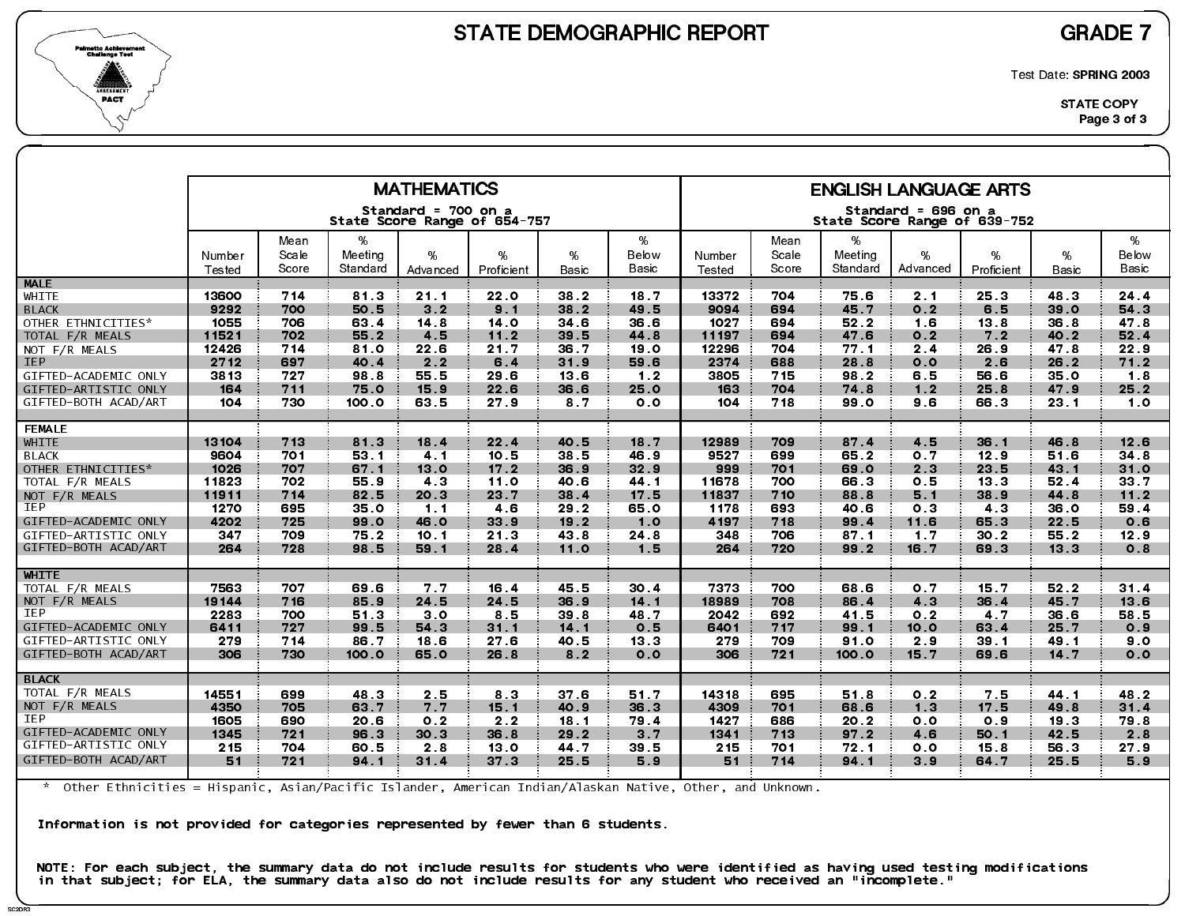# STATE DEMOGRAPHIC REPORT

## GRADE 7

Test Date: **SPRING 2003**

STATE COPY

| | MATHEMATICS (Standard = 700 on a State Score Range of 654-757) | | | | | | | ENGLISH LANGUAGE ARTS (Standard = 696 on a State Score Range of 639-752) | | | | | | |
|---|---|---|---|---|---|---|---|---|---|---|---|---|---|---|
| | Number Tested | Mean Scale Score | % Meeting Standard | % Advanced | % Proficient | % Basic | % Below Basic | Number Tested | Mean Scale Score | % Meeting Standard | % Advanced | % Proficient | % Basic | % Below Basic |
| **MALE** | | | | | | | | | | | | | | |
| WHITE | 13600 | 714 | 81.3 | 21.1 | 22.0 | 38.2 | 18.7 | 13372 | 704 | 75.6 | 2.1 | 25.3 | 48.3 | 24.4 |
| BLACK | 9292 | 700 | 50.5 | 3.2 | 9.1 | 38.2 | 49.5 | 9094 | 694 | 45.7 | 0.2 | 6.5 | 39.0 | 54.3 |
| OTHER ETHNICITIES* | 1055 | 706 | 63.4 | 14.8 | 14.0 | 34.6 | 36.6 | 1027 | 694 | 52.2 | 1.6 | 13.8 | 36.8 | 47.8 |
| TOTAL F/R MEALS | 11521 | 702 | 55.2 | 4.5 | 11.2 | 39.5 | 44.8 | 11197 | 694 | 47.6 | 0.2 | 7.2 | 40.2 | 52.4 |
| NOT F/R MEALS | 12426 | 714 | 81.0 | 22.6 | 21.7 | 36.7 | 19.0 | 12296 | 704 | 77.1 | 2.4 | 26.9 | 47.8 | 22.9 |
| IEP | 2712 | 697 | 40.4 | 2.2 | 6.4 | 31.9 | 59.6 | 2374 | 688 | 28.8 | 0.0 | 2.6 | 26.2 | 71.2 |
| GIFTED-ACADEMIC ONLY | 3813 | 727 | 98.8 | 55.5 | 29.6 | 13.6 | 1.2 | 3805 | 715 | 98.2 | 6.5 | 56.6 | 35.0 | 1.8 |
| GIFTED-ARTISTIC ONLY | 164 | 711 | 75.0 | 15.9 | 22.6 | 36.6 | 25.0 | 163 | 704 | 74.8 | 1.2 | 25.8 | 47.9 | 25.2 |
| GIFTED-BOTH ACAD/ART | 104 | 730 | 100.0 | 63.5 | 27.9 | 8.7 | 0.0 | 104 | 718 | 99.0 | 9.6 | 66.3 | 23.1 | 1.0 |
| **FEMALE** | | | | | | | | | | | | | | |
| WHITE | 13104 | 713 | 81.3 | 18.4 | 22.4 | 40.5 | 18.7 | 12989 | 709 | 87.4 | 4.5 | 36.1 | 46.8 | 12.6 |
| BLACK | 9604 | 701 | 53.1 | 4.1 | 10.5 | 38.5 | 46.9 | 9527 | 699 | 65.2 | 0.7 | 12.9 | 51.6 | 34.8 |
| OTHER ETHNICITIES* | 1026 | 707 | 67.1 | 13.0 | 17.2 | 36.9 | 32.9 | 999 | 701 | 69.0 | 2.3 | 23.5 | 43.1 | 31.0 |
| TOTAL F/R MEALS | 11823 | 702 | 55.9 | 4.3 | 11.0 | 40.6 | 44.1 | 11678 | 700 | 66.3 | 0.5 | 13.3 | 52.4 | 33.7 |
| NOT F/R MEALS | 11911 | 714 | 82.5 | 20.3 | 23.7 | 38.4 | 17.5 | 11837 | 710 | 88.8 | 5.1 | 38.9 | 44.8 | 11.2 |
| IEP | 1270 | 695 | 35.0 | 1.1 | 4.6 | 29.2 | 65.0 | 1178 | 693 | 40.6 | 0.3 | 4.3 | 36.0 | 59.4 |
| GIFTED-ACADEMIC ONLY | 4202 | 725 | 99.0 | 46.0 | 33.9 | 19.2 | 1.0 | 4197 | 718 | 99.4 | 11.6 | 65.3 | 22.5 | 0.6 |
| GIFTED-ARTISTIC ONLY | 347 | 709 | 75.2 | 10.1 | 21.3 | 43.8 | 24.8 | 348 | 706 | 87.1 | 1.7 | 30.2 | 55.2 | 12.9 |
| GIFTED-BOTH ACAD/ART | 264 | 728 | 98.5 | 59.1 | 28.4 | 11.0 | 1.5 | 264 | 720 | 99.2 | 16.7 | 69.3 | 13.3 | 0.8 |
| **WHITE** | | | | | | | | | | | | | | |
| TOTAL F/R MEALS | 7563 | 707 | 69.6 | 7.7 | 16.4 | 45.5 | 30.4 | 7373 | 700 | 68.6 | 0.7 | 15.7 | 52.2 | 31.4 |
| NOT F/R MEALS | 19144 | 716 | 85.9 | 24.5 | 24.5 | 36.9 | 14.1 | 18989 | 708 | 86.4 | 4.3 | 36.4 | 45.7 | 13.6 |
| IEP | 2283 | 700 | 51.3 | 3.0 | 8.5 | 39.8 | 48.7 | 2042 | 692 | 41.5 | 0.2 | 4.7 | 36.6 | 58.5 |
| GIFTED-ACADEMIC ONLY | 6411 | 727 | 99.5 | 54.3 | 31.1 | 14.1 | 0.5 | 6401 | 717 | 99.1 | 10.0 | 63.4 | 25.7 | 0.9 |
| GIFTED-ARTISTIC ONLY | 279 | 714 | 86.7 | 18.6 | 27.6 | 40.5 | 13.3 | 279 | 709 | 91.0 | 2.9 | 39.1 | 49.1 | 9.0 |
| GIFTED-BOTH ACAD/ART | 306 | 730 | 100.0 | 65.0 | 26.8 | 8.2 | 0.0 | 306 | 721 | 100.0 | 15.7 | 69.6 | 14.7 | 0.0 |
| **BLACK** | | | | | | | | | | | | | | |
| TOTAL F/R MEALS | 14551 | 699 | 48.3 | 2.5 | 8.3 | 37.6 | 51.7 | 14318 | 695 | 51.8 | 0.2 | 7.5 | 44.1 | 48.2 |
| NOT F/R MEALS | 4350 | 705 | 63.7 | 7.7 | 15.1 | 40.9 | 36.3 | 4309 | 701 | 68.6 | 1.3 | 17.5 | 49.8 | 31.4 |
| IEP | 1605 | 690 | 20.6 | 0.2 | 2.2 | 18.1 | 79.4 | 1427 | 686 | 20.2 | 0.0 | 0.9 | 19.3 | 79.8 |
| GIFTED-ACADEMIC ONLY | 1345 | 721 | 96.3 | 30.3 | 36.8 | 29.2 | 3.7 | 1341 | 713 | 97.2 | 4.6 | 50.1 | 42.5 | 2.8 |
| GIFTED-ARTISTIC ONLY | 215 | 704 | 60.5 | 2.8 | 13.0 | 44.7 | 39.5 | 215 | 701 | 72.1 | 0.0 | 15.8 | 56.3 | 27.9 |
| GIFTED-BOTH ACAD/ART | 51 | 721 | 94.1 | 31.4 | 37.3 | 25.5 | 5.9 | 51 | 714 | 94.1 | 3.9 | 64.7 | 25.5 | 5.9 |

* Other Ethnicities = Hispanic, Asian/Pacific Islander, American Indian/Alaskan Native, Other, and Unknown.

**Information is not provided for categories represented by fewer than 6 students.**

**NOTE: For each subject, the summary data do not include results for students who were identified as having used testing modifications in that subject; for ELA, the summary data also do not include results for any student who received an "incomplete."**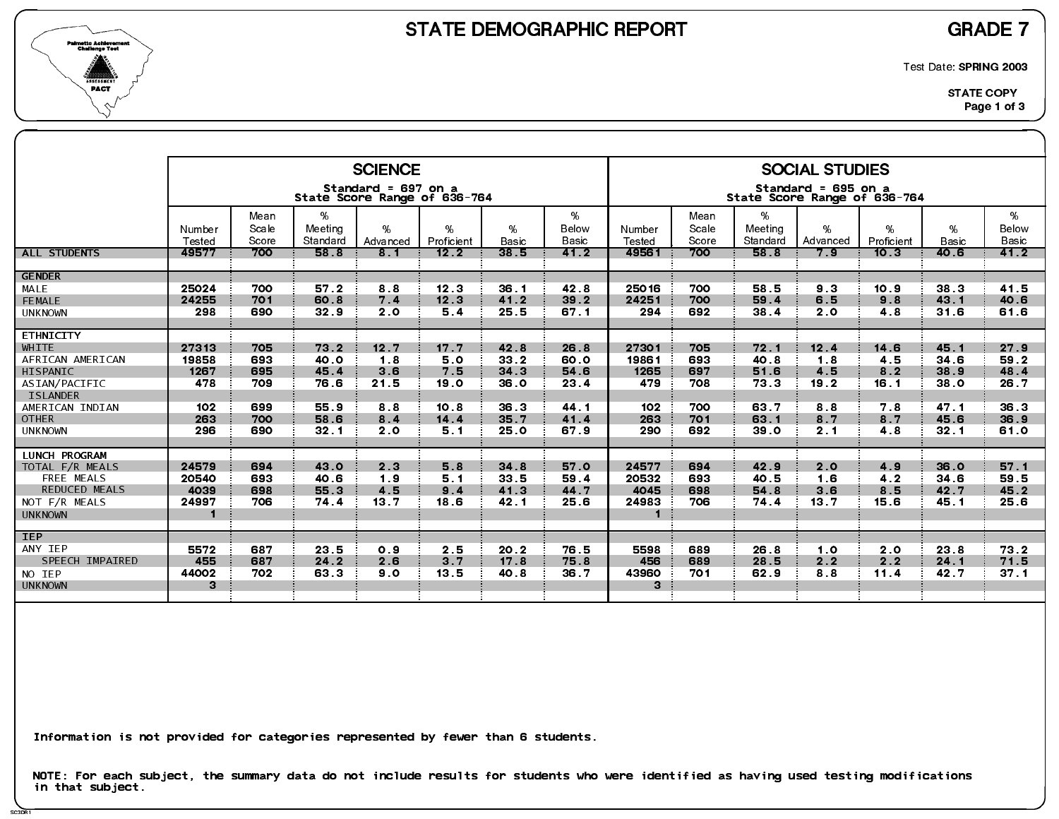# STATE DEMOGRAPHIC REPORT

## GRADE 7

Test Date: **SPRING 2003**

**STATE COPY**

| | SCIENCE (Standard = 697 on a State Score Range of 636-764) | | | | | | | SOCIAL STUDIES (Standard = 695 on a State Score Range of 636-764) | | | | | | |
|---|---|---|---|---|---|---|---|---|---|---|---|---|---|---|
| | Number Tested | Mean Scale Score | % Meeting Standard | % Advanced | % Proficient | % Basic | % Below Basic | Number Tested | Mean Scale Score | % Meeting Standard | % Advanced | % Proficient | % Basic | % Below Basic |
| ALL STUDENTS | 49577 | 700 | 58.8 | 8.1 | 12.2 | 38.5 | 41.2 | 49561 | 700 | 58.8 | 7.9 | 10.3 | 40.6 | 41.2 |
| **GENDER** | | | | | | | | | | | | | | |
| MALE | 25024 | 700 | 57.2 | 8.8 | 12.3 | 36.1 | 42.8 | 25016 | 700 | 58.5 | 9.3 | 10.9 | 38.3 | 41.5 |
| FEMALE | 24255 | 701 | 60.8 | 7.4 | 12.3 | 41.2 | 39.2 | 24251 | 700 | 59.4 | 6.5 | 9.8 | 43.1 | 40.6 |
| UNKNOWN | 298 | 690 | 32.9 | 2.0 | 5.4 | 25.5 | 67.1 | 294 | 692 | 38.4 | 2.0 | 4.8 | 31.6 | 61.6 |
| **ETHNICITY** | | | | | | | | | | | | | | |
| WHITE | 27313 | 705 | 73.2 | 12.7 | 17.7 | 42.8 | 26.8 | 27301 | 705 | 72.1 | 12.4 | 14.6 | 45.1 | 27.9 |
| AFRICAN AMERICAN | 19858 | 693 | 40.0 | 1.8 | 5.0 | 33.2 | 60.0 | 19861 | 693 | 40.8 | 1.8 | 4.5 | 34.6 | 59.2 |
| HISPANIC | 1267 | 695 | 45.4 | 3.6 | 7.5 | 34.3 | 54.6 | 1265 | 697 | 51.6 | 4.5 | 8.2 | 38.9 | 48.4 |
| ASIAN/PACIFIC ISLANDER | 478 | 709 | 76.6 | 21.5 | 19.0 | 36.0 | 23.4 | 479 | 708 | 73.3 | 19.2 | 16.1 | 38.0 | 26.7 |
| AMERICAN INDIAN | 102 | 699 | 55.9 | 8.8 | 10.8 | 36.3 | 44.1 | 102 | 700 | 63.7 | 8.8 | 7.8 | 47.1 | 36.3 |
| OTHER | 263 | 700 | 58.6 | 8.4 | 14.4 | 35.7 | 41.4 | 263 | 701 | 63.1 | 8.7 | 8.7 | 45.6 | 36.9 |
| UNKNOWN | 296 | 690 | 32.1 | 2.0 | 5.1 | 25.0 | 67.9 | 290 | 692 | 39.0 | 2.1 | 4.8 | 32.1 | 61.0 |
| **LUNCH PROGRAM** | | | | | | | | | | | | | | |
| TOTAL F/R MEALS | 24579 | 694 | 43.0 | 2.3 | 5.8 | 34.8 | 57.0 | 24577 | 694 | 42.9 | 2.0 | 4.9 | 36.0 | 57.1 |
| FREE MEALS | 20540 | 693 | 40.6 | 1.9 | 5.1 | 33.5 | 59.4 | 20532 | 693 | 40.5 | 1.6 | 4.2 | 34.6 | 59.5 |
| REDUCED MEALS | 4039 | 698 | 55.3 | 4.5 | 9.4 | 41.3 | 44.7 | 4045 | 698 | 54.8 | 3.6 | 8.5 | 42.7 | 45.2 |
| NOT F/R MEALS | 24997 | 706 | 74.4 | 13.7 | 18.6 | 42.1 | 25.6 | 24983 | 706 | 74.4 | 13.7 | 15.6 | 45.1 | 25.6 |
| UNKNOWN | 1 | | | | | | | 1 | | | | | | |
| **IEP** | | | | | | | | | | | | | | |
| ANY IEP | 5572 | 687 | 23.5 | 0.9 | 2.5 | 20.2 | 76.5 | 5598 | 689 | 26.8 | 1.0 | 2.0 | 23.8 | 73.2 |
| SPEECH IMPAIRED | 455 | 687 | 24.2 | 2.6 | 3.7 | 17.8 | 75.8 | 456 | 689 | 28.5 | 2.2 | 2.2 | 24.1 | 71.5 |
| NO IEP | 44002 | 702 | 63.3 | 9.0 | 13.5 | 40.8 | 36.7 | 43960 | 701 | 62.9 | 8.8 | 11.4 | 42.7 | 37.1 |
| UNKNOWN | 3 | | | | | | | 3 | | | | | | |

Information is not provided for categories represented by fewer than 6 students.

NOTE: For each subject, the summary data do not include results for students who were identified as having used testing modifications in that subject.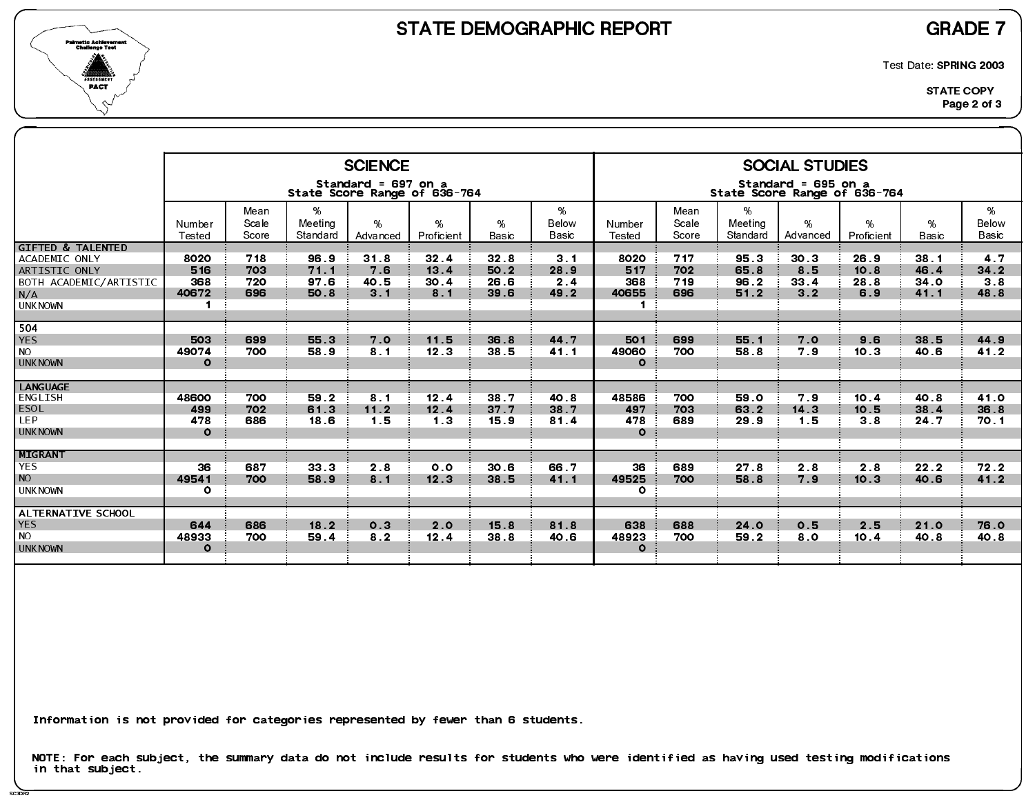# STATE DEMOGRAPHIC REPORT

## GRADE 7

Test Date: **SPRING 2003**

**STATE COPY**

| | SCIENCE<br>Standard = 697 on a State Score Range of 636-764 | | | | | | | SOCIAL STUDIES<br>Standard = 695 on a State Score Range of 636-764 | | | | | | |
|---|---|---|---|---|---|---|---|---|---|---|---|---|---|---|
| | Number Tested | Mean Scale Score | % Meeting Standard | % Advanced | % Proficient | % Basic | % Below Basic | Number Tested | Mean Scale Score | % Meeting Standard | % Advanced | % Proficient | % Basic | % Below Basic |
| **GIFTED & TALENTED** | | | | | | | | | | | | | | |
| ACADEMIC ONLY | 8020 | 718 | 96.9 | 31.8 | 32.4 | 32.8 | 3.1 | 8020 | 717 | 95.3 | 30.3 | 26.9 | 38.1 | 4.7 |
| ARTISTIC ONLY | 516 | 703 | 71.1 | 7.6 | 13.4 | 50.2 | 28.9 | 517 | 702 | 65.8 | 8.5 | 10.8 | 46.4 | 34.2 |
| BOTH ACADEMIC/ARTISTIC | 368 | 720 | 97.6 | 40.5 | 30.4 | 26.6 | 2.4 | 368 | 719 | 96.2 | 33.4 | 28.8 | 34.0 | 3.8 |
| N/A | 40672 | 696 | 50.8 | 3.1 | 8.1 | 39.6 | 49.2 | 40655 | 696 | 51.2 | 3.2 | 6.9 | 41.1 | 48.8 |
| UNKNOWN | 1 | | | | | | | 1 | | | | | | |
| **504** | | | | | | | | | | | | | | |
| YES | 503 | 699 | 55.3 | 7.0 | 11.5 | 36.8 | 44.7 | 501 | 699 | 55.1 | 7.0 | 9.6 | 38.5 | 44.9 |
| NO | 49074 | 700 | 58.9 | 8.1 | 12.3 | 38.5 | 41.1 | 49060 | 700 | 58.8 | 7.9 | 10.3 | 40.6 | 41.2 |
| UNKNOWN | 0 | | | | | | | 0 | | | | | | |
| **LANGUAGE** | | | | | | | | | | | | | | |
| ENGLISH | 48600 | 700 | 59.2 | 8.1 | 12.4 | 38.7 | 40.8 | 48586 | 700 | 59.0 | 7.9 | 10.4 | 40.8 | 41.0 |
| ESOL | 499 | 702 | 61.3 | 11.2 | 12.4 | 37.7 | 38.7 | 497 | 703 | 63.2 | 14.3 | 10.5 | 38.4 | 36.8 |
| LEP | 478 | 686 | 18.6 | 1.5 | 1.3 | 15.9 | 81.4 | 478 | 689 | 29.9 | 1.5 | 3.8 | 24.7 | 70.1 |
| UNKNOWN | 0 | | | | | | | 0 | | | | | | |
| **MIGRANT** | | | | | | | | | | | | | | |
| YES | 36 | 687 | 33.3 | 2.8 | 0.0 | 30.6 | 66.7 | 36 | 689 | 27.8 | 2.8 | 2.8 | 22.2 | 72.2 |
| NO | 49541 | 700 | 58.9 | 8.1 | 12.3 | 38.5 | 41.1 | 49525 | 700 | 58.8 | 7.9 | 10.3 | 40.6 | 41.2 |
| UNKNOWN | 0 | | | | | | | 0 | | | | | | |
| **ALTERNATIVE SCHOOL** | | | | | | | | | | | | | | |
| YES | 644 | 686 | 18.2 | 0.3 | 2.0 | 15.8 | 81.8 | 638 | 688 | 24.0 | 0.5 | 2.5 | 21.0 | 76.0 |
| NO | 48933 | 700 | 59.4 | 8.2 | 12.4 | 38.8 | 40.6 | 48923 | 700 | 59.2 | 8.0 | 10.4 | 40.8 | 40.8 |
| UNKNOWN | 0 | | | | | | | 0 | | | | | | |

Information is not provided for categories represented by fewer than 6 students.

NOTE: For each subject, the summary data do not include results for students who were identified as having used testing modifications in that subject.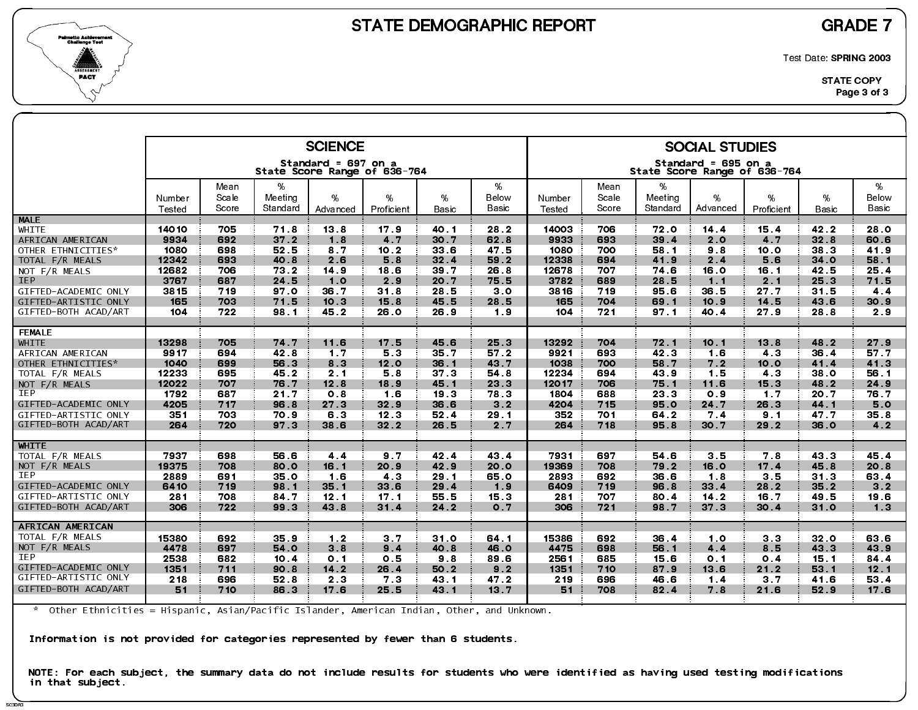# STATE DEMOGRAPHIC REPORT

**GRADE 7**

Test Date: **SPRING 2003**

**STATE COPY**

| | SCIENCE Standard = 697 on a State Score Range of 636-764 | | | | | | | SOCIAL STUDIES Standard = 695 on a State Score Range of 636-764 | | | | | | |
|---|---|---|---|---|---|---|---|---|---|---|---|---|---|---|
| | Number Tested | Mean Scale Score | % Meeting Standard | % Advanced | % Proficient | % Basic | % Below Basic | Number Tested | Mean Scale Score | % Meeting Standard | % Advanced | % Proficient | % Basic | % Below Basic |
| **MALE** | | | | | | | | | | | | | | |
| WHITE | 14010 | 705 | 71.8 | 13.8 | 17.9 | 40.1 | 28.2 | 14003 | 706 | 72.0 | 14.4 | 15.4 | 42.2 | 28.0 |
| AFRICAN AMERICAN | 9934 | 692 | 37.2 | 1.8 | 4.7 | 30.7 | 62.8 | 9933 | 693 | 39.4 | 2.0 | 4.7 | 32.8 | 60.6 |
| OTHER ETHNICITIES* | 1080 | 698 | 52.5 | 8.7 | 10.2 | 33.6 | 47.5 | 1080 | 700 | 58.1 | 9.8 | 10.0 | 38.3 | 41.9 |
| TOTAL F/R MEALS | 12342 | 693 | 40.8 | 2.6 | 5.8 | 32.4 | 59.2 | 12338 | 694 | 41.9 | 2.4 | 5.6 | 34.0 | 58.1 |
| NOT F/R MEALS | 12682 | 706 | 73.2 | 14.9 | 18.6 | 39.7 | 26.8 | 12678 | 707 | 74.6 | 16.0 | 16.1 | 42.5 | 25.4 |
| IEP | 3767 | 687 | 24.5 | 1.0 | 2.9 | 20.7 | 75.5 | 3782 | 689 | 28.5 | 1.1 | 2.1 | 25.3 | 71.5 |
| GIFTED-ACADEMIC ONLY | 3815 | 719 | 97.0 | 36.7 | 31.8 | 28.5 | 3.0 | 3816 | 719 | 95.6 | 36.5 | 27.7 | 31.5 | 4.4 |
| GIFTED-ARTISTIC ONLY | 165 | 703 | 71.5 | 10.3 | 15.8 | 45.5 | 28.5 | 165 | 704 | 69.1 | 10.9 | 14.5 | 43.6 | 30.9 |
| GIFTED-BOTH ACAD/ART | 104 | 722 | 98.1 | 45.2 | 26.0 | 26.9 | 1.9 | 104 | 721 | 97.1 | 40.4 | 27.9 | 28.8 | 2.9 |
| **FEMALE** | | | | | | | | | | | | | | |
| WHITE | 13298 | 705 | 74.7 | 11.6 | 17.5 | 45.6 | 25.3 | 13292 | 704 | 72.1 | 10.1 | 13.8 | 48.2 | 27.9 |
| AFRICAN AMERICAN | 9917 | 694 | 42.8 | 1.7 | 5.3 | 35.7 | 57.2 | 9921 | 693 | 42.3 | 1.6 | 4.3 | 36.4 | 57.7 |
| OTHER ETHNICITIES* | 1040 | 699 | 56.3 | 8.3 | 12.0 | 36.1 | 43.7 | 1038 | 700 | 58.7 | 7.2 | 10.0 | 41.4 | 41.3 |
| TOTAL F/R MEALS | 12233 | 695 | 45.2 | 2.1 | 5.8 | 37.3 | 54.8 | 12234 | 694 | 43.9 | 1.5 | 4.3 | 38.0 | 56.1 |
| NOT F/R MEALS | 12022 | 707 | 76.7 | 12.8 | 18.9 | 45.1 | 23.3 | 12017 | 706 | 75.1 | 11.6 | 15.3 | 48.2 | 24.9 |
| IEP | 1792 | 687 | 21.7 | 0.8 | 1.6 | 19.3 | 78.3 | 1804 | 688 | 23.3 | 0.9 | 1.7 | 20.7 | 76.7 |
| GIFTED-ACADEMIC ONLY | 4205 | 717 | 96.8 | 27.3 | 32.9 | 36.6 | 3.2 | 4204 | 715 | 95.0 | 24.7 | 26.3 | 44.1 | 5.0 |
| GIFTED-ARTISTIC ONLY | 351 | 703 | 70.9 | 6.3 | 12.3 | 52.4 | 29.1 | 352 | 701 | 64.2 | 7.4 | 9.1 | 47.7 | 35.8 |
| GIFTED-BOTH ACAD/ART | 264 | 720 | 97.3 | 38.6 | 32.2 | 26.5 | 2.7 | 264 | 718 | 95.8 | 30.7 | 29.2 | 36.0 | 4.2 |
| **WHITE** | | | | | | | | | | | | | | |
| TOTAL F/R MEALS | 7937 | 698 | 56.6 | 4.4 | 9.7 | 42.4 | 43.4 | 7931 | 697 | 54.6 | 3.5 | 7.8 | 43.3 | 45.4 |
| NOT F/R MEALS | 19375 | 708 | 80.0 | 16.1 | 20.9 | 42.9 | 20.0 | 19369 | 708 | 79.2 | 16.0 | 17.4 | 45.8 | 20.8 |
| IEP | 2889 | 691 | 35.0 | 1.6 | 4.3 | 29.1 | 65.0 | 2893 | 692 | 36.6 | 1.8 | 3.5 | 31.3 | 63.4 |
| GIFTED-ACADEMIC ONLY | 6410 | 719 | 98.1 | 35.1 | 33.6 | 29.4 | 1.9 | 6409 | 719 | 96.8 | 33.4 | 28.2 | 35.2 | 3.2 |
| GIFTED-ARTISTIC ONLY | 281 | 708 | 84.7 | 12.1 | 17.1 | 55.5 | 15.3 | 281 | 707 | 80.4 | 14.2 | 16.7 | 49.5 | 19.6 |
| GIFTED-BOTH ACAD/ART | 306 | 722 | 99.3 | 43.8 | 31.4 | 24.2 | 0.7 | 306 | 721 | 98.7 | 37.3 | 30.4 | 31.0 | 1.3 |
| **AFRICAN AMERICAN** | | | | | | | | | | | | | | |
| TOTAL F/R MEALS | 15380 | 692 | 35.9 | 1.2 | 3.7 | 31.0 | 64.1 | 15386 | 692 | 36.4 | 1.0 | 3.3 | 32.0 | 63.6 |
| NOT F/R MEALS | 4478 | 697 | 54.0 | 3.8 | 9.4 | 40.8 | 46.0 | 4475 | 698 | 56.1 | 4.4 | 8.5 | 43.3 | 43.9 |
| IEP | 2538 | 682 | 10.4 | 0.1 | 0.5 | 9.8 | 89.6 | 2561 | 685 | 15.6 | 0.1 | 0.4 | 15.1 | 84.4 |
| GIFTED-ACADEMIC ONLY | 1351 | 711 | 90.8 | 14.2 | 26.4 | 50.2 | 9.2 | 1351 | 710 | 87.9 | 13.6 | 21.2 | 53.1 | 12.1 |
| GIFTED-ARTISTIC ONLY | 218 | 696 | 52.8 | 2.3 | 7.3 | 43.1 | 47.2 | 219 | 696 | 46.6 | 1.4 | 3.7 | 41.6 | 53.4 |
| GIFTED-BOTH ACAD/ART | 51 | 710 | 86.3 | 17.6 | 25.5 | 43.1 | 13.7 | 51 | 708 | 82.4 | 7.8 | 21.6 | 52.9 | 17.6 |

* Other Ethnicities = Hispanic, Asian/Pacific Islander, American Indian, Other, and Unknown.

**Information is not provided for categories represented by fewer than 6 students.**

**NOTE: For each subject, the summary data do not include results for students who were identified as having used testing modifications in that subject.**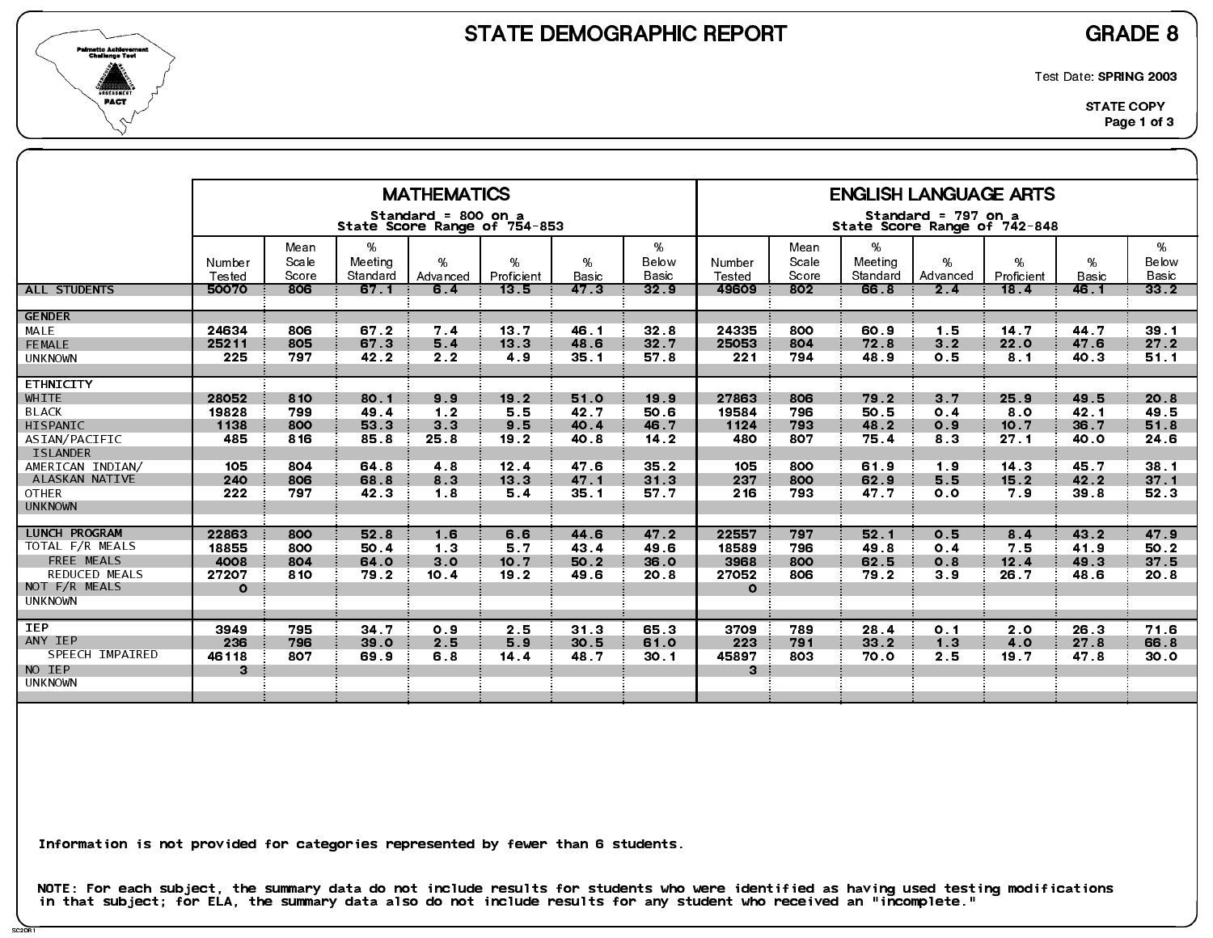# STATE DEMOGRAPHIC REPORT

**GRADE 8**

Test Date: **SPRING 2003**

**STATE COPY**

Palmetto Achievement Challenge Test (PACT)

| | MATHEMATICS Standard = 800 on a State Score Range of 754-853 | | | | | | | ENGLISH LANGUAGE ARTS Standard = 797 on a State Score Range of 742-848 | | | | | | |
|---|---|---|---|---|---|---|---|---|---|---|---|---|---|---|
| | Number Tested | Mean Scale Score | % Meeting Standard | % Advanced | % Proficient | % Basic | % Below Basic | Number Tested | Mean Scale Score | % Meeting Standard | % Advanced | % Proficient | % Basic | % Below Basic |
| ALL STUDENTS | 50070 | 806 | 67.1 | 6.4 | 13.5 | 47.3 | 32.9 | 49609 | 802 | 66.8 | 2.4 | 18.4 | 46.1 | 33.2 |
| GENDER | | | | | | | | | | | | | | |
| MALE | 24634 | 806 | 67.2 | 7.4 | 13.7 | 46.1 | 32.8 | 24335 | 800 | 60.9 | 1.5 | 14.7 | 44.7 | 39.1 |
| FEMALE | 25211 | 805 | 67.3 | 5.4 | 13.3 | 48.6 | 32.7 | 25053 | 804 | 72.8 | 3.2 | 22.0 | 47.6 | 27.2 |
| UNKNOWN | 225 | 797 | 42.2 | 2.2 | 4.9 | 35.1 | 57.8 | 221 | 794 | 48.9 | 0.5 | 8.1 | 40.3 | 51.1 |
| ETHNICITY | | | | | | | | | | | | | | |
| WHITE | 28052 | 810 | 80.1 | 9.9 | 19.2 | 51.0 | 19.9 | 27863 | 806 | 79.2 | 3.7 | 25.9 | 49.5 | 20.8 |
| BLACK | 19828 | 799 | 49.4 | 1.2 | 5.5 | 42.7 | 50.6 | 19584 | 796 | 50.5 | 0.4 | 8.0 | 42.1 | 49.5 |
| HISPANIC | 1138 | 800 | 53.3 | 3.3 | 9.5 | 40.4 | 46.7 | 1124 | 793 | 48.2 | 0.9 | 10.7 | 36.7 | 51.8 |
| ASIAN/PACIFIC ISLANDER | 485 | 816 | 85.8 | 25.8 | 19.2 | 40.8 | 14.2 | 480 | 807 | 75.4 | 8.3 | 27.1 | 40.0 | 24.6 |
| AMERICAN INDIAN/ ALASKAN NATIVE | 105 | 804 | 64.8 | 4.8 | 12.4 | 47.6 | 35.2 | 105 | 800 | 61.9 | 1.9 | 14.3 | 45.7 | 38.1 |
| OTHER | 240 | 806 | 68.8 | 8.3 | 13.3 | 47.1 | 31.3 | 237 | 800 | 62.9 | 5.5 | 15.2 | 42.2 | 37.1 |
| UNKNOWN | 222 | 797 | 42.3 | 1.8 | 5.4 | 35.1 | 57.7 | 216 | 793 | 47.7 | 0.0 | 7.9 | 39.8 | 52.3 |
| LUNCH PROGRAM | | | | | | | | | | | | | | |
| TOTAL F/R MEALS | 22863 | 800 | 52.8 | 1.6 | 6.6 | 44.6 | 47.2 | 22557 | 797 | 52.1 | 0.5 | 8.4 | 43.2 | 47.9 |
| FREE MEALS | 18855 | 800 | 50.4 | 1.3 | 5.7 | 43.4 | 49.6 | 18589 | 796 | 49.8 | 0.4 | 7.5 | 41.9 | 50.2 |
| REDUCED MEALS | 4008 | 804 | 64.0 | 3.0 | 10.7 | 50.2 | 36.0 | 3968 | 800 | 62.5 | 0.8 | 12.4 | 49.3 | 37.5 |
| NOT F/R MEALS | 27207 | 810 | 79.2 | 10.4 | 19.2 | 49.6 | 20.8 | 27052 | 806 | 79.2 | 3.9 | 26.7 | 48.6 | 20.8 |
| UNKNOWN | 0 | | | | | | | 0 | | | | | | |
| IEP | | | | | | | | | | | | | | |
| ANY IEP | 3949 | 795 | 34.7 | 0.9 | 2.5 | 31.3 | 65.3 | 3709 | 789 | 28.4 | 0.1 | 2.0 | 26.3 | 71.6 |
| SPEECH IMPAIRED | 236 | 796 | 39.0 | 2.5 | 5.9 | 30.5 | 61.0 | 223 | 791 | 33.2 | 1.3 | 4.0 | 27.8 | 66.8 |
| NO IEP | 46118 | 807 | 69.9 | 6.8 | 14.4 | 48.7 | 30.1 | 45897 | 803 | 70.0 | 2.5 | 19.7 | 47.8 | 30.0 |
| UNKNOWN | 3 | | | | | | | 3 | | | | | | |

Information is not provided for categories represented by fewer than 6 students.

NOTE: For each subject, the summary data do not include results for students who were identified as having used testing modifications in that subject; for ELA, the summary data also do not include results for any student who received an "incomplete."

SC2DR1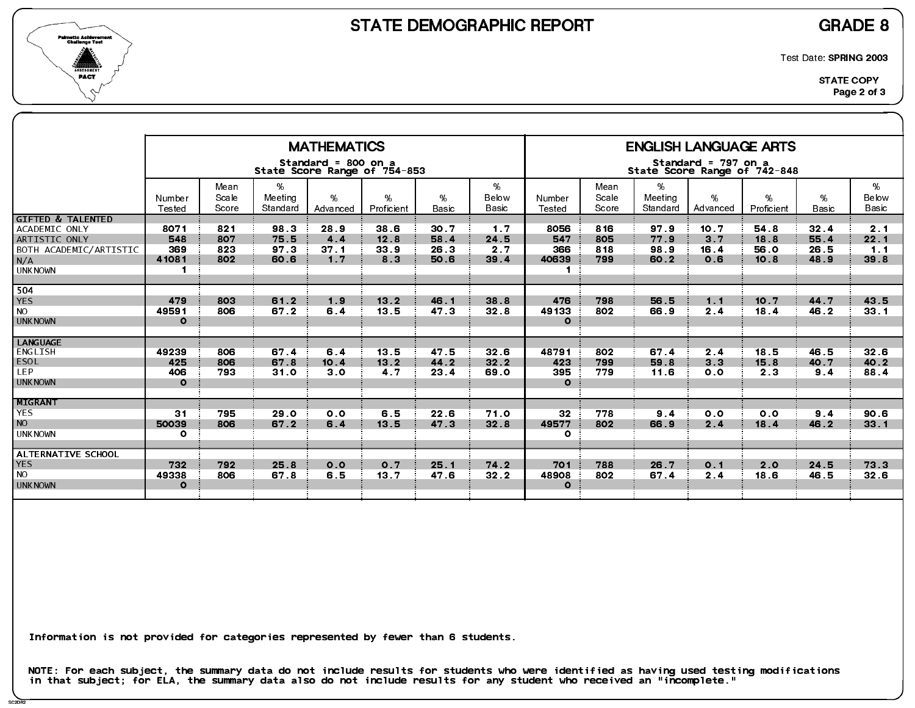# STATE DEMOGRAPHIC REPORT

## GRADE 8

Test Date: **SPRING 2003**

**STATE COPY**

| | MATHEMATICS Standard = 800 on a State Score Range of 754-853 | | | | | | | ENGLISH LANGUAGE ARTS Standard = 797 on a State Score Range of 742-848 | | | | | | |
|---|---|---|---|---|---|---|---|---|---|---|---|---|---|---|
| | Number Tested | Mean Scale Score | % Meeting Standard | % Advanced | % Proficient | % Basic | % Below Basic | Number Tested | Mean Scale Score | % Meeting Standard | % Advanced | % Proficient | % Basic | % Below Basic |
| **GIFTED & TALENTED** | | | | | | | | | | | | | | |
| ACADEMIC ONLY | 8071 | 821 | 98.3 | 28.9 | 38.6 | 30.7 | 1.7 | 8056 | 816 | 97.9 | 10.7 | 54.8 | 32.4 | 2.1 |
| ARTISTIC ONLY | 548 | 807 | 75.5 | 4.4 | 12.8 | 58.4 | 24.5 | 547 | 805 | 77.9 | 3.7 | 18.8 | 55.4 | 22.1 |
| BOTH ACADEMIC/ARTISTIC | 369 | 823 | 97.3 | 37.1 | 33.9 | 26.3 | 2.7 | 366 | 818 | 98.9 | 16.4 | 56.0 | 26.5 | 1.1 |
| N/A | 41081 | 802 | 60.6 | 1.7 | 8.3 | 50.6 | 39.4 | 40639 | 799 | 60.2 | 0.6 | 10.8 | 48.9 | 39.8 |
| UNKNOWN | 1 | | | | | | | 1 | | | | | | |
| **504** | | | | | | | | | | | | | | |
| YES | 479 | 803 | 61.2 | 1.9 | 13.2 | 46.1 | 38.8 | 476 | 798 | 56.5 | 1.1 | 10.7 | 44.7 | 43.5 |
| NO | 49591 | 806 | 67.2 | 6.4 | 13.5 | 47.3 | 32.8 | 49133 | 802 | 66.9 | 2.4 | 18.4 | 46.2 | 33.1 |
| UNKNOWN | 0 | | | | | | | 0 | | | | | | |
| **LANGUAGE** | | | | | | | | | | | | | | |
| ENGLISH | 49239 | 806 | 67.4 | 6.4 | 13.5 | 47.5 | 32.6 | 48791 | 802 | 67.4 | 2.4 | 18.5 | 46.5 | 32.6 |
| ESOL | 425 | 806 | 67.8 | 10.4 | 13.2 | 44.2 | 32.2 | 423 | 799 | 59.8 | 3.3 | 15.8 | 40.7 | 40.2 |
| LEP | 406 | 793 | 31.0 | 3.0 | 4.7 | 23.4 | 69.0 | 395 | 779 | 11.6 | 0.0 | 2.3 | 9.4 | 88.4 |
| UNKNOWN | 0 | | | | | | | 0 | | | | | | |
| **MIGRANT** | | | | | | | | | | | | | | |
| YES | 31 | 795 | 29.0 | 0.0 | 6.5 | 22.6 | 71.0 | 32 | 778 | 9.4 | 0.0 | 0.0 | 9.4 | 90.6 |
| NO | 50039 | 806 | 67.2 | 6.4 | 13.5 | 47.3 | 32.8 | 49577 | 802 | 66.9 | 2.4 | 18.4 | 46.2 | 33.1 |
| UNKNOWN | 0 | | | | | | | 0 | | | | | | |
| **ALTERNATIVE SCHOOL** | | | | | | | | | | | | | | |
| YES | 732 | 792 | 25.8 | 0.0 | 0.7 | 25.1 | 74.2 | 701 | 788 | 26.7 | 0.1 | 2.0 | 24.5 | 73.3 |
| NO | 49338 | 806 | 67.8 | 6.5 | 13.7 | 47.6 | 32.2 | 48908 | 802 | 67.4 | 2.4 | 18.6 | 46.5 | 32.6 |
| UNKNOWN | 0 | | | | | | | 0 | | | | | | |

Information is not provided for categories represented by fewer than 6 students.

NOTE: For each subject, the summary data do not include results for students who were identified as having used testing modifications in that subject; for ELA, the summary data also do not include results for any student who received an "incomplete."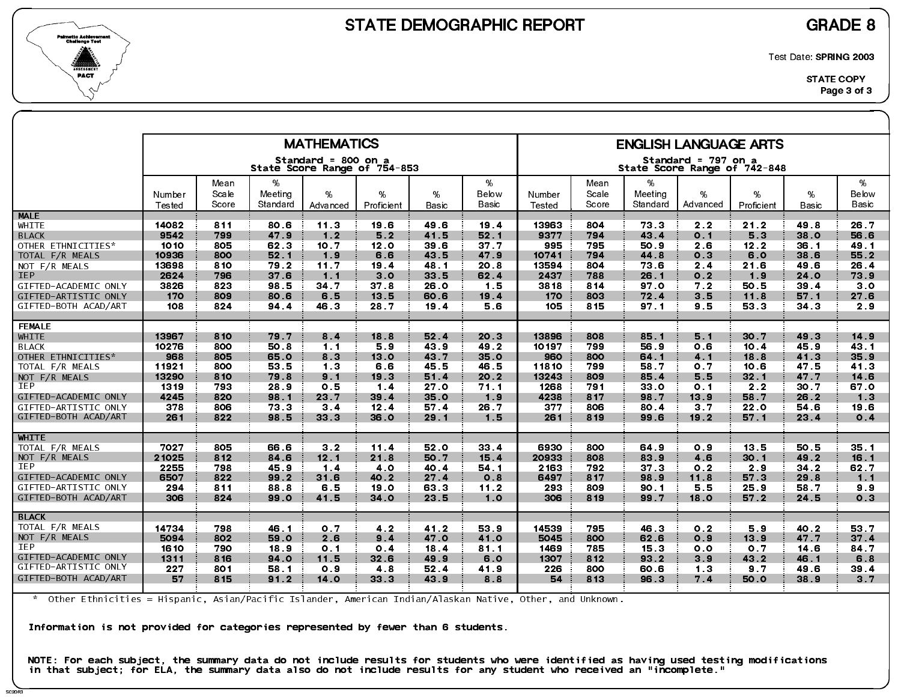# STATE DEMOGRAPHIC REPORT

## GRADE 8

Test Date: **SPRING 2003**

**STATE COPY**

| | MATHEMATICS Standard = 800 on a State Score Range of 754-853 | | | | | | | ENGLISH LANGUAGE ARTS Standard = 797 on a State Score Range of 742-848 | | | | | | |
|---|---|---|---|---|---|---|---|---|---|---|---|---|---|---|
| | Number Tested | Mean Scale Score | % Meeting Standard | % Advanced | % Proficient | % Basic | % Below Basic | Number Tested | Mean Scale Score | % Meeting Standard | % Advanced | % Proficient | % Basic | % Below Basic |
| **MALE** | | | | | | | | | | | | | | |
| WHITE | 14082 | 811 | 80.6 | 11.3 | 19.6 | 49.6 | 19.4 | 13963 | 804 | 73.3 | 2.2 | 21.2 | 49.8 | 26.7 |
| BLACK | 9542 | 799 | 47.9 | 1.2 | 5.2 | 41.5 | 52.1 | 9377 | 794 | 43.4 | 0.1 | 5.3 | 38.0 | 56.6 |
| OTHER ETHNICITIES* | 1010 | 805 | 62.3 | 10.7 | 12.0 | 39.6 | 37.7 | 995 | 795 | 50.9 | 2.6 | 12.2 | 36.1 | 49.1 |
| TOTAL F/R MEALS | 10936 | 800 | 52.1 | 1.9 | 6.6 | 43.5 | 47.9 | 10741 | 794 | 44.8 | 0.3 | 6.0 | 38.6 | 55.2 |
| NOT F/R MEALS | 13698 | 810 | 79.2 | 11.7 | 19.4 | 48.1 | 20.8 | 13594 | 804 | 73.6 | 2.4 | 21.6 | 49.6 | 26.4 |
| IEP | 2624 | 796 | 37.6 | 1.1 | 3.0 | 33.5 | 62.4 | 2437 | 788 | 26.1 | 0.2 | 1.9 | 24.0 | 73.9 |
| GIFTED-ACADEMIC ONLY | 3826 | 823 | 98.5 | 34.7 | 37.8 | 26.0 | 1.5 | 3818 | 814 | 97.0 | 7.2 | 50.5 | 39.4 | 3.0 |
| GIFTED-ARTISTIC ONLY | 170 | 809 | 80.6 | 6.5 | 13.5 | 60.6 | 19.4 | 170 | 803 | 72.4 | 3.5 | 11.8 | 57.1 | 27.6 |
| GIFTED-BOTH ACAD/ART | 108 | 824 | 94.4 | 46.3 | 28.7 | 19.4 | 5.6 | 105 | 815 | 97.1 | 9.5 | 53.3 | 34.3 | 2.9 |
| **FEMALE** | | | | | | | | | | | | | | |
| WHITE | 13967 | 810 | 79.7 | 8.4 | 18.8 | 52.4 | 20.3 | 13896 | 808 | 85.1 | 5.1 | 30.7 | 49.3 | 14.9 |
| BLACK | 10276 | 800 | 50.8 | 1.1 | 5.9 | 43.9 | 49.2 | 10197 | 799 | 56.9 | 0.6 | 10.4 | 45.9 | 43.1 |
| OTHER ETHNICITIES* | 968 | 805 | 65.0 | 8.3 | 13.0 | 43.7 | 35.0 | 960 | 800 | 64.1 | 4.1 | 18.8 | 41.3 | 35.9 |
| TOTAL F/R MEALS | 11921 | 800 | 53.5 | 1.3 | 6.6 | 45.5 | 46.5 | 11810 | 799 | 58.7 | 0.7 | 10.6 | 47.5 | 41.3 |
| NOT F/R MEALS | 13290 | 810 | 79.8 | 9.1 | 19.3 | 51.4 | 20.2 | 13243 | 809 | 85.4 | 5.5 | 32.1 | 47.7 | 14.6 |
| IEP | 1319 | 793 | 28.9 | 0.5 | 1.4 | 27.0 | 71.1 | 1268 | 791 | 33.0 | 0.1 | 2.2 | 30.7 | 67.0 |
| GIFTED-ACADEMIC ONLY | 4245 | 820 | 98.1 | 23.7 | 39.4 | 35.0 | 1.9 | 4238 | 817 | 98.7 | 13.9 | 58.7 | 26.2 | 1.3 |
| GIFTED-ARTISTIC ONLY | 378 | 806 | 73.3 | 3.4 | 12.4 | 57.4 | 26.7 | 377 | 806 | 80.4 | 3.7 | 22.0 | 54.6 | 19.6 |
| GIFTED-BOTH ACAD/ART | 261 | 822 | 98.5 | 33.3 | 36.0 | 29.1 | 1.5 | 261 | 819 | 99.6 | 19.2 | 57.1 | 23.4 | 0.4 |
| **WHITE** | | | | | | | | | | | | | | |
| TOTAL F/R MEALS | 7027 | 805 | 66.6 | 3.2 | 11.4 | 52.0 | 33.4 | 6930 | 800 | 64.9 | 0.9 | 13.5 | 50.5 | 35.1 |
| NOT F/R MEALS | 21025 | 812 | 84.6 | 12.1 | 21.8 | 50.7 | 15.4 | 20933 | 808 | 83.9 | 4.6 | 30.1 | 49.2 | 16.1 |
| IEP | 2255 | 798 | 45.9 | 1.4 | 4.0 | 40.4 | 54.1 | 2163 | 792 | 37.3 | 0.2 | 2.9 | 34.2 | 62.7 |
| GIFTED-ACADEMIC ONLY | 6507 | 822 | 99.2 | 31.6 | 40.2 | 27.4 | 0.8 | 6497 | 817 | 98.9 | 11.8 | 57.3 | 29.8 | 1.1 |
| GIFTED-ARTISTIC ONLY | 294 | 811 | 88.8 | 6.5 | 19.0 | 63.3 | 11.2 | 293 | 809 | 90.1 | 5.5 | 25.9 | 58.7 | 9.9 |
| GIFTED-BOTH ACAD/ART | 306 | 824 | 99.0 | 41.5 | 34.0 | 23.5 | 1.0 | 306 | 819 | 99.7 | 18.0 | 57.2 | 24.5 | 0.3 |
| **BLACK** | | | | | | | | | | | | | | |
| TOTAL F/R MEALS | 14734 | 798 | 46.1 | 0.7 | 4.2 | 41.2 | 53.9 | 14539 | 795 | 46.3 | 0.2 | 5.9 | 40.2 | 53.7 |
| NOT F/R MEALS | 5094 | 802 | 59.0 | 2.6 | 9.4 | 47.0 | 41.0 | 5045 | 800 | 62.6 | 0.9 | 13.9 | 47.7 | 37.4 |
| IEP | 1610 | 790 | 18.9 | 0.1 | 0.4 | 18.4 | 81.1 | 1469 | 785 | 15.3 | 0.0 | 0.7 | 14.6 | 84.7 |
| GIFTED-ACADEMIC ONLY | 1311 | 816 | 94.0 | 11.5 | 32.6 | 49.9 | 6.0 | 1307 | 812 | 93.2 | 3.9 | 43.2 | 46.1 | 6.8 |
| GIFTED-ARTISTIC ONLY | 227 | 801 | 58.1 | 0.9 | 4.8 | 52.4 | 41.9 | 226 | 800 | 60.6 | 1.3 | 9.7 | 49.6 | 39.4 |
| GIFTED-BOTH ACAD/ART | 57 | 815 | 91.2 | 14.0 | 33.3 | 43.9 | 8.8 | 54 | 813 | 96.3 | 7.4 | 50.0 | 38.9 | 3.7 |

* Other Ethnicities = Hispanic, Asian/Pacific Islander, American Indian/Alaskan Native, Other, and Unknown.

**Information is not provided for categories represented by fewer than 6 students.**

**NOTE: For each subject, the summary data do not include results for students who were identified as having used testing modifications in that subject; for ELA, the summary data also do not include results for any student who received an "incomplete."**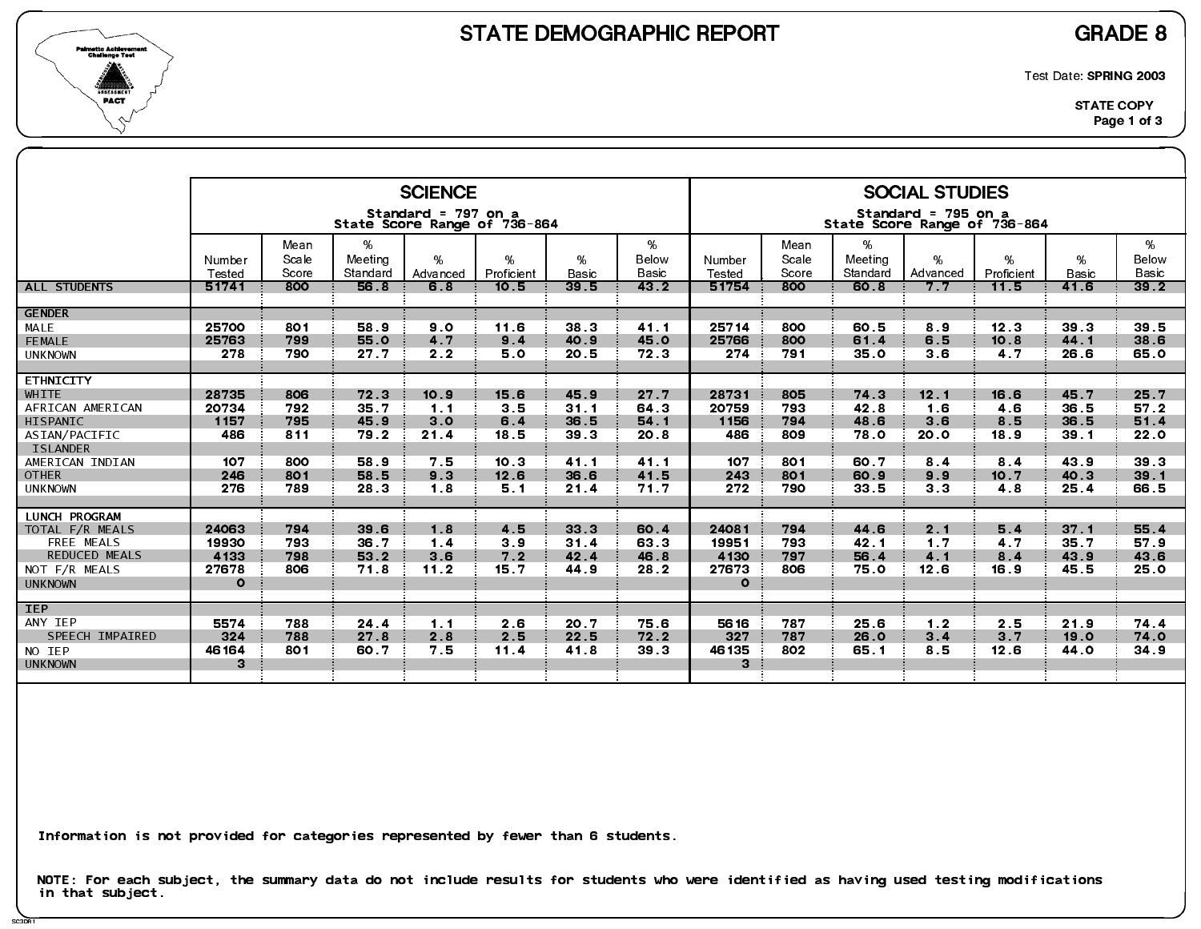# STATE DEMOGRAPHIC REPORT

## GRADE 8

Test Date: **SPRING 2003**

STATE COPY

| | SCIENCE Standard = 797 on a State Score Range of 736-864 | | | | | | | SOCIAL STUDIES Standard = 795 on a State Score Range of 736-864 | | | | | | |
|---|---|---|---|---|---|---|---|---|---|---|---|---|---|---|
| | Number Tested | Mean Scale Score | % Meeting Standard | % Advanced | % Proficient | % Basic | % Below Basic | Number Tested | Mean Scale Score | % Meeting Standard | % Advanced | % Proficient | % Basic | % Below Basic |
| ALL STUDENTS | 51741 | 800 | 56.8 | 6.8 | 10.5 | 39.5 | 43.2 | 51754 | 800 | 60.8 | 7.7 | 11.5 | 41.6 | 39.2 |
| **GENDER** | | | | | | | | | | | | | | |
| MALE | 25700 | 801 | 58.9 | 9.0 | 11.6 | 38.3 | 41.1 | 25714 | 800 | 60.5 | 8.9 | 12.3 | 39.3 | 39.5 |
| FEMALE | 25763 | 799 | 55.0 | 4.7 | 9.4 | 40.9 | 45.0 | 25766 | 800 | 61.4 | 6.5 | 10.8 | 44.1 | 38.6 |
| UNKNOWN | 278 | 790 | 27.7 | 2.2 | 5.0 | 20.5 | 72.3 | 274 | 791 | 35.0 | 3.6 | 4.7 | 26.6 | 65.0 |
| **ETHNICITY** | | | | | | | | | | | | | | |
| WHITE | 28735 | 806 | 72.3 | 10.9 | 15.6 | 45.9 | 27.7 | 28731 | 805 | 74.3 | 12.1 | 16.6 | 45.7 | 25.7 |
| AFRICAN AMERICAN | 20734 | 792 | 35.7 | 1.1 | 3.5 | 31.1 | 64.3 | 20759 | 793 | 42.8 | 1.6 | 4.6 | 36.5 | 57.2 |
| HISPANIC | 1157 | 795 | 45.9 | 3.0 | 6.4 | 36.5 | 54.1 | 1156 | 794 | 48.6 | 3.6 | 8.5 | 36.5 | 51.4 |
| ASIAN/PACIFIC ISLANDER | 486 | 811 | 79.2 | 21.4 | 18.5 | 39.3 | 20.8 | 486 | 809 | 78.0 | 20.0 | 18.9 | 39.1 | 22.0 |
| AMERICAN INDIAN | 107 | 800 | 58.9 | 7.5 | 10.3 | 41.1 | 41.1 | 107 | 801 | 60.7 | 8.4 | 8.4 | 43.9 | 39.3 |
| OTHER | 246 | 801 | 58.5 | 9.3 | 12.6 | 36.6 | 41.5 | 243 | 801 | 60.9 | 9.9 | 10.7 | 40.3 | 39.1 |
| UNKNOWN | 276 | 789 | 28.3 | 1.8 | 5.1 | 21.4 | 71.7 | 272 | 790 | 33.5 | 3.3 | 4.8 | 25.4 | 66.5 |
| **LUNCH PROGRAM** | | | | | | | | | | | | | | |
| TOTAL F/R MEALS | 24063 | 794 | 39.6 | 1.8 | 4.5 | 33.3 | 60.4 | 24081 | 794 | 44.6 | 2.1 | 5.4 | 37.1 | 55.4 |
| FREE MEALS | 19930 | 793 | 36.7 | 1.4 | 3.9 | 31.4 | 63.3 | 19951 | 793 | 42.1 | 1.7 | 4.7 | 35.7 | 57.9 |
| REDUCED MEALS | 4133 | 798 | 53.2 | 3.6 | 7.2 | 42.4 | 46.8 | 4130 | 797 | 56.4 | 4.1 | 8.4 | 43.9 | 43.6 |
| NOT F/R MEALS | 27678 | 806 | 71.8 | 11.2 | 15.7 | 44.9 | 28.2 | 27673 | 806 | 75.0 | 12.6 | 16.9 | 45.5 | 25.0 |
| UNKNOWN | 0 | | | | | | | 0 | | | | | | |
| **IEP** | | | | | | | | | | | | | | |
| ANY IEP | 5574 | 788 | 24.4 | 1.1 | 2.6 | 20.7 | 75.6 | 5616 | 787 | 25.6 | 1.2 | 2.5 | 21.9 | 74.4 |
| SPEECH IMPAIRED | 324 | 788 | 27.8 | 2.8 | 2.5 | 22.5 | 72.2 | 327 | 787 | 26.0 | 3.4 | 3.7 | 19.0 | 74.0 |
| NO IEP | 46164 | 801 | 60.7 | 7.5 | 11.4 | 41.8 | 39.3 | 46135 | 802 | 65.1 | 8.5 | 12.6 | 44.0 | 34.9 |
| UNKNOWN | 3 | | | | | | | 3 | | | | | | |

Information is not provided for categories represented by fewer than 6 students.

NOTE: For each subject, the summary data do not include results for students who were identified as having used testing modifications in that subject.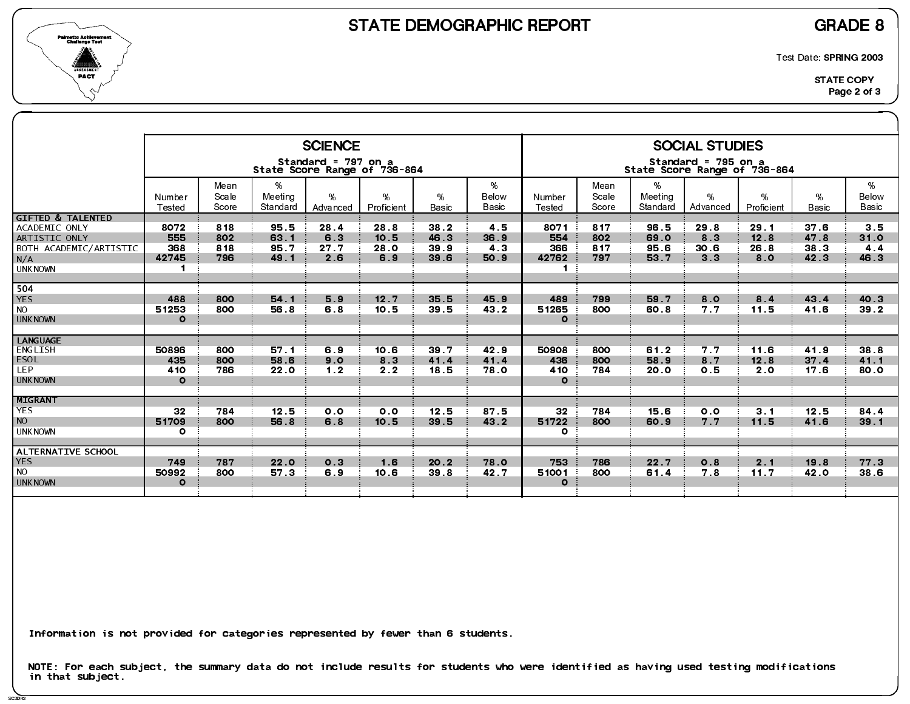# STATE DEMOGRAPHIC REPORT

**GRADE 8**

Test Date: **SPRING 2003**

**STATE COPY**

| | SCIENCE Standard = 797 on a State Score Range of 736-864 | | | | | | | SOCIAL STUDIES Standard = 795 on a State Score Range of 736-864 | | | | | | |
|---|---|---|---|---|---|---|---|---|---|---|---|---|---|---|
| | Number Tested | Mean Scale Score | % Meeting Standard | % Advanced | % Proficient | % Basic | % Below Basic | Number Tested | Mean Scale Score | % Meeting Standard | % Advanced | % Proficient | % Basic | % Below Basic |
| **GIFTED & TALENTED** | | | | | | | | | | | | | | |
| ACADEMIC ONLY | 8072 | 818 | 95.5 | 28.4 | 28.8 | 38.2 | 4.5 | 8071 | 817 | 96.5 | 29.8 | 29.1 | 37.6 | 3.5 |
| ARTISTIC ONLY | 555 | 802 | 63.1 | 6.3 | 10.5 | 46.3 | 36.9 | 554 | 802 | 69.0 | 8.3 | 12.8 | 47.8 | 31.0 |
| BOTH ACADEMIC/ARTISTIC | 368 | 818 | 95.7 | 27.7 | 28.0 | 39.9 | 4.3 | 366 | 817 | 95.6 | 30.6 | 26.8 | 38.3 | 4.4 |
| N/A | 42745 | 796 | 49.1 | 2.6 | 6.9 | 39.6 | 50.9 | 42762 | 797 | 53.7 | 3.3 | 8.0 | 42.3 | 46.3 |
| UNKNOWN | 1 | | | | | | | 1 | | | | | | |
| **504** | | | | | | | | | | | | | | |
| YES | 488 | 800 | 54.1 | 5.9 | 12.7 | 35.5 | 45.9 | 489 | 799 | 59.7 | 8.0 | 8.4 | 43.4 | 40.3 |
| NO | 51253 | 800 | 56.8 | 6.8 | 10.5 | 39.5 | 43.2 | 51265 | 800 | 60.8 | 7.7 | 11.5 | 41.6 | 39.2 |
| UNKNOWN | 0 | | | | | | | 0 | | | | | | |
| **LANGUAGE** | | | | | | | | | | | | | | |
| ENGLISH | 50896 | 800 | 57.1 | 6.9 | 10.6 | 39.7 | 42.9 | 50908 | 800 | 61.2 | 7.7 | 11.6 | 41.9 | 38.8 |
| ESOL | 435 | 800 | 58.6 | 9.0 | 8.3 | 41.4 | 41.4 | 436 | 800 | 58.9 | 8.7 | 12.8 | 37.4 | 41.1 |
| LEP | 410 | 786 | 22.0 | 1.2 | 2.2 | 18.5 | 78.0 | 410 | 784 | 20.0 | 0.5 | 2.0 | 17.6 | 80.0 |
| UNKNOWN | 0 | | | | | | | 0 | | | | | | |
| **MIGRANT** | | | | | | | | | | | | | | |
| YES | 32 | 784 | 12.5 | 0.0 | 0.0 | 12.5 | 87.5 | 32 | 784 | 15.6 | 0.0 | 3.1 | 12.5 | 84.4 |
| NO | 51709 | 800 | 56.8 | 6.8 | 10.5 | 39.5 | 43.2 | 51722 | 800 | 60.9 | 7.7 | 11.5 | 41.6 | 39.1 |
| UNKNOWN | 0 | | | | | | | 0 | | | | | | |
| **ALTERNATIVE SCHOOL** | | | | | | | | | | | | | | |
| YES | 749 | 787 | 22.0 | 0.3 | 1.6 | 20.2 | 78.0 | 753 | 786 | 22.7 | 0.8 | 2.1 | 19.8 | 77.3 |
| NO | 50992 | 800 | 57.3 | 6.9 | 10.6 | 39.8 | 42.7 | 51001 | 800 | 61.4 | 7.8 | 11.7 | 42.0 | 38.6 |
| UNKNOWN | 0 | | | | | | | 0 | | | | | | |

Information is not provided for categories represented by fewer than 6 students.

NOTE: For each subject, the summary data do not include results for students who were identified as having used testing modifications in that subject.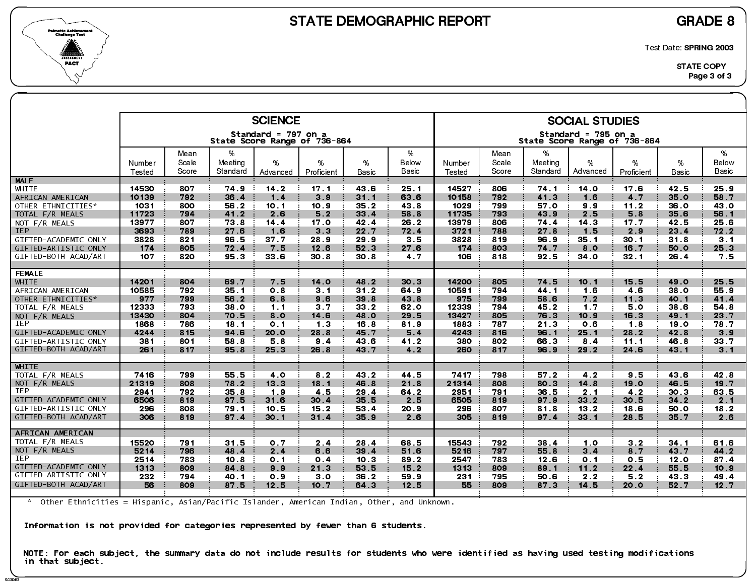# STATE DEMOGRAPHIC REPORT

## GRADE 8

Test Date: **SPRING 2003**

**STATE COPY**

| | SCIENCE | | | | | | | SOCIAL STUDIES | | | | | | |
|---|---|---|---|---|---|---|---|---|---|---|---|---|---|---|
| | Standard = 797 on a State Score Range of 736-864 | | | | | | | Standard = 795 on a State Score Range of 736-864 | | | | | | |
| | Number Tested | Mean Scale Score | % Meeting Standard | % Advanced | % Proficient | % Basic | % Below Basic | Number Tested | Mean Scale Score | % Meeting Standard | % Advanced | % Proficient | % Basic | % Below Basic |
| **MALE** | | | | | | | | | | | | | | |
| WHITE | 14530 | 807 | 74.9 | 14.2 | 17.1 | 43.6 | 25.1 | 14527 | 806 | 74.1 | 14.0 | 17.6 | 42.5 | 25.9 |
| AFRICAN AMERICAN | 10139 | 792 | 36.4 | 1.4 | 3.9 | 31.1 | 63.6 | 10158 | 792 | 41.3 | 1.6 | 4.7 | 35.0 | 58.7 |
| OTHER ETHNICITIES* | 1031 | 800 | 56.2 | 10.1 | 10.9 | 35.2 | 43.8 | 1029 | 799 | 57.0 | 9.9 | 11.2 | 36.0 | 43.0 |
| TOTAL F/R MEALS | 11723 | 794 | 41.2 | 2.6 | 5.2 | 33.4 | 58.8 | 11735 | 793 | 43.9 | 2.5 | 5.8 | 35.6 | 56.1 |
| NOT F/R MEALS | 13977 | 807 | 73.8 | 14.4 | 17.0 | 42.4 | 26.2 | 13979 | 806 | 74.4 | 14.3 | 17.7 | 42.5 | 25.6 |
| IEP | 3693 | 789 | 27.6 | 1.6 | 3.3 | 22.7 | 72.4 | 3721 | 788 | 27.8 | 1.5 | 2.9 | 23.4 | 72.2 |
| GIFTED-ACADEMIC ONLY | 3828 | 821 | 96.5 | 37.7 | 28.9 | 29.9 | 3.5 | 3828 | 819 | 96.9 | 35.1 | 30.1 | 31.8 | 3.1 |
| GIFTED-ARTISTIC ONLY | 174 | 805 | 72.4 | 7.5 | 12.6 | 52.3 | 27.6 | 174 | 803 | 74.7 | 8.0 | 16.7 | 50.0 | 25.3 |
| GIFTED-BOTH ACAD/ART | 107 | 820 | 95.3 | 33.6 | 30.8 | 30.8 | 4.7 | 106 | 818 | 92.5 | 34.0 | 32.1 | 26.4 | 7.5 |
| **FEMALE** | | | | | | | | | | | | | | |
| WHITE | 14201 | 804 | 69.7 | 7.5 | 14.0 | 48.2 | 30.3 | 14200 | 805 | 74.5 | 10.1 | 15.5 | 49.0 | 25.5 |
| AFRICAN AMERICAN | 10585 | 792 | 35.1 | 0.8 | 3.1 | 31.2 | 64.9 | 10591 | 794 | 44.1 | 1.6 | 4.6 | 38.0 | 55.9 |
| OTHER ETHNICITIES* | 977 | 799 | 56.2 | 6.8 | 9.6 | 39.8 | 43.8 | 975 | 799 | 58.6 | 7.2 | 11.3 | 40.1 | 41.4 |
| TOTAL F/R MEALS | 12333 | 793 | 38.0 | 1.1 | 3.7 | 33.2 | 62.0 | 12339 | 794 | 45.2 | 1.7 | 5.0 | 38.6 | 54.8 |
| NOT F/R MEALS | 13430 | 804 | 70.5 | 8.0 | 14.6 | 48.0 | 29.5 | 13427 | 805 | 76.3 | 10.9 | 16.3 | 49.1 | 23.7 |
| IEP | 1868 | 786 | 18.1 | 0.1 | 1.3 | 16.8 | 81.9 | 1883 | 787 | 21.3 | 0.6 | 1.8 | 19.0 | 78.7 |
| GIFTED-ACADEMIC ONLY | 4244 | 815 | 94.6 | 20.0 | 28.8 | 45.7 | 5.4 | 4243 | 816 | 96.1 | 25.1 | 28.2 | 42.8 | 3.9 |
| GIFTED-ARTISTIC ONLY | 381 | 801 | 58.8 | 5.8 | 9.4 | 43.6 | 41.2 | 380 | 802 | 66.3 | 8.4 | 11.1 | 46.8 | 33.7 |
| GIFTED-BOTH ACAD/ART | 261 | 817 | 95.8 | 25.3 | 26.8 | 43.7 | 4.2 | 260 | 817 | 96.9 | 29.2 | 24.6 | 43.1 | 3.1 |
| **WHITE** | | | | | | | | | | | | | | |
| TOTAL F/R MEALS | 7416 | 799 | 55.5 | 4.0 | 8.2 | 43.2 | 44.5 | 7417 | 798 | 57.2 | 4.2 | 9.5 | 43.6 | 42.8 |
| NOT F/R MEALS | 21319 | 808 | 78.2 | 13.3 | 18.1 | 46.8 | 21.8 | 21314 | 808 | 80.3 | 14.8 | 19.0 | 46.5 | 19.7 |
| IEP | 2941 | 792 | 35.8 | 1.9 | 4.5 | 29.4 | 64.2 | 2951 | 791 | 36.5 | 2.1 | 4.2 | 30.3 | 63.5 |
| GIFTED-ACADEMIC ONLY | 6506 | 819 | 97.5 | 31.6 | 30.4 | 35.5 | 2.5 | 6505 | 819 | 97.9 | 33.2 | 30.5 | 34.2 | 2.1 |
| GIFTED-ARTISTIC ONLY | 296 | 808 | 79.1 | 10.5 | 15.2 | 53.4 | 20.9 | 296 | 807 | 81.8 | 13.2 | 18.6 | 50.0 | 18.2 |
| GIFTED-BOTH ACAD/ART | 306 | 819 | 97.4 | 30.1 | 31.4 | 35.9 | 2.6 | 305 | 819 | 97.4 | 33.1 | 28.5 | 35.7 | 2.6 |
| **AFRICAN AMERICAN** | | | | | | | | | | | | | | |
| TOTAL F/R MEALS | 15520 | 791 | 31.5 | 0.7 | 2.4 | 28.4 | 68.5 | 15543 | 792 | 38.4 | 1.0 | 3.2 | 34.1 | 61.6 |
| NOT F/R MEALS | 5214 | 796 | 48.4 | 2.4 | 6.6 | 39.4 | 51.6 | 5216 | 797 | 55.8 | 3.4 | 8.7 | 43.7 | 44.2 |
| IEP | 2514 | 783 | 10.8 | 0.1 | 0.4 | 10.3 | 89.2 | 2547 | 783 | 12.6 | 0.1 | 0.5 | 12.0 | 87.4 |
| GIFTED-ACADEMIC ONLY | 1313 | 809 | 84.8 | 9.9 | 21.3 | 53.5 | 15.2 | 1313 | 809 | 89.1 | 11.2 | 22.4 | 55.5 | 10.9 |
| GIFTED-ARTISTIC ONLY | 232 | 794 | 40.1 | 0.9 | 3.0 | 36.2 | 59.9 | 231 | 795 | 50.6 | 2.2 | 5.2 | 43.3 | 49.4 |
| GIFTED-BOTH ACAD/ART | 56 | 809 | 87.5 | 12.5 | 10.7 | 64.3 | 12.5 | 55 | 809 | 87.3 | 14.5 | 20.0 | 52.7 | 12.7 |

\* Other Ethnicities = Hispanic, Asian/Pacific Islander, American Indian, Other, and Unknown.

**Information is not provided for categories represented by fewer than 6 students.**

**NOTE: For each subject, the summary data do not include results for students who were identified as having used testing modifications in that subject.**